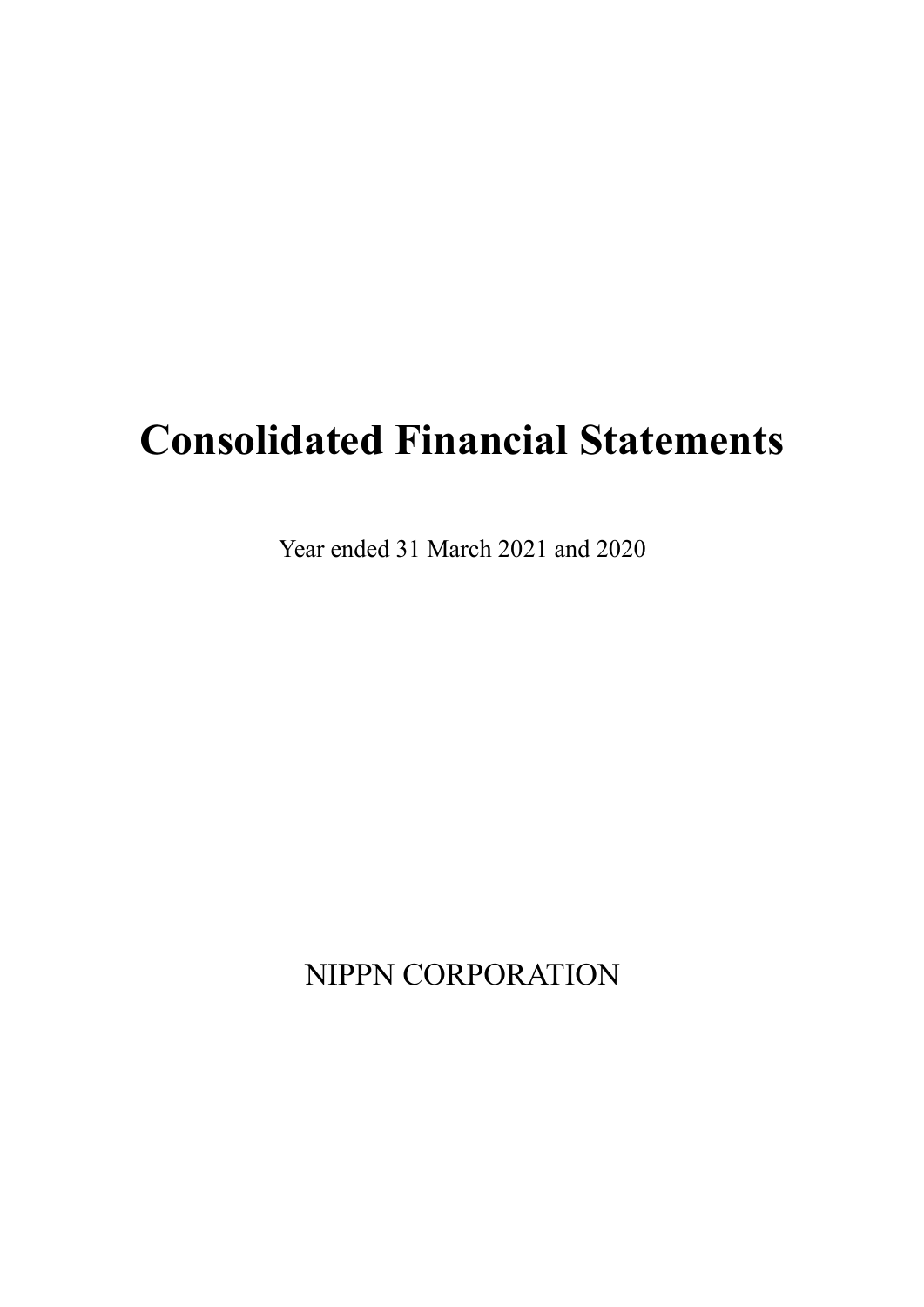# Consolidated Financial Statements

Year ended 31 March 2021 and 2020

NIPPN CORPORATION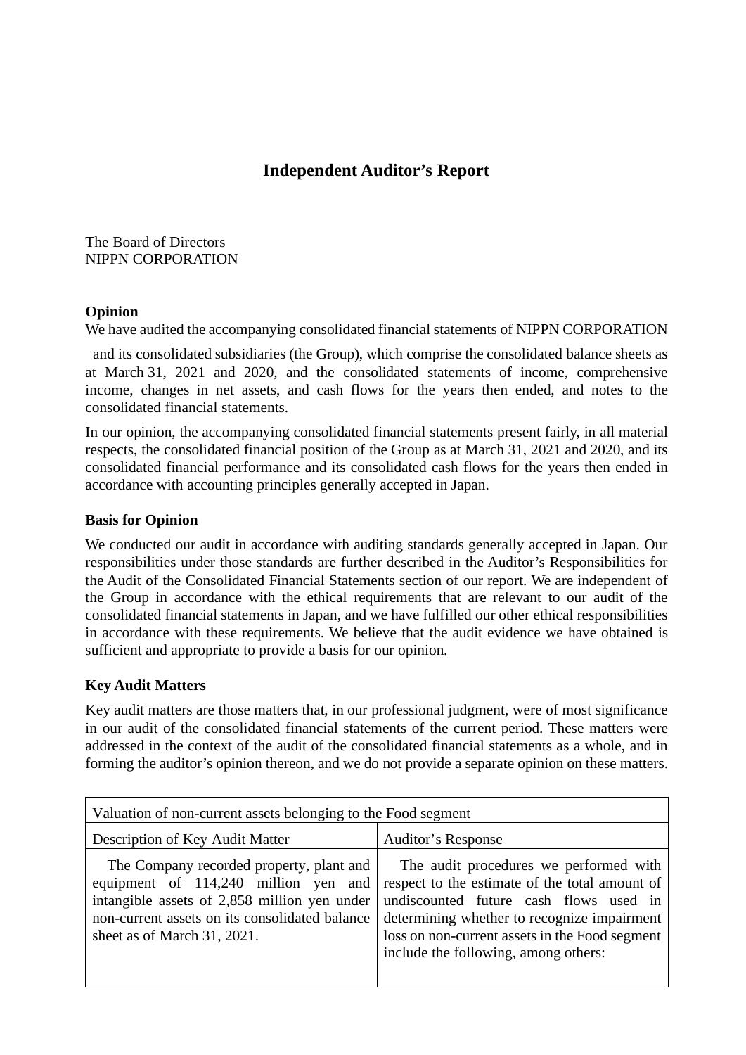# Independent Auditor's Report

The Board of Directors
NIPPN CORPORATION

**Opinion**

We have audited the accompanying consolidated financial statements of NIPPN CORPORATION and its consolidated subsidiaries (the Group), which comprise the consolidated balance sheets as at March 31, 2021 and 2020, and the consolidated statements of income, comprehensive income, changes in net assets, and cash flows for the years then ended, and notes to the consolidated financial statements.

In our opinion, the accompanying consolidated financial statements present fairly, in all material respects, the consolidated financial position of the Group as at March 31, 2021 and 2020, and its consolidated financial performance and its consolidated cash flows for the years then ended in accordance with accounting principles generally accepted in Japan.

**Basis for Opinion**

We conducted our audit in accordance with auditing standards generally accepted in Japan. Our responsibilities under those standards are further described in the Auditor's Responsibilities for the Audit of the Consolidated Financial Statements section of our report. We are independent of the Group in accordance with the ethical requirements that are relevant to our audit of the consolidated financial statements in Japan, and we have fulfilled our other ethical responsibilities in accordance with these requirements. We believe that the audit evidence we have obtained is sufficient and appropriate to provide a basis for our opinion.

**Key Audit Matters**

Key audit matters are those matters that, in our professional judgment, were of most significance in our audit of the consolidated financial statements of the current period. These matters were addressed in the context of the audit of the consolidated financial statements as a whole, and in forming the auditor's opinion thereon, and we do not provide a separate opinion on these matters.

| Valuation of non-current assets belonging to the Food segment | |
|---|---|
| Description of Key Audit Matter | Auditor's Response |
| The Company recorded property, plant and equipment of 114,240 million yen and intangible assets of 2,858 million yen under non-current assets on its consolidated balance sheet as of March 31, 2021. | The audit procedures we performed with respect to the estimate of the total amount of undiscounted future cash flows used in determining whether to recognize impairment loss on non-current assets in the Food segment include the following, among others: |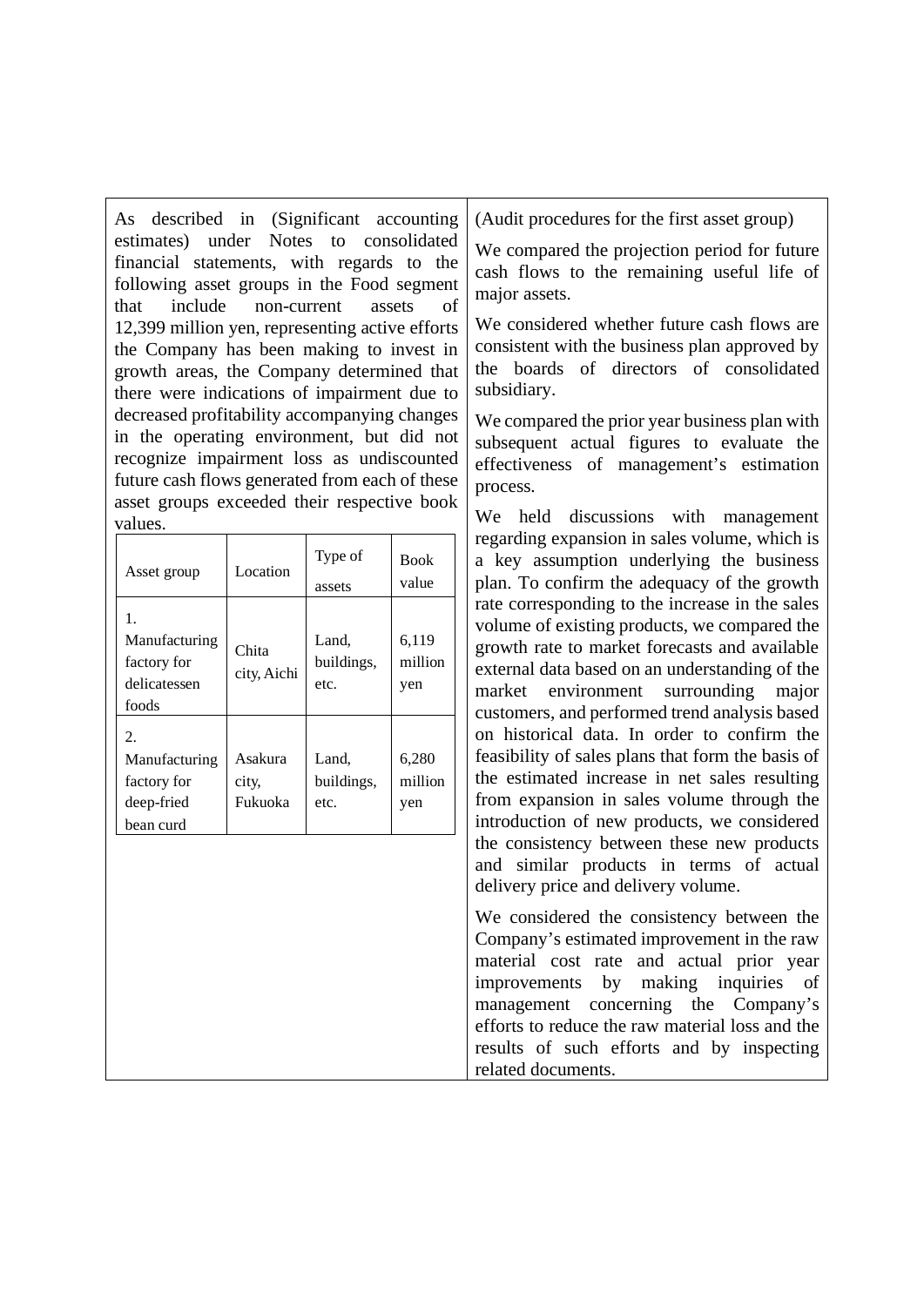As described in (Significant accounting estimates) under Notes to consolidated financial statements, with regards to the following asset groups in the Food segment that include non-current assets of 12,399 million yen, representing active efforts the Company has been making to invest in growth areas, the Company determined that there were indications of impairment due to decreased profitability accompanying changes in the operating environment, but did not recognize impairment loss as undiscounted future cash flows generated from each of these asset groups exceeded their respective book values.

| Asset group | Location | Type of assets | Book value |
|---|---|---|---|
| 1. Manufacturing factory for delicatessen foods | Chita city, Aichi | Land, buildings, etc. | 6,119 million yen |
| 2. Manufacturing factory for deep-fried bean curd | Asakura city, Fukuoka | Land, buildings, etc. | 6,280 million yen |

(Audit procedures for the first asset group)

We compared the projection period for future cash flows to the remaining useful life of major assets.

We considered whether future cash flows are consistent with the business plan approved by the boards of directors of consolidated subsidiary.

We compared the prior year business plan with subsequent actual figures to evaluate the effectiveness of management's estimation process.

We held discussions with management regarding expansion in sales volume, which is a key assumption underlying the business plan. To confirm the adequacy of the growth rate corresponding to the increase in the sales volume of existing products, we compared the growth rate to market forecasts and available external data based on an understanding of the market environment surrounding major customers, and performed trend analysis based on historical data. In order to confirm the feasibility of sales plans that form the basis of the estimated increase in net sales resulting from expansion in sales volume through the introduction of new products, we considered the consistency between these new products and similar products in terms of actual delivery price and delivery volume.

We considered the consistency between the Company's estimated improvement in the raw material cost rate and actual prior year improvements by making inquiries of management concerning the Company's efforts to reduce the raw material loss and the results of such efforts and by inspecting related documents.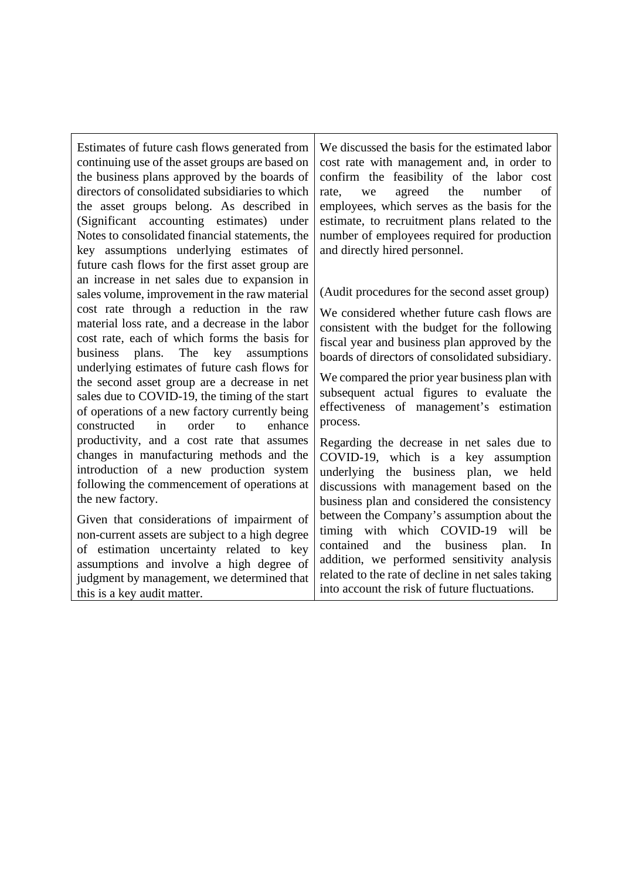| | |
|---|---|
| Estimates of future cash flows generated from continuing use of the asset groups are based on the business plans approved by the boards of directors of consolidated subsidiaries to which the asset groups belong. As described in (Significant accounting estimates) under Notes to consolidated financial statements, the key assumptions underlying estimates of future cash flows for the first asset group are an increase in net sales due to expansion in sales volume, improvement in the raw material cost rate through a reduction in the raw material loss rate, and a decrease in the labor cost rate, each of which forms the basis for business plans. The key assumptions underlying estimates of future cash flows for the second asset group are a decrease in net sales due to COVID-19, the timing of the start of operations of a new factory currently being constructed in order to enhance productivity, and a cost rate that assumes changes in manufacturing methods and the introduction of a new production system following the commencement of operations at the new factory.<br><br>Given that considerations of impairment of non-current assets are subject to a high degree of estimation uncertainty related to key assumptions and involve a high degree of judgment by management, we determined that this is a key audit matter. | We discussed the basis for the estimated labor cost rate with management and, in order to confirm the feasibility of the labor cost rate, we agreed the number of employees, which serves as the basis for the estimate, to recruitment plans related to the number of employees required for production and directly hired personnel.<br><br>(Audit procedures for the second asset group)<br><br>We considered whether future cash flows are consistent with the budget for the following fiscal year and business plan approved by the boards of directors of consolidated subsidiary.<br><br>We compared the prior year business plan with subsequent actual figures to evaluate the effectiveness of management's estimation process.<br><br>Regarding the decrease in net sales due to COVID-19, which is a key assumption underlying the business plan, we held discussions with management based on the business plan and considered the consistency between the Company's assumption about the timing with which COVID-19 will be contained and the business plan. In addition, we performed sensitivity analysis related to the rate of decline in net sales taking into account the risk of future fluctuations. |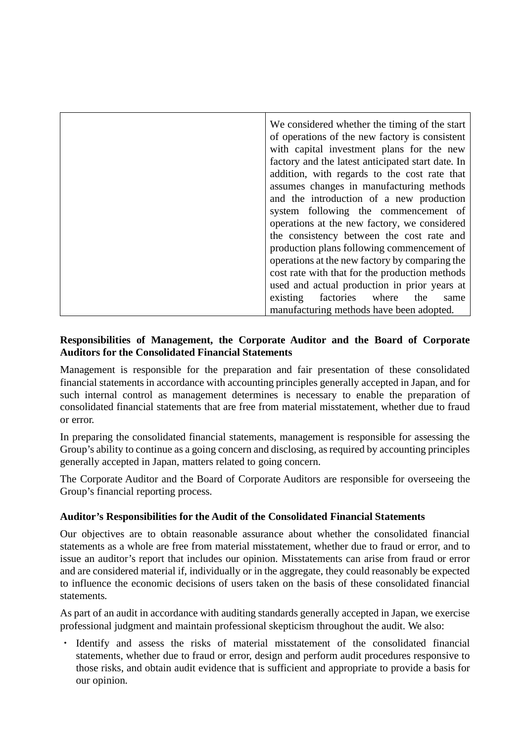| | |
|---|---|
| | We considered whether the timing of the start of operations of the new factory is consistent with capital investment plans for the new factory and the latest anticipated start date. In addition, with regards to the cost rate that assumes changes in manufacturing methods and the introduction of a new production system following the commencement of operations at the new factory, we considered the consistency between the cost rate and production plans following commencement of operations at the new factory by comparing the cost rate with that for the production methods used and actual production in prior years at existing factories where the same manufacturing methods have been adopted. |

**Responsibilities of Management, the Corporate Auditor and the Board of Corporate Auditors for the Consolidated Financial Statements**

Management is responsible for the preparation and fair presentation of these consolidated financial statements in accordance with accounting principles generally accepted in Japan, and for such internal control as management determines is necessary to enable the preparation of consolidated financial statements that are free from material misstatement, whether due to fraud or error.

In preparing the consolidated financial statements, management is responsible for assessing the Group's ability to continue as a going concern and disclosing, as required by accounting principles generally accepted in Japan, matters related to going concern.

The Corporate Auditor and the Board of Corporate Auditors are responsible for overseeing the Group's financial reporting process.

**Auditor's Responsibilities for the Audit of the Consolidated Financial Statements**

Our objectives are to obtain reasonable assurance about whether the consolidated financial statements as a whole are free from material misstatement, whether due to fraud or error, and to issue an auditor's report that includes our opinion. Misstatements can arise from fraud or error and are considered material if, individually or in the aggregate, they could reasonably be expected to influence the economic decisions of users taken on the basis of these consolidated financial statements.

As part of an audit in accordance with auditing standards generally accepted in Japan, we exercise professional judgment and maintain professional skepticism throughout the audit. We also:

・ Identify and assess the risks of material misstatement of the consolidated financial statements, whether due to fraud or error, design and perform audit procedures responsive to those risks, and obtain audit evidence that is sufficient and appropriate to provide a basis for our opinion.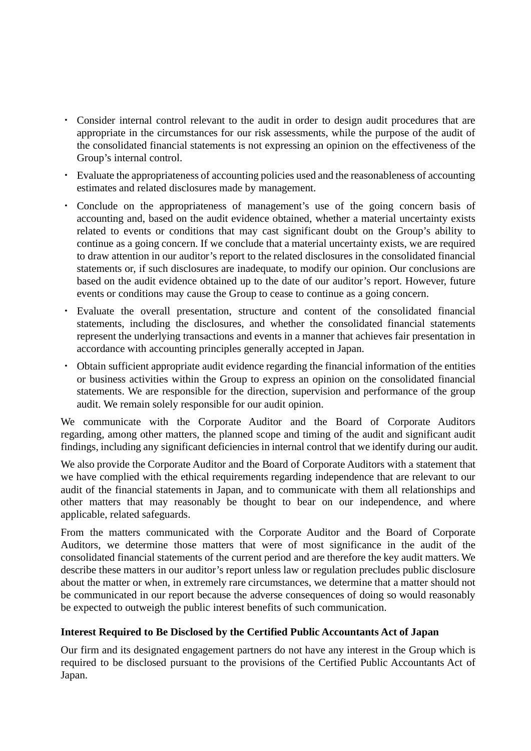- Consider internal control relevant to the audit in order to design audit procedures that are appropriate in the circumstances for our risk assessments, while the purpose of the audit of the consolidated financial statements is not expressing an opinion on the effectiveness of the Group's internal control.
- Evaluate the appropriateness of accounting policies used and the reasonableness of accounting estimates and related disclosures made by management.
- Conclude on the appropriateness of management's use of the going concern basis of accounting and, based on the audit evidence obtained, whether a material uncertainty exists related to events or conditions that may cast significant doubt on the Group's ability to continue as a going concern. If we conclude that a material uncertainty exists, we are required to draw attention in our auditor's report to the related disclosures in the consolidated financial statements or, if such disclosures are inadequate, to modify our opinion. Our conclusions are based on the audit evidence obtained up to the date of our auditor's report. However, future events or conditions may cause the Group to cease to continue as a going concern.
- Evaluate the overall presentation, structure and content of the consolidated financial statements, including the disclosures, and whether the consolidated financial statements represent the underlying transactions and events in a manner that achieves fair presentation in accordance with accounting principles generally accepted in Japan.
- Obtain sufficient appropriate audit evidence regarding the financial information of the entities or business activities within the Group to express an opinion on the consolidated financial statements. We are responsible for the direction, supervision and performance of the group audit. We remain solely responsible for our audit opinion.

We communicate with the Corporate Auditor and the Board of Corporate Auditors regarding, among other matters, the planned scope and timing of the audit and significant audit findings, including any significant deficiencies in internal control that we identify during our audit.

We also provide the Corporate Auditor and the Board of Corporate Auditors with a statement that we have complied with the ethical requirements regarding independence that are relevant to our audit of the financial statements in Japan, and to communicate with them all relationships and other matters that may reasonably be thought to bear on our independence, and where applicable, related safeguards.

From the matters communicated with the Corporate Auditor and the Board of Corporate Auditors, we determine those matters that were of most significance in the audit of the consolidated financial statements of the current period and are therefore the key audit matters. We describe these matters in our auditor's report unless law or regulation precludes public disclosure about the matter or when, in extremely rare circumstances, we determine that a matter should not be communicated in our report because the adverse consequences of doing so would reasonably be expected to outweigh the public interest benefits of such communication.

**Interest Required to Be Disclosed by the Certified Public Accountants Act of Japan**

Our firm and its designated engagement partners do not have any interest in the Group which is required to be disclosed pursuant to the provisions of the Certified Public Accountants Act of Japan.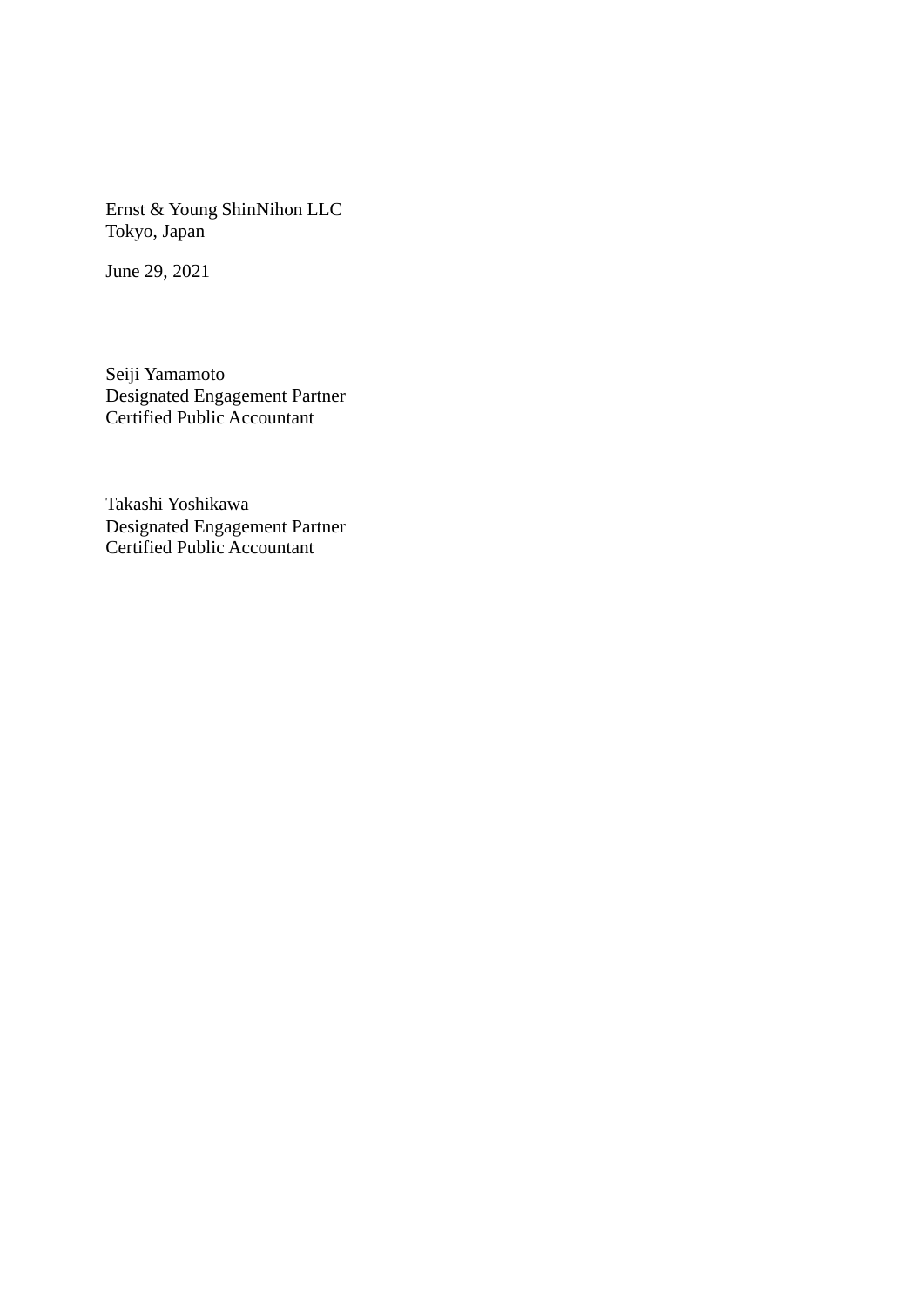Ernst & Young ShinNihon LLC
Tokyo, Japan

June 29, 2021

Seiji Yamamoto
Designated Engagement Partner
Certified Public Accountant

Takashi Yoshikawa
Designated Engagement Partner
Certified Public Accountant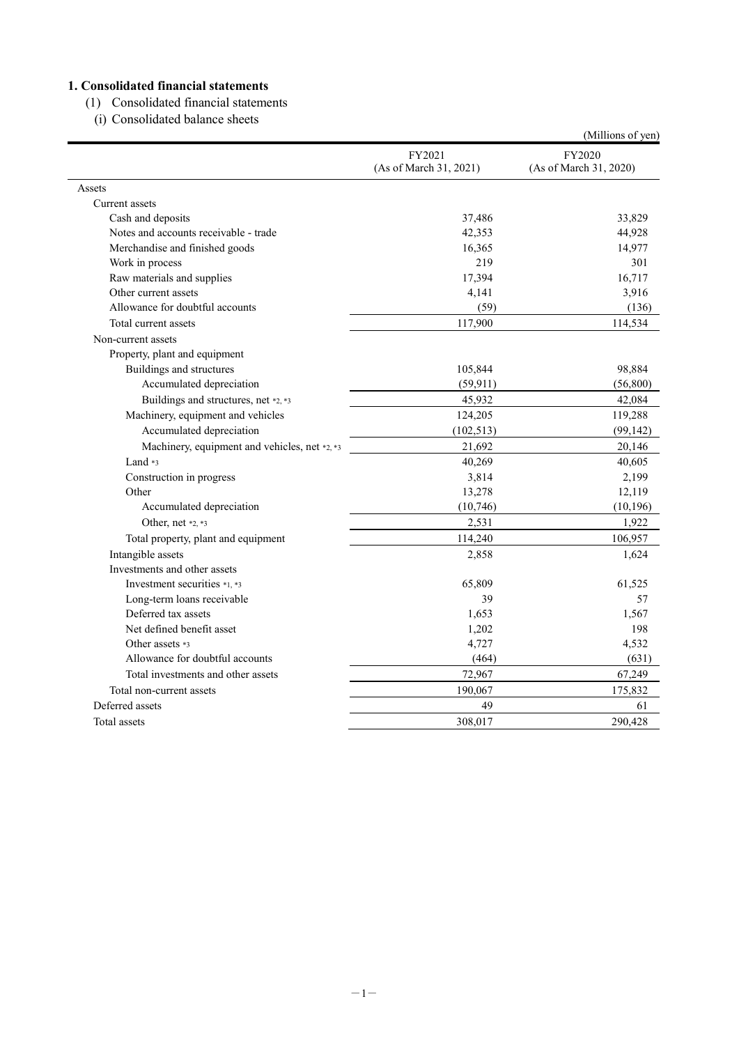## 1. Consolidated financial statements

(1) Consolidated financial statements

(i) Consolidated balance sheets

(Millions of yen)

| | FY2021 (As of March 31, 2021) | FY2020 (As of March 31, 2020) |
|---|---|---|
| Assets | | |
| Current assets | | |
| Cash and deposits | 37,486 | 33,829 |
| Notes and accounts receivable - trade | 42,353 | 44,928 |
| Merchandise and finished goods | 16,365 | 14,977 |
| Work in process | 219 | 301 |
| Raw materials and supplies | 17,394 | 16,717 |
| Other current assets | 4,141 | 3,916 |
| Allowance for doubtful accounts | (59) | (136) |
| Total current assets | 117,900 | 114,534 |
| Non-current assets | | |
| Property, plant and equipment | | |
| Buildings and structures | 105,844 | 98,884 |
| Accumulated depreciation | (59,911) | (56,800) |
| Buildings and structures, net *2, *3 | 45,932 | 42,084 |
| Machinery, equipment and vehicles | 124,205 | 119,288 |
| Accumulated depreciation | (102,513) | (99,142) |
| Machinery, equipment and vehicles, net *2, *3 | 21,692 | 20,146 |
| Land *3 | 40,269 | 40,605 |
| Construction in progress | 3,814 | 2,199 |
| Other | 13,278 | 12,119 |
| Accumulated depreciation | (10,746) | (10,196) |
| Other, net *2, *3 | 2,531 | 1,922 |
| Total property, plant and equipment | 114,240 | 106,957 |
| Intangible assets | 2,858 | 1,624 |
| Investments and other assets | | |
| Investment securities *1, *3 | 65,809 | 61,525 |
| Long-term loans receivable | 39 | 57 |
| Deferred tax assets | 1,653 | 1,567 |
| Net defined benefit asset | 1,202 | 198 |
| Other assets *3 | 4,727 | 4,532 |
| Allowance for doubtful accounts | (464) | (631) |
| Total investments and other assets | 72,967 | 67,249 |
| Total non-current assets | 190,067 | 175,832 |
| Deferred assets | 49 | 61 |
| Total assets | 308,017 | 290,428 |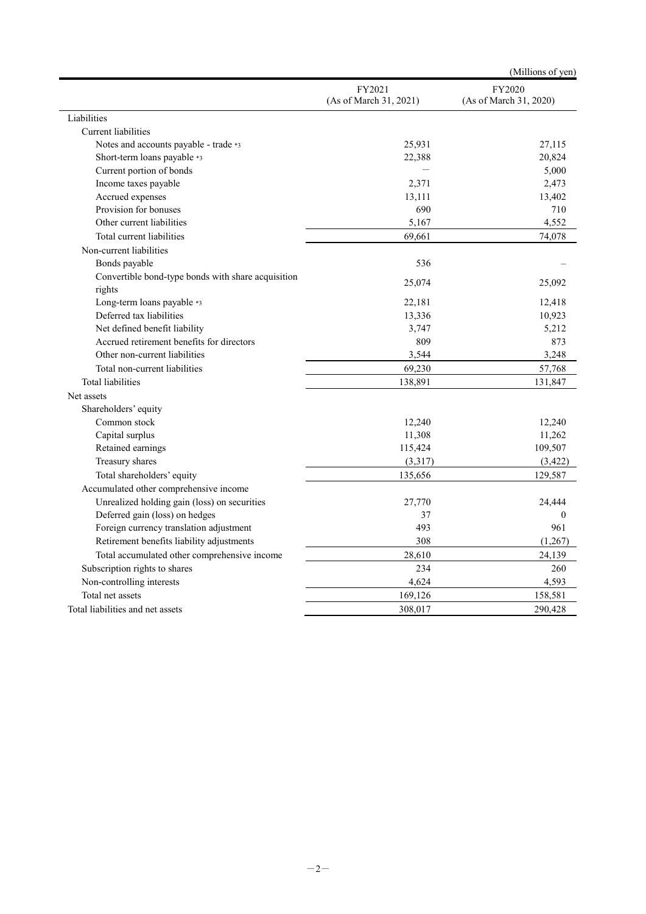(Millions of yen)

| | FY2021 (As of March 31, 2021) | FY2020 (As of March 31, 2020) |
|---|---|---|
| Liabilities | | |
| Current liabilities | | |
| Notes and accounts payable - trade *3 | 25,931 | 27,115 |
| Short-term loans payable *3 | 22,388 | 20,824 |
| Current portion of bonds | — | 5,000 |
| Income taxes payable | 2,371 | 2,473 |
| Accrued expenses | 13,111 | 13,402 |
| Provision for bonuses | 690 | 710 |
| Other current liabilities | 5,167 | 4,552 |
| Total current liabilities | 69,661 | 74,078 |
| Non-current liabilities | | |
| Bonds payable | 536 | – |
| Convertible bond-type bonds with share acquisition rights | 25,074 | 25,092 |
| Long-term loans payable *3 | 22,181 | 12,418 |
| Deferred tax liabilities | 13,336 | 10,923 |
| Net defined benefit liability | 3,747 | 5,212 |
| Accrued retirement benefits for directors | 809 | 873 |
| Other non-current liabilities | 3,544 | 3,248 |
| Total non-current liabilities | 69,230 | 57,768 |
| Total liabilities | 138,891 | 131,847 |
| Net assets | | |
| Shareholders' equity | | |
| Common stock | 12,240 | 12,240 |
| Capital surplus | 11,308 | 11,262 |
| Retained earnings | 115,424 | 109,507 |
| Treasury shares | (3,317) | (3,422) |
| Total shareholders' equity | 135,656 | 129,587 |
| Accumulated other comprehensive income | | |
| Unrealized holding gain (loss) on securities | 27,770 | 24,444 |
| Deferred gain (loss) on hedges | 37 | 0 |
| Foreign currency translation adjustment | 493 | 961 |
| Retirement benefits liability adjustments | 308 | (1,267) |
| Total accumulated other comprehensive income | 28,610 | 24,139 |
| Subscription rights to shares | 234 | 260 |
| Non-controlling interests | 4,624 | 4,593 |
| Total net assets | 169,126 | 158,581 |
| Total liabilities and net assets | 308,017 | 290,428 |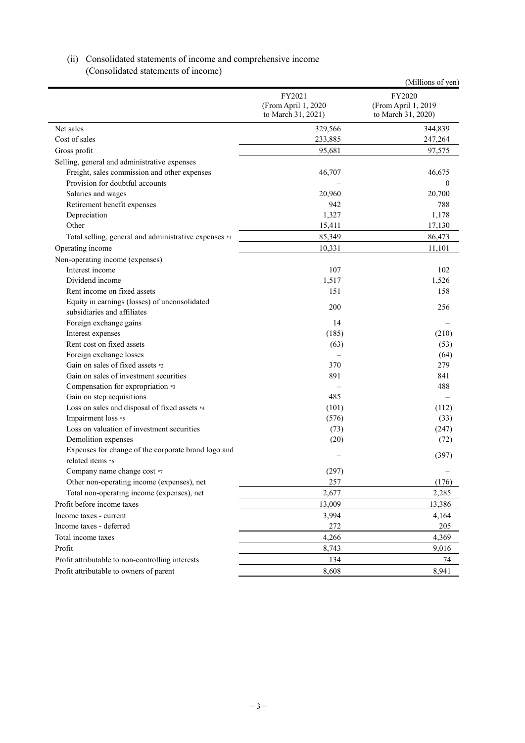(ii) Consolidated statements of income and comprehensive income
(Consolidated statements of income)

(Millions of yen)

| | FY2021 (From April 1, 2020 to March 31, 2021) | FY2020 (From April 1, 2019 to March 31, 2020) |
|---|---|---|
| Net sales | 329,566 | 344,839 |
| Cost of sales | 233,885 | 247,264 |
| Gross profit | 95,681 | 97,575 |
| Selling, general and administrative expenses | | |
| Freight, sales commission and other expenses | 46,707 | 46,675 |
| Provision for doubtful accounts | – | 0 |
| Salaries and wages | 20,960 | 20,700 |
| Retirement benefit expenses | 942 | 788 |
| Depreciation | 1,327 | 1,178 |
| Other | 15,411 | 17,130 |
| Total selling, general and administrative expenses *1 | 85,349 | 86,473 |
| Operating income | 10,331 | 11,101 |
| Non-operating income (expenses) | | |
| Interest income | 107 | 102 |
| Dividend income | 1,517 | 1,526 |
| Rent income on fixed assets | 151 | 158 |
| Equity in earnings (losses) of unconsolidated subsidiaries and affiliates | 200 | 256 |
| Foreign exchange gains | 14 | – |
| Interest expenses | (185) | (210) |
| Rent cost on fixed assets | (63) | (53) |
| Foreign exchange losses | – | (64) |
| Gain on sales of fixed assets *2 | 370 | 279 |
| Gain on sales of investment securities | 891 | 841 |
| Compensation for expropriation *3 | – | 488 |
| Gain on step acquisitions | 485 | – |
| Loss on sales and disposal of fixed assets *4 | (101) | (112) |
| Impairment loss *5 | (576) | (33) |
| Loss on valuation of investment securities | (73) | (247) |
| Demolition expenses | (20) | (72) |
| Expenses for change of the corporate brand logo and related items *6 | – | (397) |
| Company name change cost *7 | (297) | – |
| Other non-operating income (expenses), net | 257 | (176) |
| Total non-operating income (expenses), net | 2,677 | 2,285 |
| Profit before income taxes | 13,009 | 13,386 |
| Income taxes - current | 3,994 | 4,164 |
| Income taxes - deferred | 272 | 205 |
| Total income taxes | 4,266 | 4,369 |
| Profit | 8,743 | 9,016 |
| Profit attributable to non-controlling interests | 134 | 74 |
| Profit attributable to owners of parent | 8,608 | 8,941 |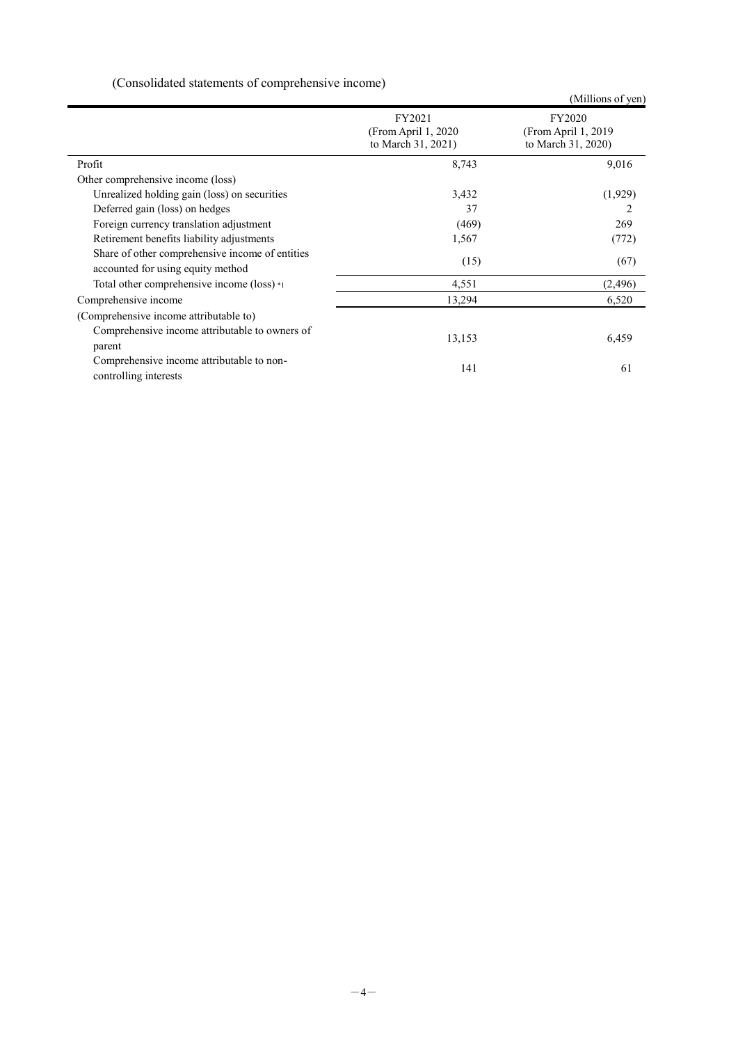(Consolidated statements of comprehensive income)

(Millions of yen)

| | FY2021 (From April 1, 2020 to March 31, 2021) | FY2020 (From April 1, 2019 to March 31, 2020) |
|---|---|---|
| Profit | 8,743 | 9,016 |
| Other comprehensive income (loss) | | |
| Unrealized holding gain (loss) on securities | 3,432 | (1,929) |
| Deferred gain (loss) on hedges | 37 | 2 |
| Foreign currency translation adjustment | (469) | 269 |
| Retirement benefits liability adjustments | 1,567 | (772) |
| Share of other comprehensive income of entities accounted for using equity method | (15) | (67) |
| Total other comprehensive income (loss) *1 | 4,551 | (2,496) |
| Comprehensive income | 13,294 | 6,520 |
| (Comprehensive income attributable to) | | |
| Comprehensive income attributable to owners of parent | 13,153 | 6,459 |
| Comprehensive income attributable to non-controlling interests | 141 | 61 |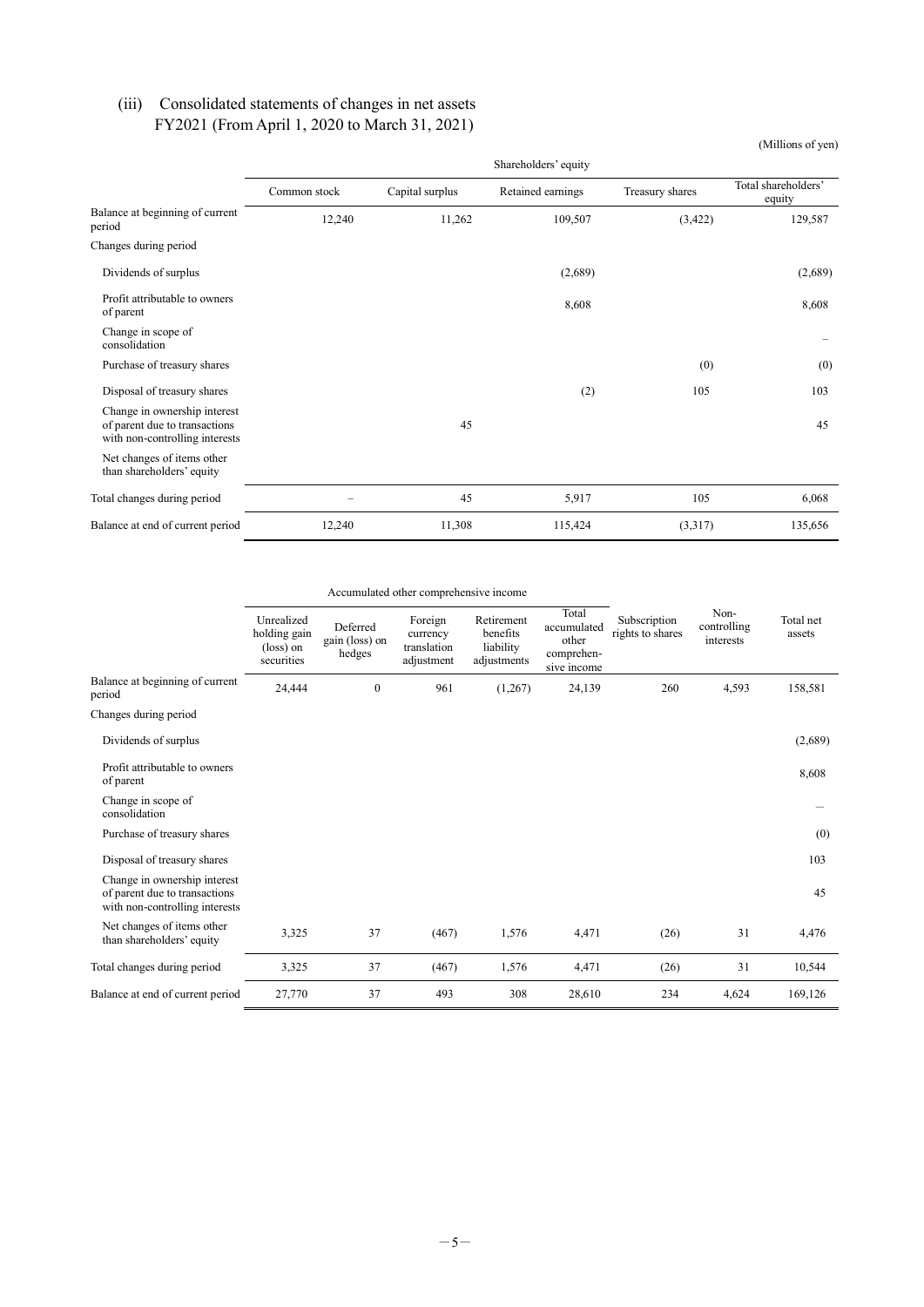## (iii) Consolidated statements of changes in net assets

FY2021 (From April 1, 2020 to March 31, 2021)

(Millions of yen)

| | Shareholders' equity | | | | |
|---|---|---|---|---|---|
| | Common stock | Capital surplus | Retained earnings | Treasury shares | Total shareholders' equity |
| Balance at beginning of current period | 12,240 | 11,262 | 109,507 | (3,422) | 129,587 |
| Changes during period | | | | | |
| Dividends of surplus | | | (2,689) | | (2,689) |
| Profit attributable to owners of parent | | | 8,608 | | 8,608 |
| Change in scope of consolidation | | | | | – |
| Purchase of treasury shares | | | | (0) | (0) |
| Disposal of treasury shares | | | (2) | 105 | 103 |
| Change in ownership interest of parent due to transactions with non-controlling interests | | 45 | | | 45 |
| Net changes of items other than shareholders' equity | | | | | |
| Total changes during period | – | 45 | 5,917 | 105 | 6,068 |
| Balance at end of current period | 12,240 | 11,308 | 115,424 | (3,317) | 135,656 |

| | Accumulated other comprehensive income | | | | | | | |
|---|---|---|---|---|---|---|---|---|
| | Unrealized holding gain (loss) on securities | Deferred gain (loss) on hedges | Foreign currency translation adjustment | Retirement benefits liability adjustments | Total accumulated other comprehensive income | Subscription rights to shares | Non-controlling interests | Total net assets |
| Balance at beginning of current period | 24,444 | 0 | 961 | (1,267) | 24,139 | 260 | 4,593 | 158,581 |
| Changes during period | | | | | | | | |
| Dividends of surplus | | | | | | | | (2,689) |
| Profit attributable to owners of parent | | | | | | | | 8,608 |
| Change in scope of consolidation | | | | | | | | – |
| Purchase of treasury shares | | | | | | | | (0) |
| Disposal of treasury shares | | | | | | | | 103 |
| Change in ownership interest of parent due to transactions with non-controlling interests | | | | | | | | 45 |
| Net changes of items other than shareholders' equity | 3,325 | 37 | (467) | 1,576 | 4,471 | (26) | 31 | 4,476 |
| Total changes during period | 3,325 | 37 | (467) | 1,576 | 4,471 | (26) | 31 | 10,544 |
| Balance at end of current period | 27,770 | 37 | 493 | 308 | 28,610 | 234 | 4,624 | 169,126 |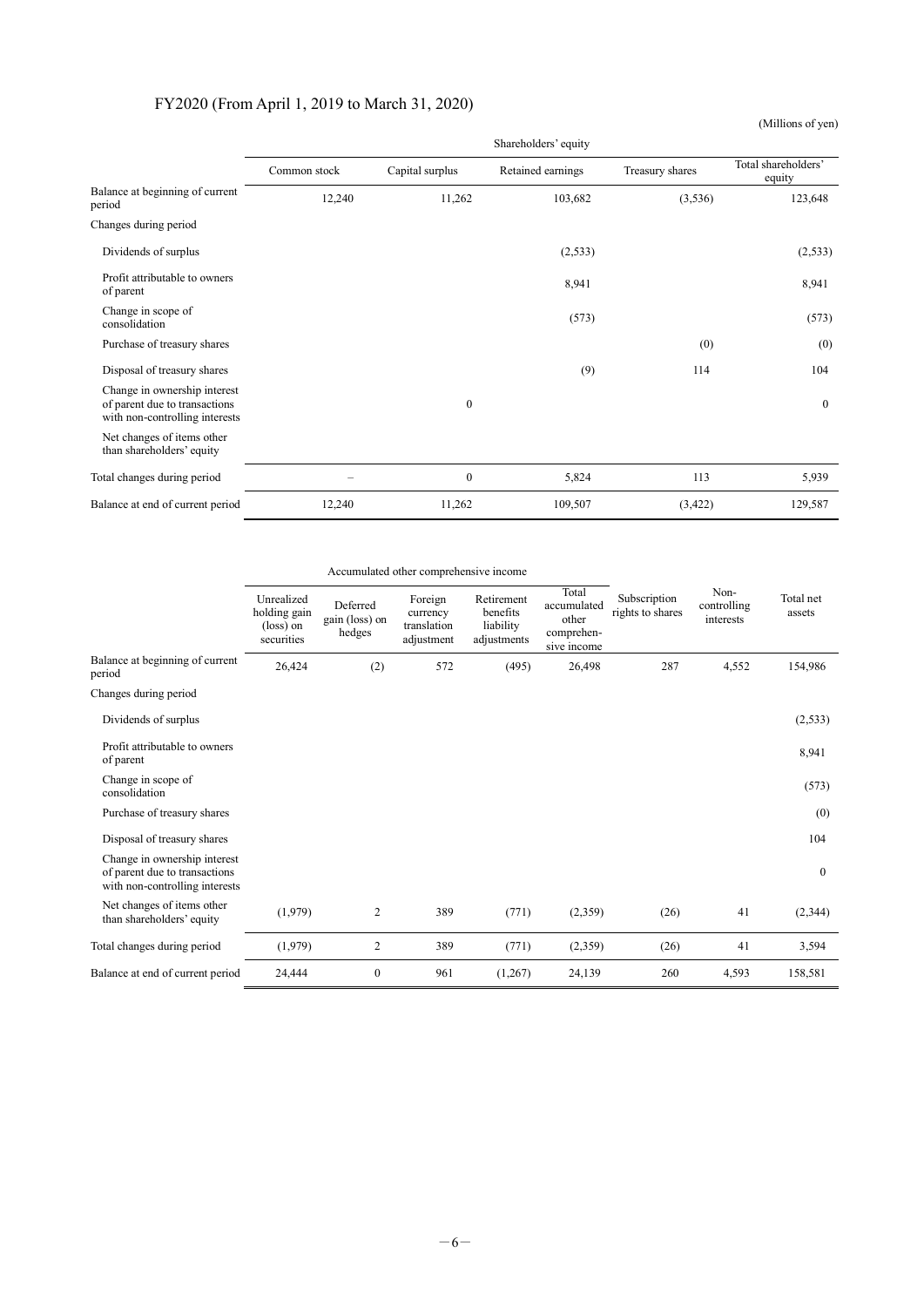## FY2020 (From April 1, 2019 to March 31, 2020)

(Millions of yen)

| | Shareholders' equity | | | | |
|---|---|---|---|---|---|
| | Common stock | Capital surplus | Retained earnings | Treasury shares | Total shareholders' equity |
| Balance at beginning of current period | 12,240 | 11,262 | 103,682 | (3,536) | 123,648 |
| Changes during period | | | | | |
| Dividends of surplus | | | (2,533) | | (2,533) |
| Profit attributable to owners of parent | | | 8,941 | | 8,941 |
| Change in scope of consolidation | | | (573) | | (573) |
| Purchase of treasury shares | | | | (0) | (0) |
| Disposal of treasury shares | | | (9) | 114 | 104 |
| Change in ownership interest of parent due to transactions with non-controlling interests | | 0 | | | 0 |
| Net changes of items other than shareholders' equity | | | | | |
| Total changes during period | – | 0 | 5,824 | 113 | 5,939 |
| Balance at end of current period | 12,240 | 11,262 | 109,507 | (3,422) | 129,587 |

| | Accumulated other comprehensive income | | | | | | | |
|---|---|---|---|---|---|---|---|---|
| | Unrealized holding gain (loss) on securities | Deferred gain (loss) on hedges | Foreign currency translation adjustment | Retirement benefits liability adjustments | Total accumulated other comprehensive income | Subscription rights to shares | Non-controlling interests | Total net assets |
| Balance at beginning of current period | 26,424 | (2) | 572 | (495) | 26,498 | 287 | 4,552 | 154,986 |
| Changes during period | | | | | | | | |
| Dividends of surplus | | | | | | | | (2,533) |
| Profit attributable to owners of parent | | | | | | | | 8,941 |
| Change in scope of consolidation | | | | | | | | (573) |
| Purchase of treasury shares | | | | | | | | (0) |
| Disposal of treasury shares | | | | | | | | 104 |
| Change in ownership interest of parent due to transactions with non-controlling interests | | | | | | | | 0 |
| Net changes of items other than shareholders' equity | (1,979) | 2 | 389 | (771) | (2,359) | (26) | 41 | (2,344) |
| Total changes during period | (1,979) | 2 | 389 | (771) | (2,359) | (26) | 41 | 3,594 |
| Balance at end of current period | 24,444 | 0 | 961 | (1,267) | 24,139 | 260 | 4,593 | 158,581 |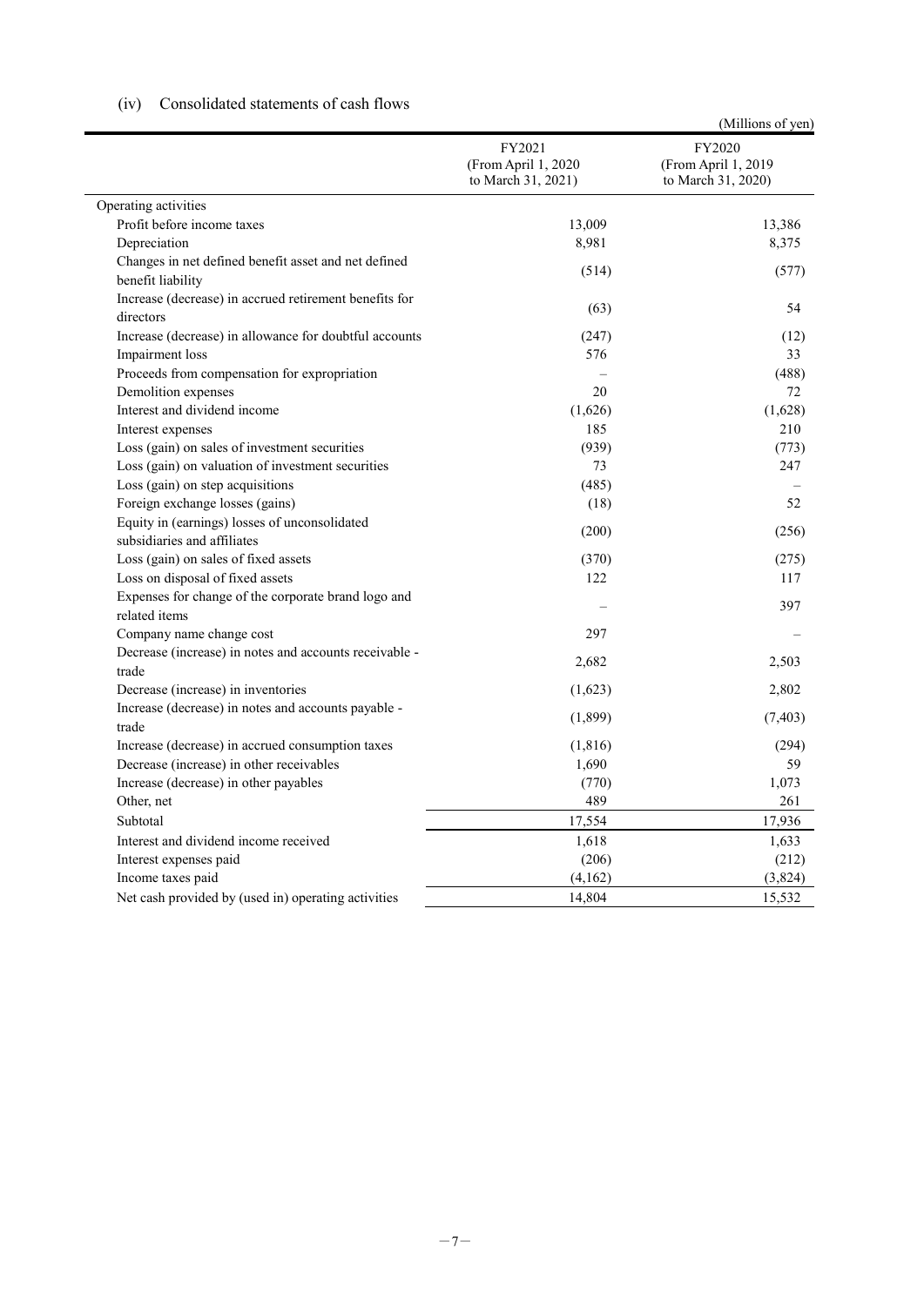### (iv) Consolidated statements of cash flows

(Millions of yen)

| | FY2021 (From April 1, 2020 to March 31, 2021) | FY2020 (From April 1, 2019 to March 31, 2020) |
|---|---|---|
| Operating activities | | |
| Profit before income taxes | 13,009 | 13,386 |
| Depreciation | 8,981 | 8,375 |
| Changes in net defined benefit asset and net defined benefit liability | (514) | (577) |
| Increase (decrease) in accrued retirement benefits for directors | (63) | 54 |
| Increase (decrease) in allowance for doubtful accounts | (247) | (12) |
| Impairment loss | 576 | 33 |
| Proceeds from compensation for expropriation | – | (488) |
| Demolition expenses | 20 | 72 |
| Interest and dividend income | (1,626) | (1,628) |
| Interest expenses | 185 | 210 |
| Loss (gain) on sales of investment securities | (939) | (773) |
| Loss (gain) on valuation of investment securities | 73 | 247 |
| Loss (gain) on step acquisitions | (485) | – |
| Foreign exchange losses (gains) | (18) | 52 |
| Equity in (earnings) losses of unconsolidated subsidiaries and affiliates | (200) | (256) |
| Loss (gain) on sales of fixed assets | (370) | (275) |
| Loss on disposal of fixed assets | 122 | 117 |
| Expenses for change of the corporate brand logo and related items | – | 397 |
| Company name change cost | 297 | – |
| Decrease (increase) in notes and accounts receivable - trade | 2,682 | 2,503 |
| Decrease (increase) in inventories | (1,623) | 2,802 |
| Increase (decrease) in notes and accounts payable - trade | (1,899) | (7,403) |
| Increase (decrease) in accrued consumption taxes | (1,816) | (294) |
| Decrease (increase) in other receivables | 1,690 | 59 |
| Increase (decrease) in other payables | (770) | 1,073 |
| Other, net | 489 | 261 |
| Subtotal | 17,554 | 17,936 |
| Interest and dividend income received | 1,618 | 1,633 |
| Interest expenses paid | (206) | (212) |
| Income taxes paid | (4,162) | (3,824) |
| Net cash provided by (used in) operating activities | 14,804 | 15,532 |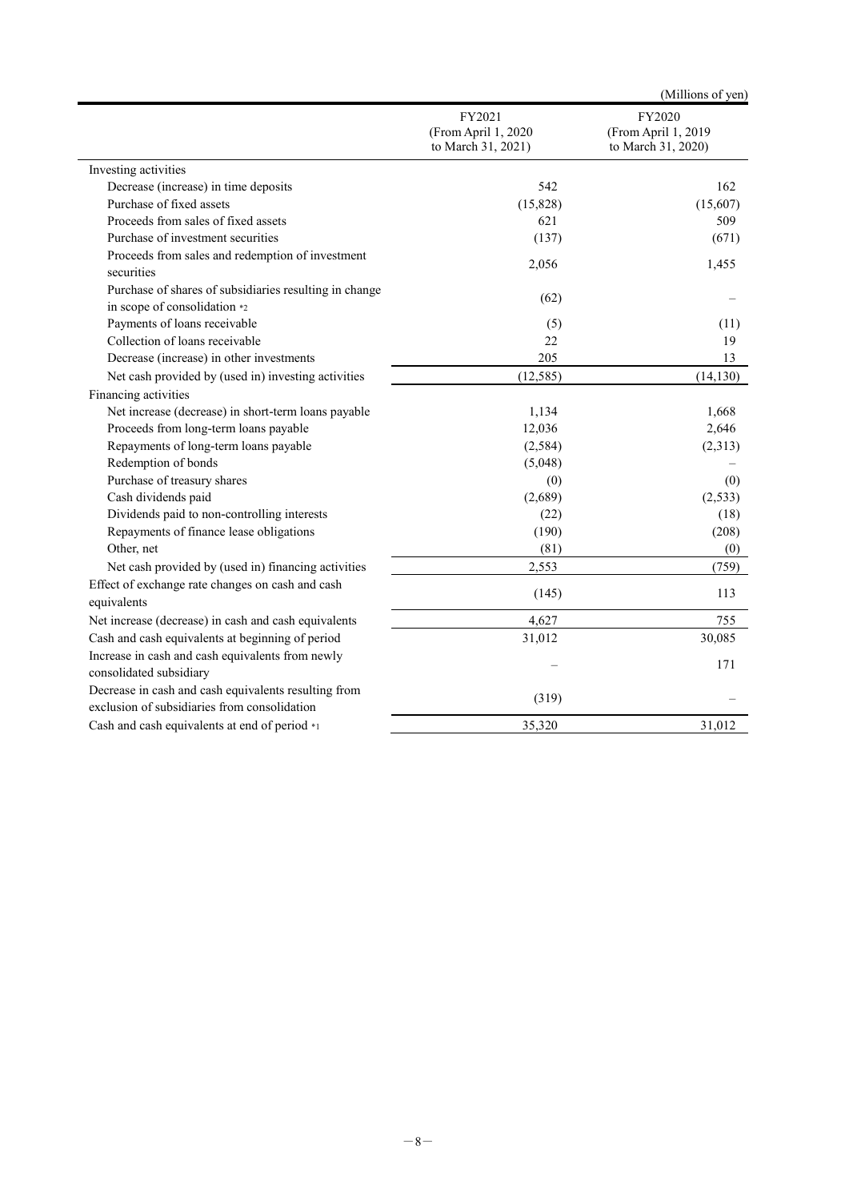(Millions of yen)

| | FY2021 (From April 1, 2020 to March 31, 2021) | FY2020 (From April 1, 2019 to March 31, 2020) |
|---|---|---|
| Investing activities | | |
| Decrease (increase) in time deposits | 542 | 162 |
| Purchase of fixed assets | (15,828) | (15,607) |
| Proceeds from sales of fixed assets | 621 | 509 |
| Purchase of investment securities | (137) | (671) |
| Proceeds from sales and redemption of investment securities | 2,056 | 1,455 |
| Purchase of shares of subsidiaries resulting in change in scope of consolidation *2 | (62) | – |
| Payments of loans receivable | (5) | (11) |
| Collection of loans receivable | 22 | 19 |
| Decrease (increase) in other investments | 205 | 13 |
| Net cash provided by (used in) investing activities | (12,585) | (14,130) |
| Financing activities | | |
| Net increase (decrease) in short-term loans payable | 1,134 | 1,668 |
| Proceeds from long-term loans payable | 12,036 | 2,646 |
| Repayments of long-term loans payable | (2,584) | (2,313) |
| Redemption of bonds | (5,048) | – |
| Purchase of treasury shares | (0) | (0) |
| Cash dividends paid | (2,689) | (2,533) |
| Dividends paid to non-controlling interests | (22) | (18) |
| Repayments of finance lease obligations | (190) | (208) |
| Other, net | (81) | (0) |
| Net cash provided by (used in) financing activities | 2,553 | (759) |
| Effect of exchange rate changes on cash and cash equivalents | (145) | 113 |
| Net increase (decrease) in cash and cash equivalents | 4,627 | 755 |
| Cash and cash equivalents at beginning of period | 31,012 | 30,085 |
| Increase in cash and cash equivalents from newly consolidated subsidiary | – | 171 |
| Decrease in cash and cash equivalents resulting from exclusion of subsidiaries from consolidation | (319) | – |
| Cash and cash equivalents at end of period *1 | 35,320 | 31,012 |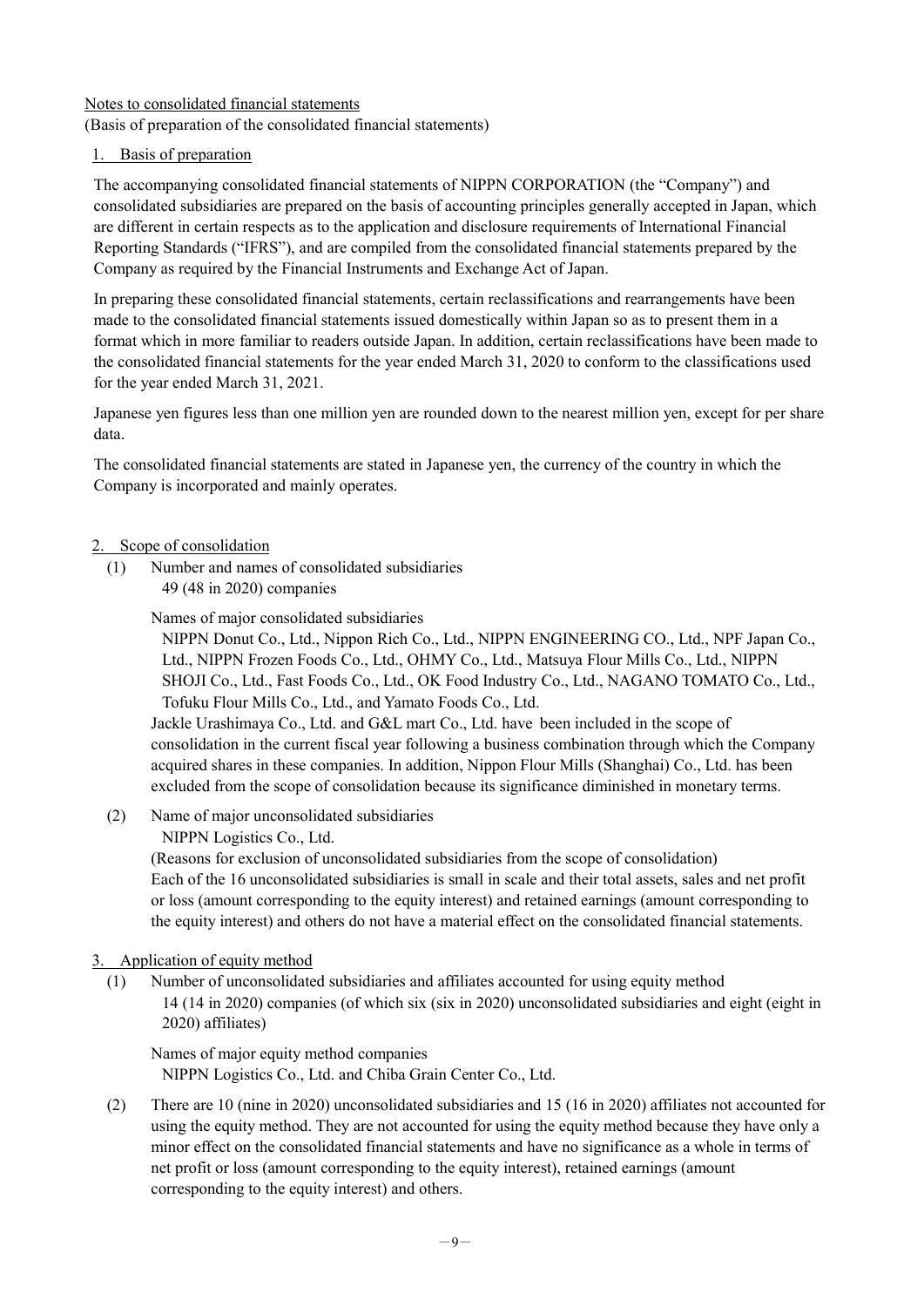Notes to consolidated financial statements

(Basis of preparation of the consolidated financial statements)

1. Basis of preparation

The accompanying consolidated financial statements of NIPPN CORPORATION (the "Company") and consolidated subsidiaries are prepared on the basis of accounting principles generally accepted in Japan, which are different in certain respects as to the application and disclosure requirements of International Financial Reporting Standards ("IFRS"), and are compiled from the consolidated financial statements prepared by the Company as required by the Financial Instruments and Exchange Act of Japan.

In preparing these consolidated financial statements, certain reclassifications and rearrangements have been made to the consolidated financial statements issued domestically within Japan so as to present them in a format which in more familiar to readers outside Japan. In addition, certain reclassifications have been made to the consolidated financial statements for the year ended March 31, 2020 to conform to the classifications used for the year ended March 31, 2021.

Japanese yen figures less than one million yen are rounded down to the nearest million yen, except for per share data.

The consolidated financial statements are stated in Japanese yen, the currency of the country in which the Company is incorporated and mainly operates.

2. Scope of consolidation

(1) Number and names of consolidated subsidiaries
49 (48 in 2020) companies

Names of major consolidated subsidiaries
NIPPN Donut Co., Ltd., Nippon Rich Co., Ltd., NIPPN ENGINEERING CO., Ltd., NPF Japan Co., Ltd., NIPPN Frozen Foods Co., Ltd., OHMY Co., Ltd., Matsuya Flour Mills Co., Ltd., NIPPN SHOJI Co., Ltd., Fast Foods Co., Ltd., OK Food Industry Co., Ltd., NAGANO TOMATO Co., Ltd., Tofuku Flour Mills Co., Ltd., and Yamato Foods Co., Ltd.
Jackle Urashimaya Co., Ltd. and G&L mart Co., Ltd. have been included in the scope of consolidation in the current fiscal year following a business combination through which the Company acquired shares in these companies. In addition, Nippon Flour Mills (Shanghai) Co., Ltd. has been excluded from the scope of consolidation because its significance diminished in monetary terms.

(2) Name of major unconsolidated subsidiaries
NIPPN Logistics Co., Ltd.
(Reasons for exclusion of unconsolidated subsidiaries from the scope of consolidation)
Each of the 16 unconsolidated subsidiaries is small in scale and their total assets, sales and net profit or loss (amount corresponding to the equity interest) and retained earnings (amount corresponding to the equity interest) and others do not have a material effect on the consolidated financial statements.

3. Application of equity method

(1) Number of unconsolidated subsidiaries and affiliates accounted for using equity method
14 (14 in 2020) companies (of which six (six in 2020) unconsolidated subsidiaries and eight (eight in 2020) affiliates)

Names of major equity method companies
NIPPN Logistics Co., Ltd. and Chiba Grain Center Co., Ltd.

(2) There are 10 (nine in 2020) unconsolidated subsidiaries and 15 (16 in 2020) affiliates not accounted for using the equity method. They are not accounted for using the equity method because they have only a minor effect on the consolidated financial statements and have no significance as a whole in terms of net profit or loss (amount corresponding to the equity interest), retained earnings (amount corresponding to the equity interest) and others.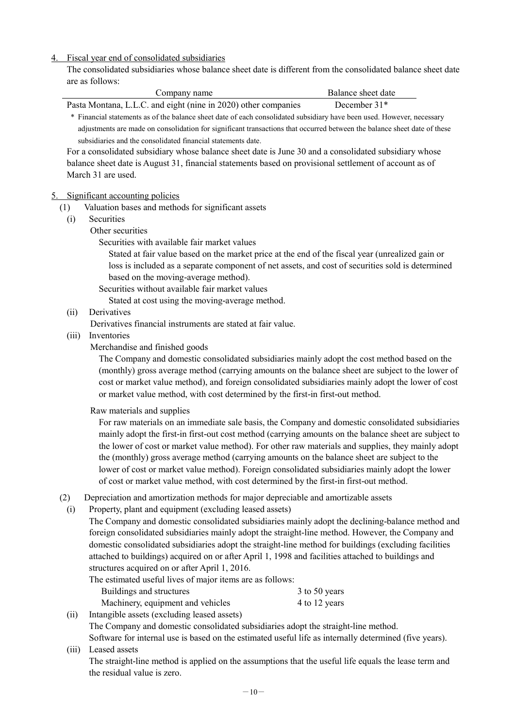## 4. Fiscal year end of consolidated subsidiaries

The consolidated subsidiaries whose balance sheet date is different from the consolidated balance sheet date are as follows:

| Company name | Balance sheet date |
|---|---|
| Pasta Montana, L.L.C. and eight (nine in 2020) other companies | December 31* |

\* Financial statements as of the balance sheet date of each consolidated subsidiary have been used. However, necessary adjustments are made on consolidation for significant transactions that occurred between the balance sheet date of these subsidiaries and the consolidated financial statements date.

For a consolidated subsidiary whose balance sheet date is June 30 and a consolidated subsidiary whose balance sheet date is August 31, financial statements based on provisional settlement of account as of March 31 are used.

## 5. Significant accounting policies

(1) Valuation bases and methods for significant assets

(i) Securities

Other securities

Securities with available fair market values

Stated at fair value based on the market price at the end of the fiscal year (unrealized gain or loss is included as a separate component of net assets, and cost of securities sold is determined based on the moving-average method).

Securities without available fair market values

Stated at cost using the moving-average method.

(ii) Derivatives

Derivatives financial instruments are stated at fair value.

(iii) Inventories

Merchandise and finished goods

The Company and domestic consolidated subsidiaries mainly adopt the cost method based on the (monthly) gross average method (carrying amounts on the balance sheet are subject to the lower of cost or market value method), and foreign consolidated subsidiaries mainly adopt the lower of cost or market value method, with cost determined by the first-in first-out method.

Raw materials and supplies

For raw materials on an immediate sale basis, the Company and domestic consolidated subsidiaries mainly adopt the first-in first-out cost method (carrying amounts on the balance sheet are subject to the lower of cost or market value method). For other raw materials and supplies, they mainly adopt the (monthly) gross average method (carrying amounts on the balance sheet are subject to the lower of cost or market value method). Foreign consolidated subsidiaries mainly adopt the lower of cost or market value method, with cost determined by the first-in first-out method.

(2) Depreciation and amortization methods for major depreciable and amortizable assets

(i) Property, plant and equipment (excluding leased assets)

The Company and domestic consolidated subsidiaries mainly adopt the declining-balance method and foreign consolidated subsidiaries mainly adopt the straight-line method. However, the Company and domestic consolidated subsidiaries adopt the straight-line method for buildings (excluding facilities attached to buildings) acquired on or after April 1, 1998 and facilities attached to buildings and structures acquired on or after April 1, 2016.

The estimated useful lives of major items are as follows:

| | |
|---|---|
| Buildings and structures | 3 to 50 years |
| Machinery, equipment and vehicles | 4 to 12 years |

(ii) Intangible assets (excluding leased assets)

The Company and domestic consolidated subsidiaries adopt the straight-line method.

Software for internal use is based on the estimated useful life as internally determined (five years).

(iii) Leased assets

The straight-line method is applied on the assumptions that the useful life equals the lease term and the residual value is zero.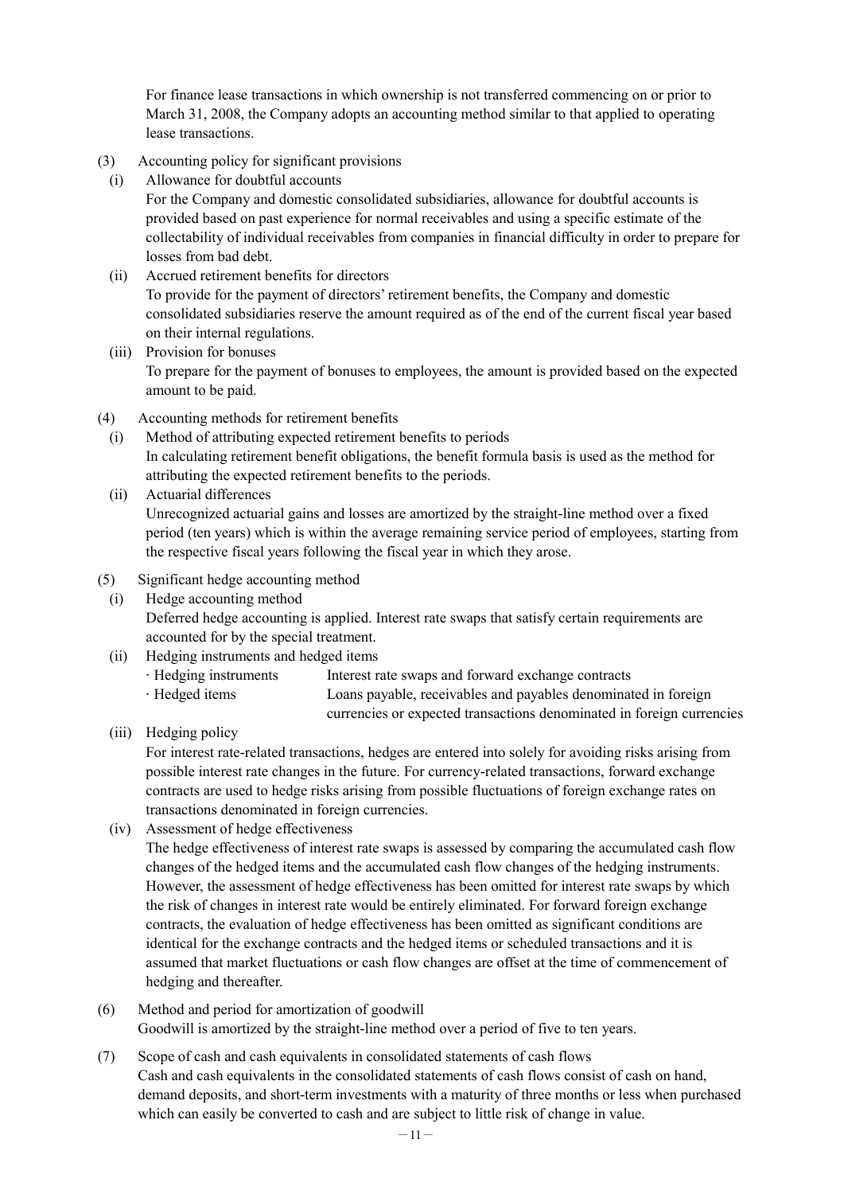For finance lease transactions in which ownership is not transferred commencing on or prior to March 31, 2008, the Company adopts an accounting method similar to that applied to operating lease transactions.

(3) Accounting policy for significant provisions

(i) Allowance for doubtful accounts

For the Company and domestic consolidated subsidiaries, allowance for doubtful accounts is provided based on past experience for normal receivables and using a specific estimate of the collectability of individual receivables from companies in financial difficulty in order to prepare for losses from bad debt.

(ii) Accrued retirement benefits for directors

To provide for the payment of directors' retirement benefits, the Company and domestic consolidated subsidiaries reserve the amount required as of the end of the current fiscal year based on their internal regulations.

(iii) Provision for bonuses

To prepare for the payment of bonuses to employees, the amount is provided based on the expected amount to be paid.

(4) Accounting methods for retirement benefits

(i) Method of attributing expected retirement benefits to periods

In calculating retirement benefit obligations, the benefit formula basis is used as the method for attributing the expected retirement benefits to the periods.

(ii) Actuarial differences

Unrecognized actuarial gains and losses are amortized by the straight-line method over a fixed period (ten years) which is within the average remaining service period of employees, starting from the respective fiscal years following the fiscal year in which they arose.

(5) Significant hedge accounting method

(i) Hedge accounting method

Deferred hedge accounting is applied. Interest rate swaps that satisfy certain requirements are accounted for by the special treatment.

(ii) Hedging instruments and hedged items

- Hedging instruments: Interest rate swaps and forward exchange contracts
- Hedged items: Loans payable, receivables and payables denominated in foreign currencies or expected transactions denominated in foreign currencies

(iii) Hedging policy

For interest rate-related transactions, hedges are entered into solely for avoiding risks arising from possible interest rate changes in the future. For currency-related transactions, forward exchange contracts are used to hedge risks arising from possible fluctuations of foreign exchange rates on transactions denominated in foreign currencies.

(iv) Assessment of hedge effectiveness

The hedge effectiveness of interest rate swaps is assessed by comparing the accumulated cash flow changes of the hedged items and the accumulated cash flow changes of the hedging instruments. However, the assessment of hedge effectiveness has been omitted for interest rate swaps by which the risk of changes in interest rate would be entirely eliminated. For forward foreign exchange contracts, the evaluation of hedge effectiveness has been omitted as significant conditions are identical for the exchange contracts and the hedged items or scheduled transactions and it is assumed that market fluctuations or cash flow changes are offset at the time of commencement of hedging and thereafter.

(6) Method and period for amortization of goodwill

Goodwill is amortized by the straight-line method over a period of five to ten years.

(7) Scope of cash and cash equivalents in consolidated statements of cash flows

Cash and cash equivalents in the consolidated statements of cash flows consist of cash on hand, demand deposits, and short-term investments with a maturity of three months or less when purchased which can easily be converted to cash and are subject to little risk of change in value.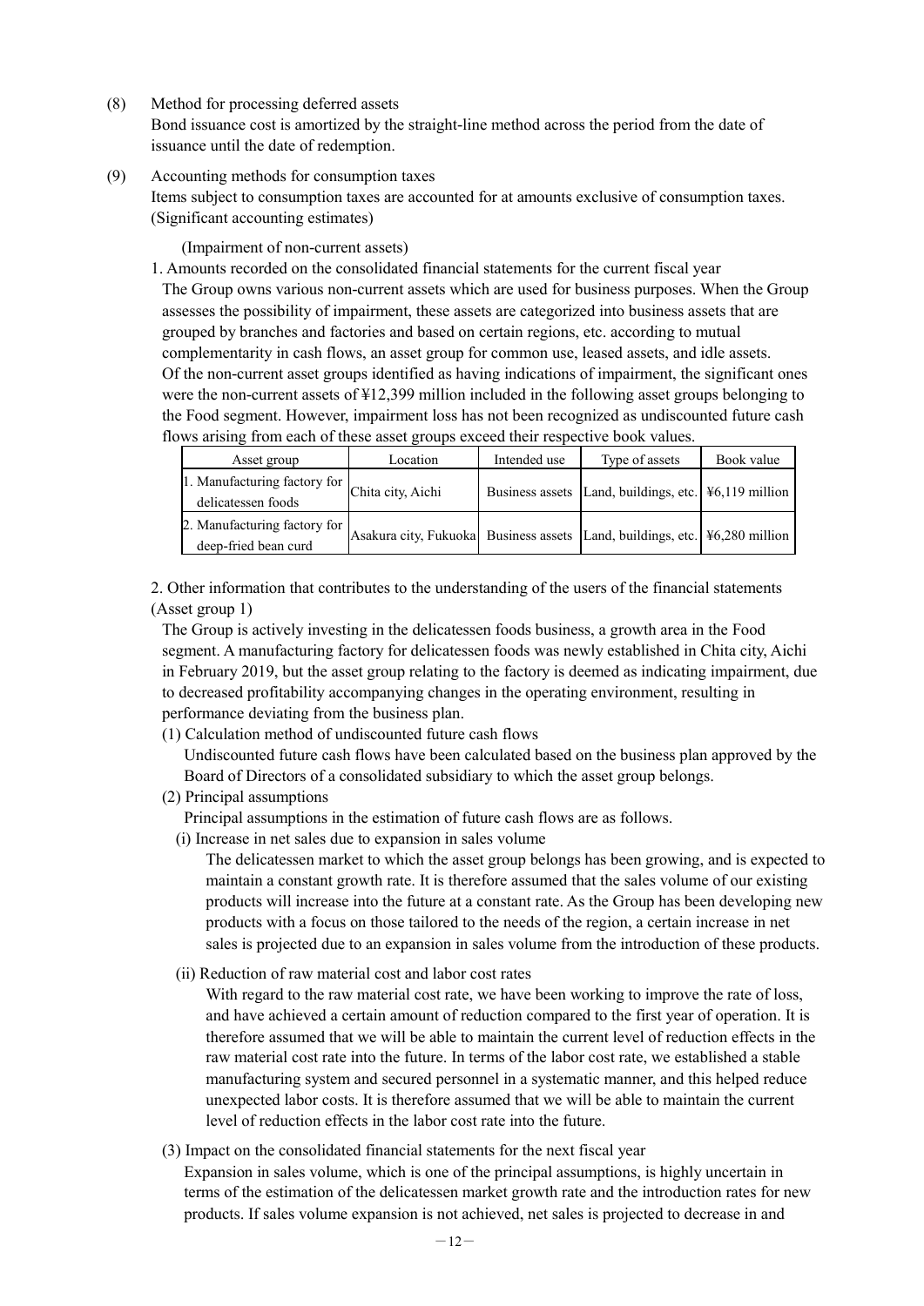(8) Method for processing deferred assets

Bond issuance cost is amortized by the straight-line method across the period from the date of issuance until the date of redemption.

(9) Accounting methods for consumption taxes

Items subject to consumption taxes are accounted for at amounts exclusive of consumption taxes.

(Significant accounting estimates)

(Impairment of non-current assets)

1. Amounts recorded on the consolidated financial statements for the current fiscal year

The Group owns various non-current assets which are used for business purposes. When the Group assesses the possibility of impairment, these assets are categorized into business assets that are grouped by branches and factories and based on certain regions, etc. according to mutual complementarity in cash flows, an asset group for common use, leased assets, and idle assets. Of the non-current asset groups identified as having indications of impairment, the significant ones were the non-current assets of ¥12,399 million included in the following asset groups belonging to the Food segment. However, impairment loss has not been recognized as undiscounted future cash flows arising from each of these asset groups exceed their respective book values.

| Asset group | Location | Intended use | Type of assets | Book value |
|---|---|---|---|---|
| 1. Manufacturing factory for delicatessen foods | Chita city, Aichi | Business assets | Land, buildings, etc. | ¥6,119 million |
| 2. Manufacturing factory for deep-fried bean curd | Asakura city, Fukuoka | Business assets | Land, buildings, etc. | ¥6,280 million |

2. Other information that contributes to the understanding of the users of the financial statements

(Asset group 1)

The Group is actively investing in the delicatessen foods business, a growth area in the Food segment. A manufacturing factory for delicatessen foods was newly established in Chita city, Aichi in February 2019, but the asset group relating to the factory is deemed as indicating impairment, due to decreased profitability accompanying changes in the operating environment, resulting in performance deviating from the business plan.

(1) Calculation method of undiscounted future cash flows

Undiscounted future cash flows have been calculated based on the business plan approved by the Board of Directors of a consolidated subsidiary to which the asset group belongs.

(2) Principal assumptions

Principal assumptions in the estimation of future cash flows are as follows.

(i) Increase in net sales due to expansion in sales volume

The delicatessen market to which the asset group belongs has been growing, and is expected to maintain a constant growth rate. It is therefore assumed that the sales volume of our existing products will increase into the future at a constant rate. As the Group has been developing new products with a focus on those tailored to the needs of the region, a certain increase in net sales is projected due to an expansion in sales volume from the introduction of these products.

(ii) Reduction of raw material cost and labor cost rates

With regard to the raw material cost rate, we have been working to improve the rate of loss, and have achieved a certain amount of reduction compared to the first year of operation. It is therefore assumed that we will be able to maintain the current level of reduction effects in the raw material cost rate into the future. In terms of the labor cost rate, we established a stable manufacturing system and secured personnel in a systematic manner, and this helped reduce unexpected labor costs. It is therefore assumed that we will be able to maintain the current level of reduction effects in the labor cost rate into the future.

(3) Impact on the consolidated financial statements for the next fiscal year

Expansion in sales volume, which is one of the principal assumptions, is highly uncertain in terms of the estimation of the delicatessen market growth rate and the introduction rates for new products. If sales volume expansion is not achieved, net sales is projected to decrease in and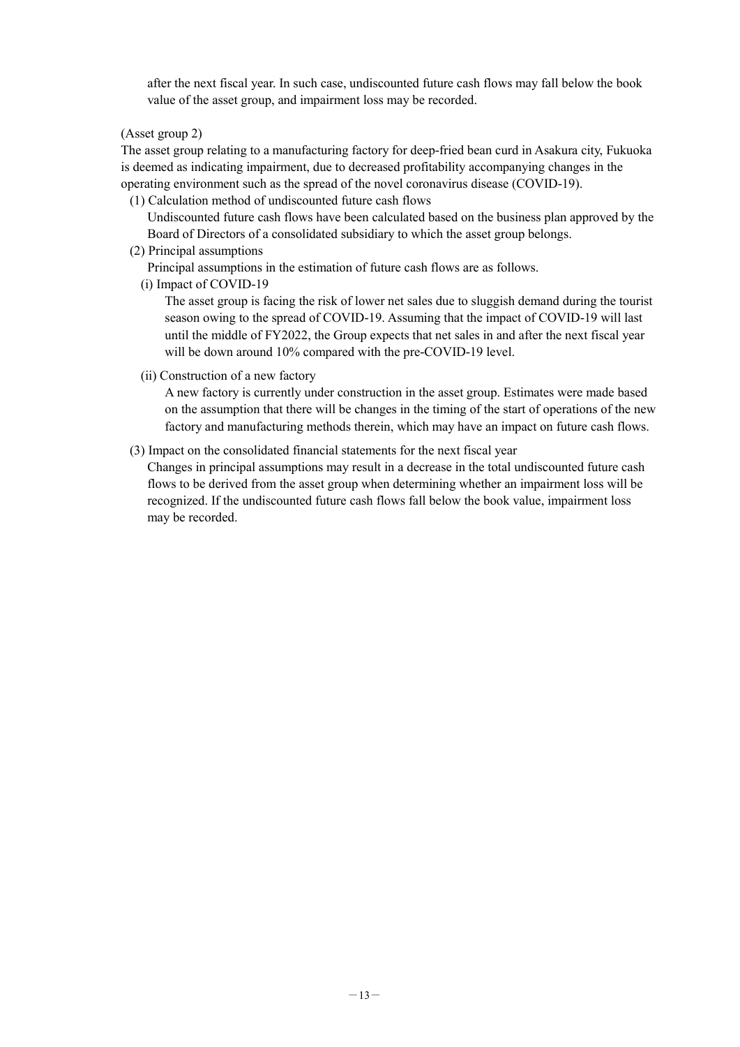after the next fiscal year. In such case, undiscounted future cash flows may fall below the book value of the asset group, and impairment loss may be recorded.

(Asset group 2)

The asset group relating to a manufacturing factory for deep-fried bean curd in Asakura city, Fukuoka is deemed as indicating impairment, due to decreased profitability accompanying changes in the operating environment such as the spread of the novel coronavirus disease (COVID-19).

(1) Calculation method of undiscounted future cash flows

Undiscounted future cash flows have been calculated based on the business plan approved by the Board of Directors of a consolidated subsidiary to which the asset group belongs.

(2) Principal assumptions

Principal assumptions in the estimation of future cash flows are as follows.

(i) Impact of COVID-19

The asset group is facing the risk of lower net sales due to sluggish demand during the tourist season owing to the spread of COVID-19. Assuming that the impact of COVID-19 will last until the middle of FY2022, the Group expects that net sales in and after the next fiscal year will be down around 10% compared with the pre-COVID-19 level.

(ii) Construction of a new factory

A new factory is currently under construction in the asset group. Estimates were made based on the assumption that there will be changes in the timing of the start of operations of the new factory and manufacturing methods therein, which may have an impact on future cash flows.

(3) Impact on the consolidated financial statements for the next fiscal year

Changes in principal assumptions may result in a decrease in the total undiscounted future cash flows to be derived from the asset group when determining whether an impairment loss will be recognized. If the undiscounted future cash flows fall below the book value, impairment loss may be recorded.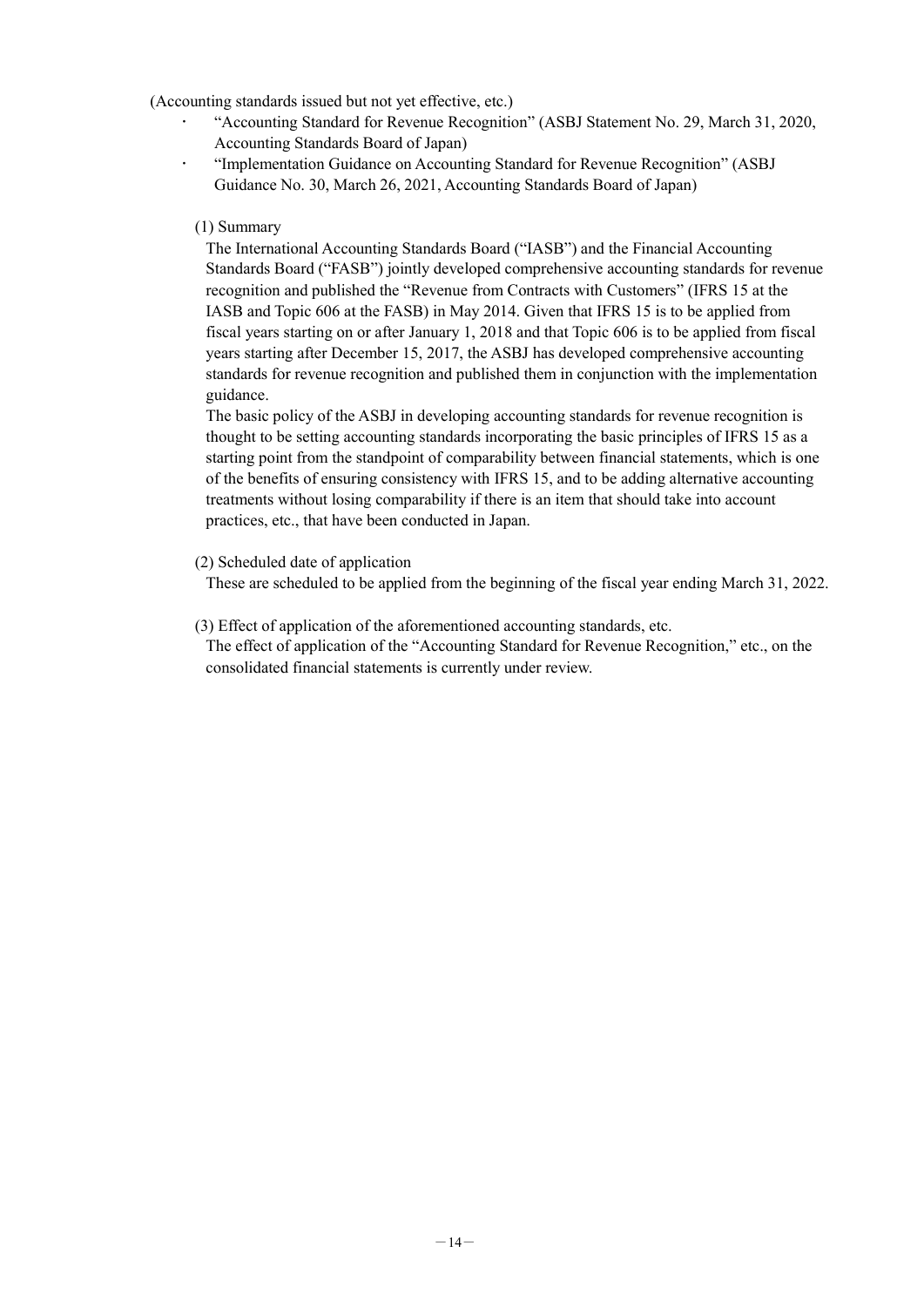(Accounting standards issued but not yet effective, etc.)

- "Accounting Standard for Revenue Recognition" (ASBJ Statement No. 29, March 31, 2020, Accounting Standards Board of Japan)
- "Implementation Guidance on Accounting Standard for Revenue Recognition" (ASBJ Guidance No. 30, March 26, 2021, Accounting Standards Board of Japan)

(1) Summary

The International Accounting Standards Board ("IASB") and the Financial Accounting Standards Board ("FASB") jointly developed comprehensive accounting standards for revenue recognition and published the "Revenue from Contracts with Customers" (IFRS 15 at the IASB and Topic 606 at the FASB) in May 2014. Given that IFRS 15 is to be applied from fiscal years starting on or after January 1, 2018 and that Topic 606 is to be applied from fiscal years starting after December 15, 2017, the ASBJ has developed comprehensive accounting standards for revenue recognition and published them in conjunction with the implementation guidance.

The basic policy of the ASBJ in developing accounting standards for revenue recognition is thought to be setting accounting standards incorporating the basic principles of IFRS 15 as a starting point from the standpoint of comparability between financial statements, which is one of the benefits of ensuring consistency with IFRS 15, and to be adding alternative accounting treatments without losing comparability if there is an item that should take into account practices, etc., that have been conducted in Japan.

(2) Scheduled date of application

These are scheduled to be applied from the beginning of the fiscal year ending March 31, 2022.

(3) Effect of application of the aforementioned accounting standards, etc.

The effect of application of the "Accounting Standard for Revenue Recognition," etc., on the consolidated financial statements is currently under review.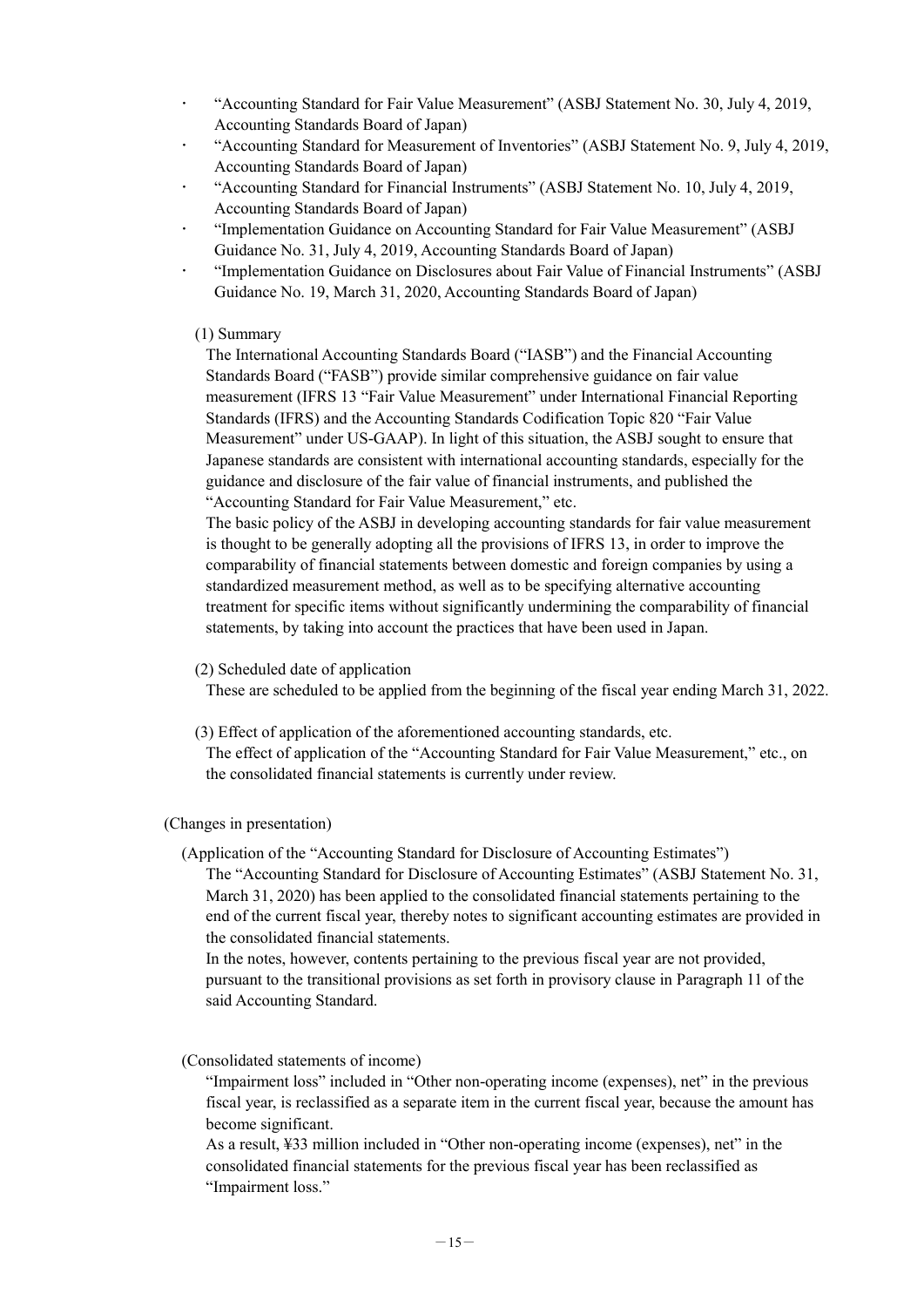- "Accounting Standard for Fair Value Measurement" (ASBJ Statement No. 30, July 4, 2019, Accounting Standards Board of Japan)
- "Accounting Standard for Measurement of Inventories" (ASBJ Statement No. 9, July 4, 2019, Accounting Standards Board of Japan)
- "Accounting Standard for Financial Instruments" (ASBJ Statement No. 10, July 4, 2019, Accounting Standards Board of Japan)
- "Implementation Guidance on Accounting Standard for Fair Value Measurement" (ASBJ Guidance No. 31, July 4, 2019, Accounting Standards Board of Japan)
- "Implementation Guidance on Disclosures about Fair Value of Financial Instruments" (ASBJ Guidance No. 19, March 31, 2020, Accounting Standards Board of Japan)

(1) Summary

The International Accounting Standards Board ("IASB") and the Financial Accounting Standards Board ("FASB") provide similar comprehensive guidance on fair value measurement (IFRS 13 "Fair Value Measurement" under International Financial Reporting Standards (IFRS) and the Accounting Standards Codification Topic 820 "Fair Value Measurement" under US-GAAP). In light of this situation, the ASBJ sought to ensure that Japanese standards are consistent with international accounting standards, especially for the guidance and disclosure of the fair value of financial instruments, and published the "Accounting Standard for Fair Value Measurement," etc.

The basic policy of the ASBJ in developing accounting standards for fair value measurement is thought to be generally adopting all the provisions of IFRS 13, in order to improve the comparability of financial statements between domestic and foreign companies by using a standardized measurement method, as well as to be specifying alternative accounting treatment for specific items without significantly undermining the comparability of financial statements, by taking into account the practices that have been used in Japan.

(2) Scheduled date of application

These are scheduled to be applied from the beginning of the fiscal year ending March 31, 2022.

(3) Effect of application of the aforementioned accounting standards, etc.

The effect of application of the "Accounting Standard for Fair Value Measurement," etc., on the consolidated financial statements is currently under review.

(Changes in presentation)

(Application of the "Accounting Standard for Disclosure of Accounting Estimates")

The "Accounting Standard for Disclosure of Accounting Estimates" (ASBJ Statement No. 31, March 31, 2020) has been applied to the consolidated financial statements pertaining to the end of the current fiscal year, thereby notes to significant accounting estimates are provided in the consolidated financial statements.

In the notes, however, contents pertaining to the previous fiscal year are not provided, pursuant to the transitional provisions as set forth in provisory clause in Paragraph 11 of the said Accounting Standard.

(Consolidated statements of income)

"Impairment loss" included in "Other non-operating income (expenses), net" in the previous fiscal year, is reclassified as a separate item in the current fiscal year, because the amount has become significant.

As a result, ¥33 million included in "Other non-operating income (expenses), net" in the consolidated financial statements for the previous fiscal year has been reclassified as "Impairment loss."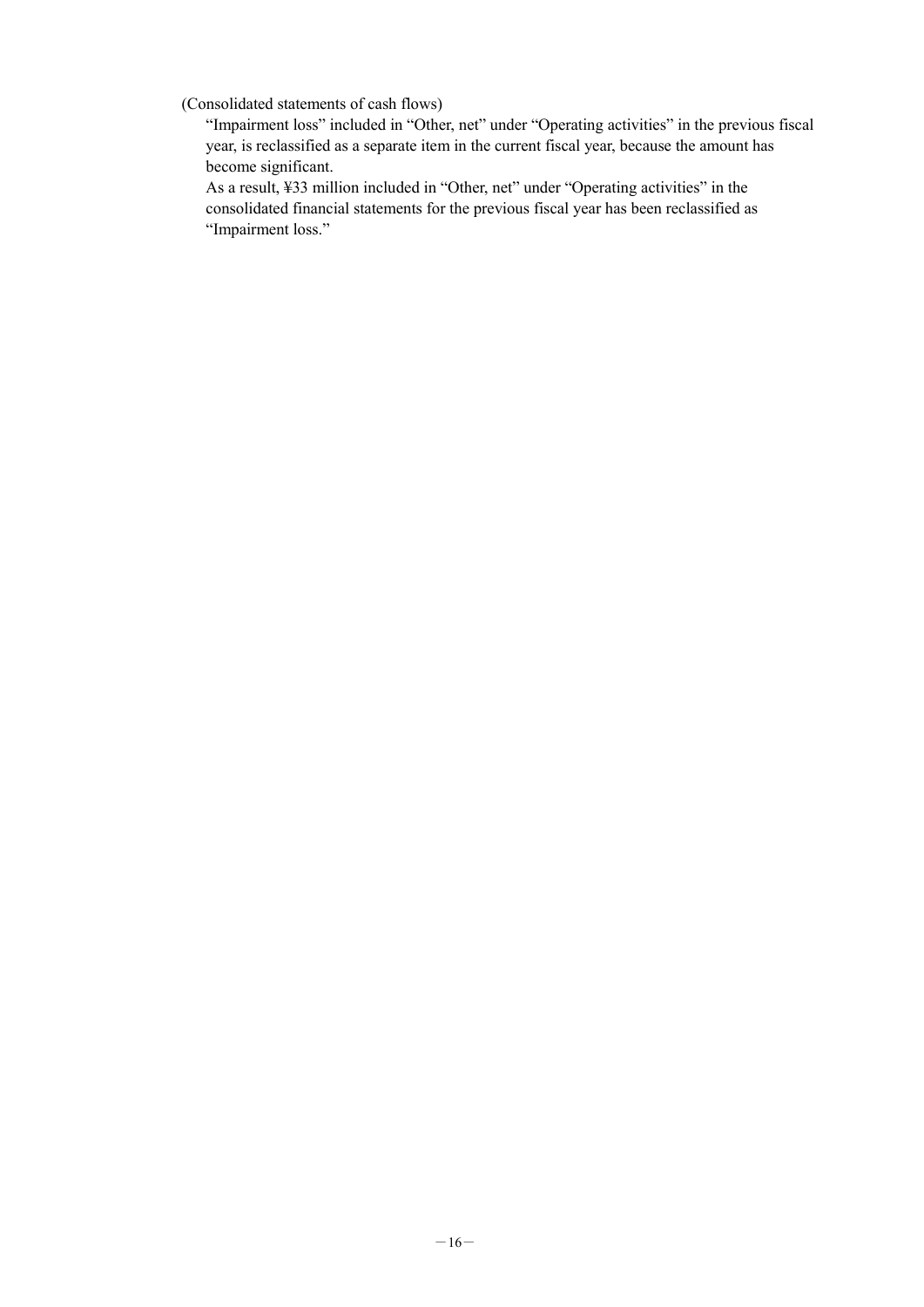(Consolidated statements of cash flows)

"Impairment loss" included in "Other, net" under "Operating activities" in the previous fiscal year, is reclassified as a separate item in the current fiscal year, because the amount has become significant.

As a result, ¥33 million included in "Other, net" under "Operating activities" in the consolidated financial statements for the previous fiscal year has been reclassified as "Impairment loss."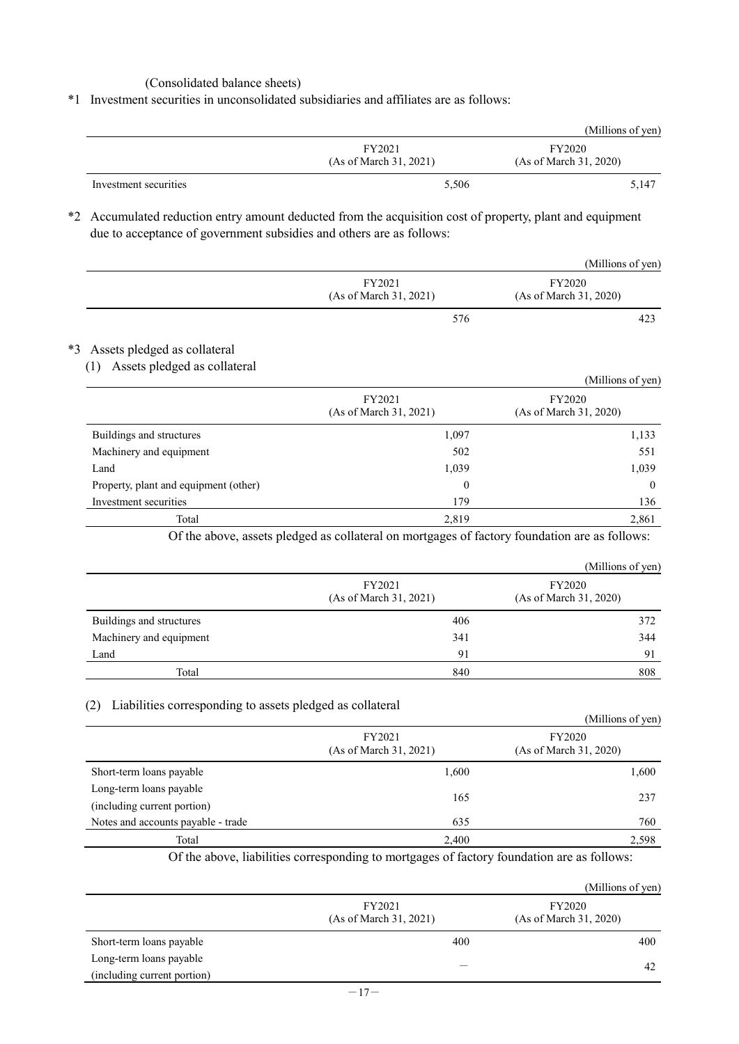(Consolidated balance sheets)

*1 Investment securities in unconsolidated subsidiaries and affiliates are as follows:

(Millions of yen)

| | FY2021 (As of March 31, 2021) | FY2020 (As of March 31, 2020) |
|---|---|---|
| Investment securities | 5,506 | 5,147 |

*2 Accumulated reduction entry amount deducted from the acquisition cost of property, plant and equipment due to acceptance of government subsidies and others are as follows:

(Millions of yen)

| | FY2021 (As of March 31, 2021) | FY2020 (As of March 31, 2020) |
|---|---|---|
| | 576 | 423 |

*3 Assets pledged as collateral

(1) Assets pledged as collateral

(Millions of yen)

| | FY2021 (As of March 31, 2021) | FY2020 (As of March 31, 2020) |
|---|---|---|
| Buildings and structures | 1,097 | 1,133 |
| Machinery and equipment | 502 | 551 |
| Land | 1,039 | 1,039 |
| Property, plant and equipment (other) | 0 | 0 |
| Investment securities | 179 | 136 |
| Total | 2,819 | 2,861 |

Of the above, assets pledged as collateral on mortgages of factory foundation are as follows:

(Millions of yen)

| | FY2021 (As of March 31, 2021) | FY2020 (As of March 31, 2020) |
|---|---|---|
| Buildings and structures | 406 | 372 |
| Machinery and equipment | 341 | 344 |
| Land | 91 | 91 |
| Total | 840 | 808 |

(2) Liabilities corresponding to assets pledged as collateral

(Millions of yen)

| | FY2021 (As of March 31, 2021) | FY2020 (As of March 31, 2020) |
|---|---|---|
| Short-term loans payable | 1,600 | 1,600 |
| Long-term loans payable (including current portion) | 165 | 237 |
| Notes and accounts payable - trade | 635 | 760 |
| Total | 2,400 | 2,598 |

Of the above, liabilities corresponding to mortgages of factory foundation are as follows:

(Millions of yen)

| | FY2021 (As of March 31, 2021) | FY2020 (As of March 31, 2020) |
|---|---|---|
| Short-term loans payable | 400 | 400 |
| Long-term loans payable (including current portion) | — | 42 |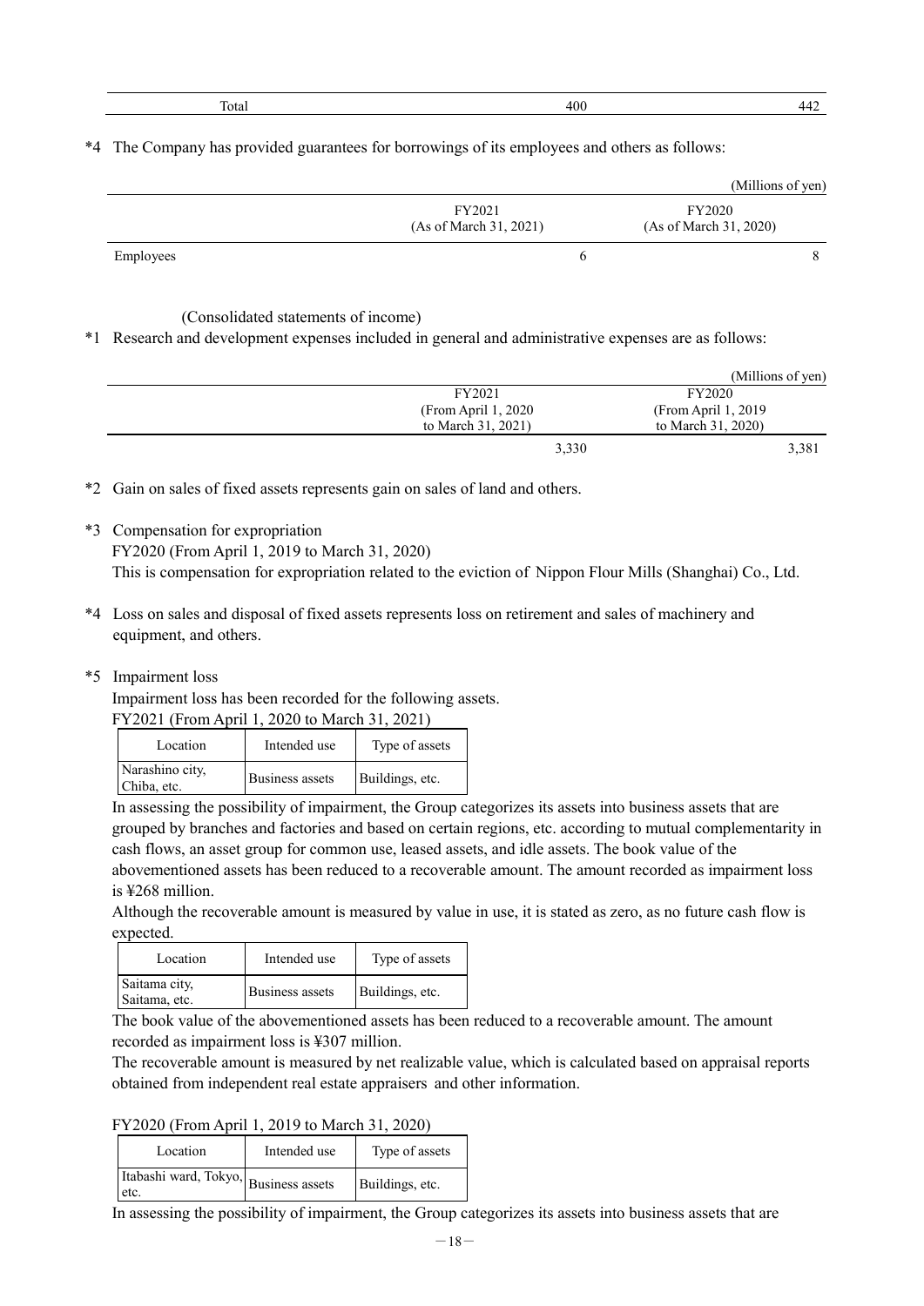| Total | 400 | 442 |
|---|---|---|

*4 The Company has provided guarantees for borrowings of its employees and others as follows:

(Millions of yen)

| | FY2021 (As of March 31, 2021) | FY2020 (As of March 31, 2020) |
|---|---|---|
| Employees | 6 | 8 |

(Consolidated statements of income)

*1 Research and development expenses included in general and administrative expenses are as follows:

(Millions of yen)

| FY2021 (From April 1, 2020 to March 31, 2021) | FY2020 (From April 1, 2019 to March 31, 2020) |
|---|---|
| 3,330 | 3,381 |

*2 Gain on sales of fixed assets represents gain on sales of land and others.

*3 Compensation for expropriation

FY2020 (From April 1, 2019 to March 31, 2020)

This is compensation for expropriation related to the eviction of Nippon Flour Mills (Shanghai) Co., Ltd.

*4 Loss on sales and disposal of fixed assets represents loss on retirement and sales of machinery and equipment, and others.

*5 Impairment loss

Impairment loss has been recorded for the following assets.

FY2021 (From April 1, 2020 to March 31, 2021)

| Location | Intended use | Type of assets |
|---|---|---|
| Narashino city, Chiba, etc. | Business assets | Buildings, etc. |

In assessing the possibility of impairment, the Group categorizes its assets into business assets that are grouped by branches and factories and based on certain regions, etc. according to mutual complementarity in cash flows, an asset group for common use, leased assets, and idle assets. The book value of the abovementioned assets has been reduced to a recoverable amount. The amount recorded as impairment loss is ¥268 million.

Although the recoverable amount is measured by value in use, it is stated as zero, as no future cash flow is expected.

| Location | Intended use | Type of assets |
|---|---|---|
| Saitama city, Saitama, etc. | Business assets | Buildings, etc. |

The book value of the abovementioned assets has been reduced to a recoverable amount. The amount recorded as impairment loss is ¥307 million.

The recoverable amount is measured by net realizable value, which is calculated based on appraisal reports obtained from independent real estate appraisers and other information.

FY2020 (From April 1, 2019 to March 31, 2020)

| Location | Intended use | Type of assets |
|---|---|---|
| Itabashi ward, Tokyo, etc. | Business assets | Buildings, etc. |

In assessing the possibility of impairment, the Group categorizes its assets into business assets that are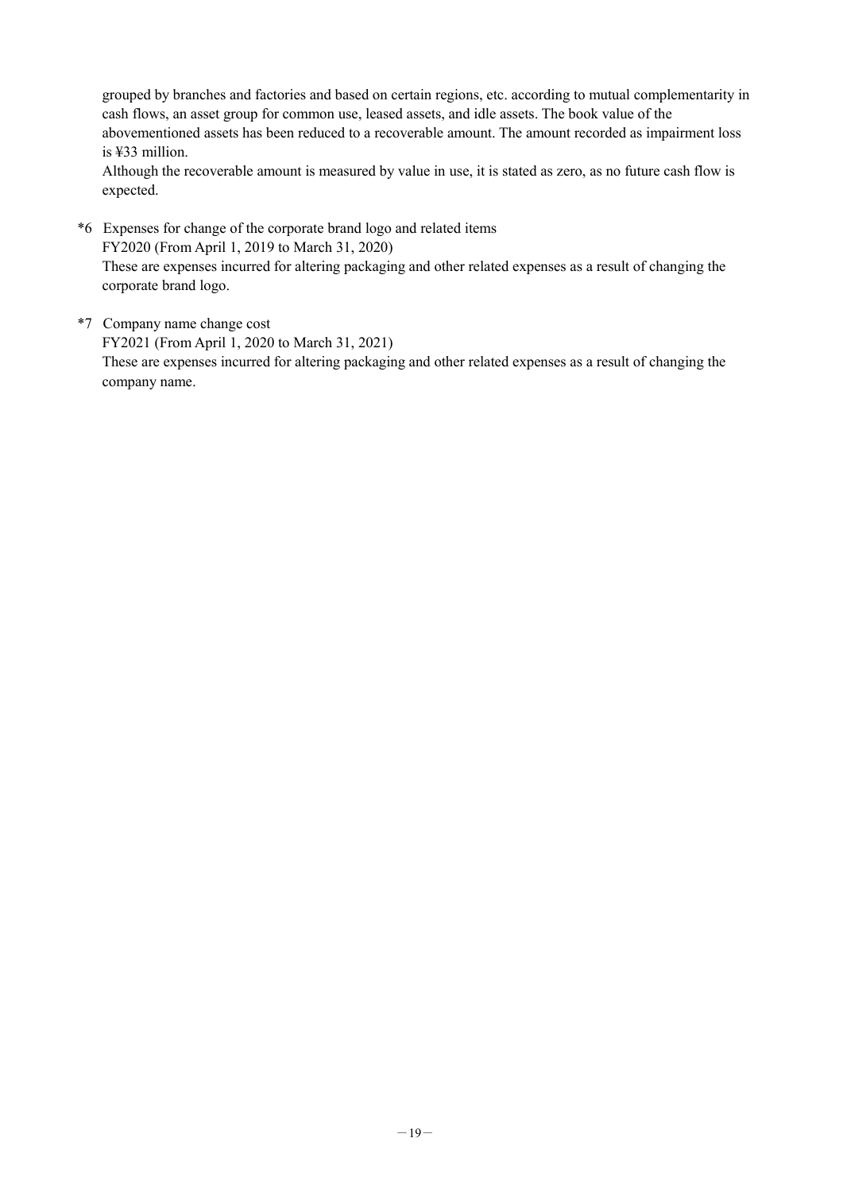grouped by branches and factories and based on certain regions, etc. according to mutual complementarity in cash flows, an asset group for common use, leased assets, and idle assets. The book value of the abovementioned assets has been reduced to a recoverable amount. The amount recorded as impairment loss is ¥33 million.

Although the recoverable amount is measured by value in use, it is stated as zero, as no future cash flow is expected.

*6 Expenses for change of the corporate brand logo and related items

FY2020 (From April 1, 2019 to March 31, 2020)

These are expenses incurred for altering packaging and other related expenses as a result of changing the corporate brand logo.

*7 Company name change cost

FY2021 (From April 1, 2020 to March 31, 2021)

These are expenses incurred for altering packaging and other related expenses as a result of changing the company name.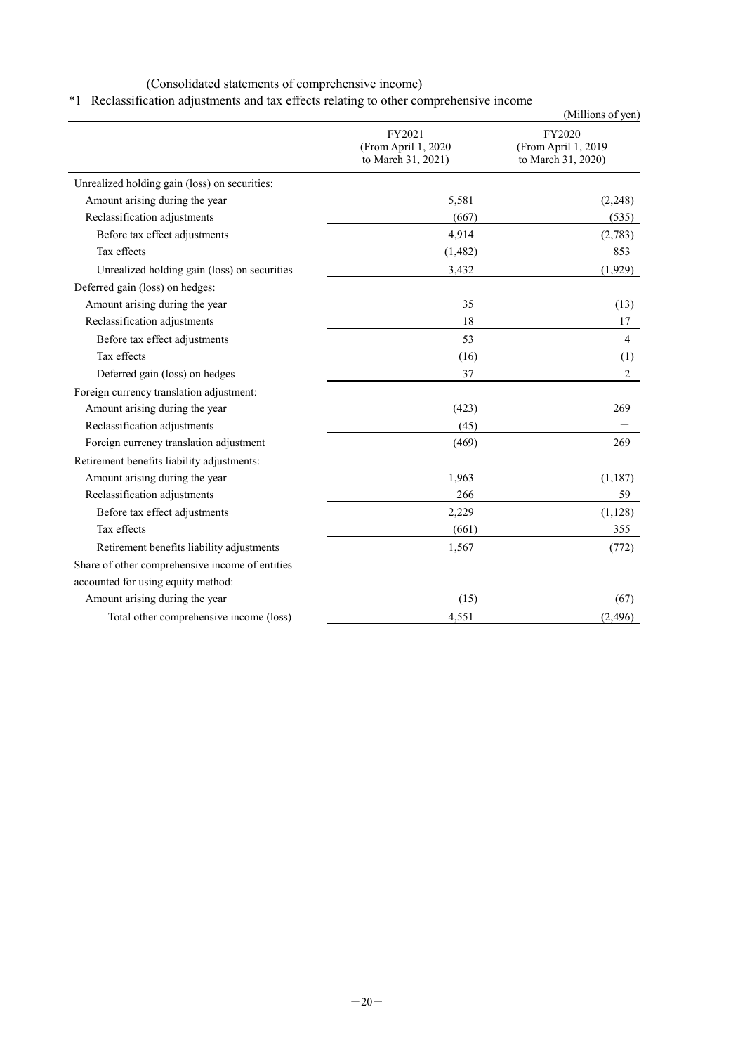(Consolidated statements of comprehensive income)

*1 Reclassification adjustments and tax effects relating to other comprehensive income

(Millions of yen)

| | FY2021 (From April 1, 2020 to March 31, 2021) | FY2020 (From April 1, 2019 to March 31, 2020) |
|---|---|---|
| Unrealized holding gain (loss) on securities: | | |
| Amount arising during the year | 5,581 | (2,248) |
| Reclassification adjustments | (667) | (535) |
| Before tax effect adjustments | 4,914 | (2,783) |
| Tax effects | (1,482) | 853 |
| Unrealized holding gain (loss) on securities | 3,432 | (1,929) |
| Deferred gain (loss) on hedges: | | |
| Amount arising during the year | 35 | (13) |
| Reclassification adjustments | 18 | 17 |
| Before tax effect adjustments | 53 | 4 |
| Tax effects | (16) | (1) |
| Deferred gain (loss) on hedges | 37 | 2 |
| Foreign currency translation adjustment: | | |
| Amount arising during the year | (423) | 269 |
| Reclassification adjustments | (45) | － |
| Foreign currency translation adjustment | (469) | 269 |
| Retirement benefits liability adjustments: | | |
| Amount arising during the year | 1,963 | (1,187) |
| Reclassification adjustments | 266 | 59 |
| Before tax effect adjustments | 2,229 | (1,128) |
| Tax effects | (661) | 355 |
| Retirement benefits liability adjustments | 1,567 | (772) |
| Share of other comprehensive income of entities accounted for using equity method: | | |
| Amount arising during the year | (15) | (67) |
| Total other comprehensive income (loss) | 4,551 | (2,496) |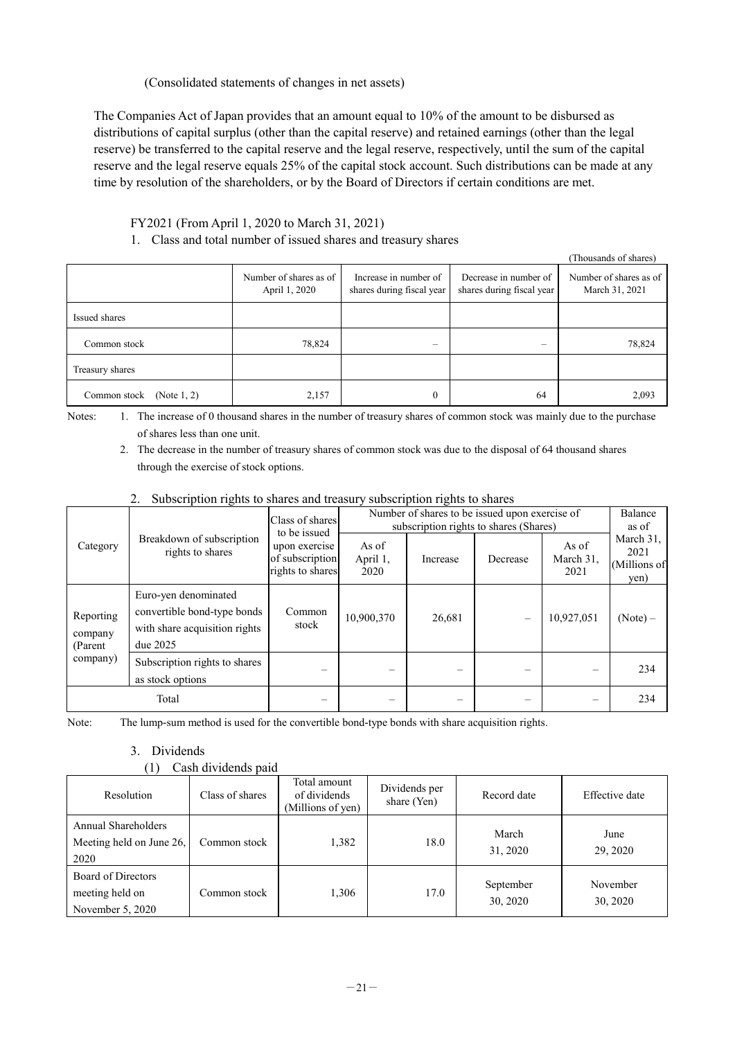(Consolidated statements of changes in net assets)

The Companies Act of Japan provides that an amount equal to 10% of the amount to be disbursed as distributions of capital surplus (other than the capital reserve) and retained earnings (other than the legal reserve) be transferred to the capital reserve and the legal reserve, respectively, until the sum of the capital reserve and the legal reserve equals 25% of the capital stock account. Such distributions can be made at any time by resolution of the shareholders, or by the Board of Directors if certain conditions are met.

FY2021 (From April 1, 2020 to March 31, 2021)

1. Class and total number of issued shares and treasury shares

(Thousands of shares)

| | Number of shares as of April 1, 2020 | Increase in number of shares during fiscal year | Decrease in number of shares during fiscal year | Number of shares as of March 31, 2021 |
|---|---|---|---|---|
| Issued shares | | | | |
| Common stock | 78,824 | – | – | 78,824 |
| Treasury shares | | | | |
| Common stock (Note 1, 2) | 2,157 | 0 | 64 | 2,093 |

Notes:
1. The increase of 0 thousand shares in the number of treasury shares of common stock was mainly due to the purchase of shares less than one unit.
2. The decrease in the number of treasury shares of common stock was due to the disposal of 64 thousand shares through the exercise of stock options.

2. Subscription rights to shares and treasury subscription rights to shares

| Category | Breakdown of subscription rights to shares | Class of shares to be issued upon exercise of subscription rights to shares | Number of shares to be issued upon exercise of subscription rights to shares (Shares) | | | | Balance as of March 31, 2021 (Millions of yen) |
|---|---|---|---|---|---|---|---|
| | | | As of April 1, 2020 | Increase | Decrease | As of March 31, 2021 | |
| Reporting company (Parent company) | Euro-yen denominated convertible bond-type bonds with share acquisition rights due 2025 | Common stock | 10,900,370 | 26,681 | – | 10,927,051 | (Note) – |
| | Subscription rights to shares as stock options | – | – | – | – | – | 234 |
| Total | | – | – | – | – | – | 234 |

Note: The lump-sum method is used for the convertible bond-type bonds with share acquisition rights.

3. Dividends

(1) Cash dividends paid

| Resolution | Class of shares | Total amount of dividends (Millions of yen) | Dividends per share (Yen) | Record date | Effective date |
|---|---|---|---|---|---|
| Annual Shareholders Meeting held on June 26, 2020 | Common stock | 1,382 | 18.0 | March 31, 2020 | June 29, 2020 |
| Board of Directors meeting held on November 5, 2020 | Common stock | 1,306 | 17.0 | September 30, 2020 | November 30, 2020 |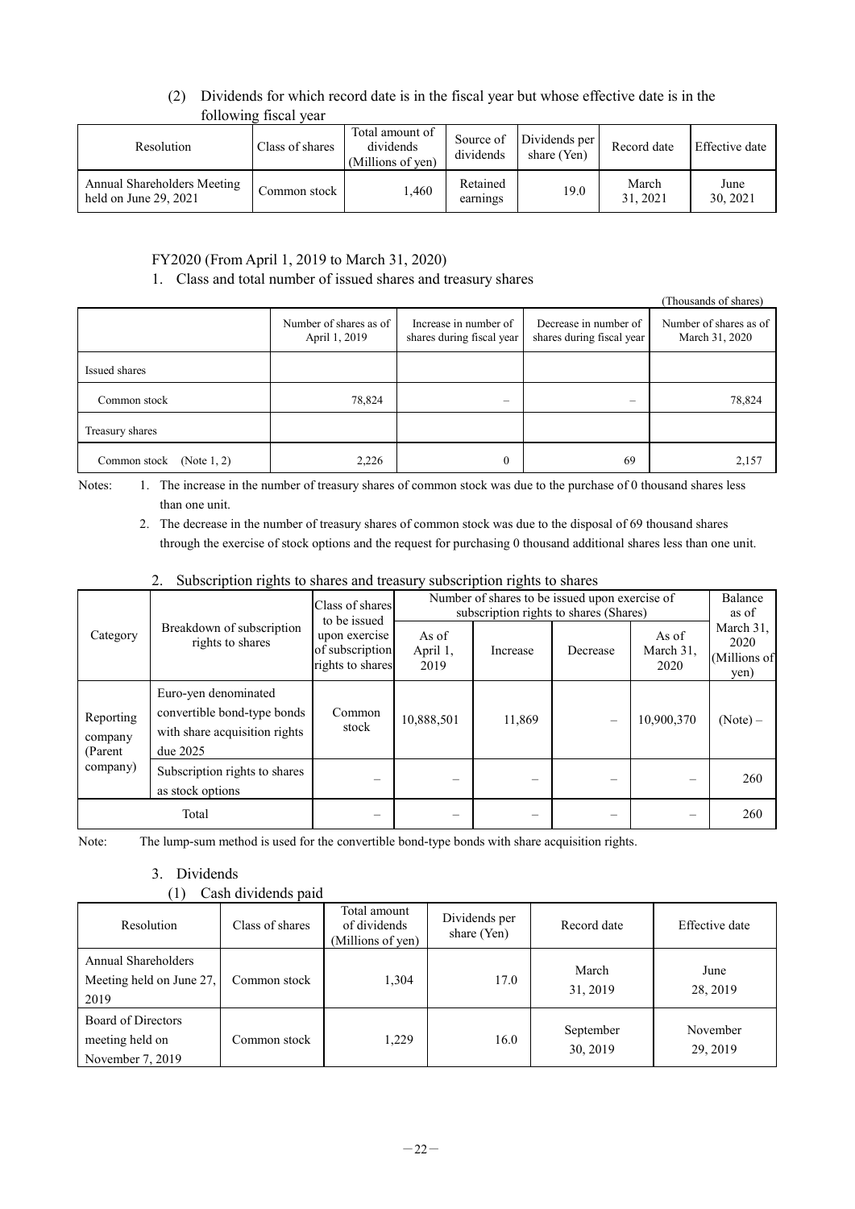(2) Dividends for which record date is in the fiscal year but whose effective date is in the following fiscal year

| Resolution | Class of shares | Total amount of dividends (Millions of yen) | Source of dividends | Dividends per share (Yen) | Record date | Effective date |
|---|---|---|---|---|---|---|
| Annual Shareholders Meeting held on June 29, 2021 | Common stock | 1,460 | Retained earnings | 19.0 | March 31, 2021 | June 30, 2021 |

FY2020 (From April 1, 2019 to March 31, 2020)

1. Class and total number of issued shares and treasury shares

(Thousands of shares)

| | Number of shares as of April 1, 2019 | Increase in number of shares during fiscal year | Decrease in number of shares during fiscal year | Number of shares as of March 31, 2020 |
|---|---|---|---|---|
| Issued shares | | | | |
| Common stock | 78,824 | – | – | 78,824 |
| Treasury shares | | | | |
| Common stock (Note 1, 2) | 2,226 | 0 | 69 | 2,157 |

Notes: 1. The increase in the number of treasury shares of common stock was due to the purchase of 0 thousand shares less than one unit.

2. The decrease in the number of treasury shares of common stock was due to the disposal of 69 thousand shares through the exercise of stock options and the request for purchasing 0 thousand additional shares less than one unit.

2. Subscription rights to shares and treasury subscription rights to shares

| Category | Breakdown of subscription rights to shares | Class of shares to be issued upon exercise of subscription rights to shares | Number of shares to be issued upon exercise of subscription rights to shares (Shares) | | | | Balance as of March 31, 2020 (Millions of yen) |
|---|---|---|---|---|---|---|---|
| | | | As of April 1, 2019 | Increase | Decrease | As of March 31, 2020 | |
| Reporting company (Parent company) | Euro-yen denominated convertible bond-type bonds with share acquisition rights due 2025 | Common stock | 10,888,501 | 11,869 | – | 10,900,370 | (Note) – |
| | Subscription rights to shares as stock options | – | – | – | – | – | 260 |
| Total | | – | – | – | – | – | 260 |

Note: The lump-sum method is used for the convertible bond-type bonds with share acquisition rights.

3. Dividends

(1) Cash dividends paid

| Resolution | Class of shares | Total amount of dividends (Millions of yen) | Dividends per share (Yen) | Record date | Effective date |
|---|---|---|---|---|---|
| Annual Shareholders Meeting held on June 27, 2019 | Common stock | 1,304 | 17.0 | March 31, 2019 | June 28, 2019 |
| Board of Directors meeting held on November 7, 2019 | Common stock | 1,229 | 16.0 | September 30, 2019 | November 29, 2019 |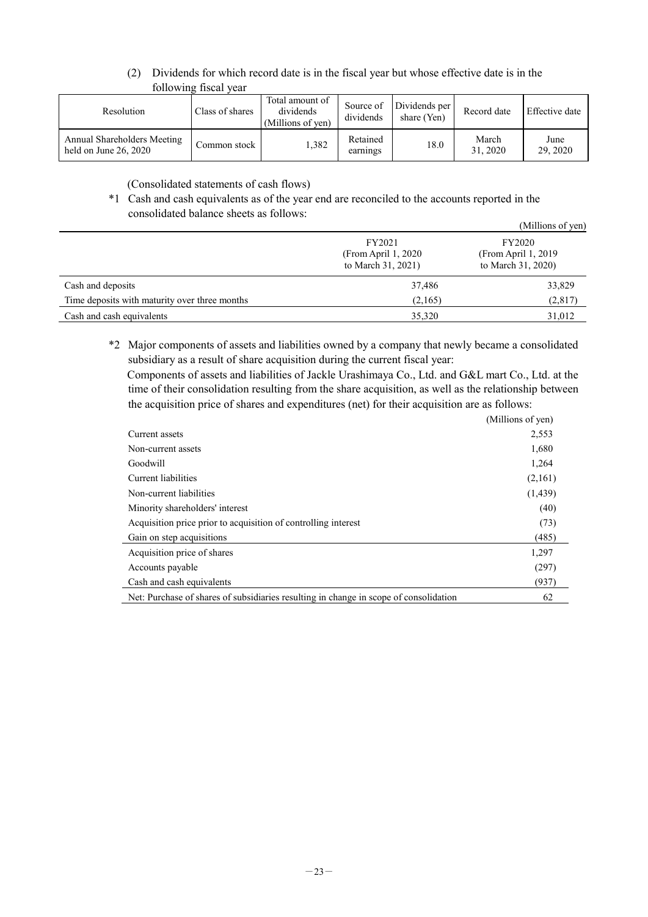(2) Dividends for which record date is in the fiscal year but whose effective date is in the following fiscal year

| Resolution | Class of shares | Total amount of dividends (Millions of yen) | Source of dividends | Dividends per share (Yen) | Record date | Effective date |
|---|---|---|---|---|---|---|
| Annual Shareholders Meeting held on June 26, 2020 | Common stock | 1,382 | Retained earnings | 18.0 | March 31, 2020 | June 29, 2020 |

(Consolidated statements of cash flows)

*1 Cash and cash equivalents as of the year end are reconciled to the accounts reported in the consolidated balance sheets as follows:

(Millions of yen)

| | FY2021 (From April 1, 2020 to March 31, 2021) | FY2020 (From April 1, 2019 to March 31, 2020) |
|---|---|---|
| Cash and deposits | 37,486 | 33,829 |
| Time deposits with maturity over three months | (2,165) | (2,817) |
| Cash and cash equivalents | 35,320 | 31,012 |

*2 Major components of assets and liabilities owned by a company that newly became a consolidated subsidiary as a result of share acquisition during the current fiscal year:

Components of assets and liabilities of Jackle Urashimaya Co., Ltd. and G&L mart Co., Ltd. at the time of their consolidation resulting from the share acquisition, as well as the relationship between the acquisition price of shares and expenditures (net) for their acquisition are as follows:

| | (Millions of yen) |
|---|---|
| Current assets | 2,553 |
| Non-current assets | 1,680 |
| Goodwill | 1,264 |
| Current liabilities | (2,161) |
| Non-current liabilities | (1,439) |
| Minority shareholders' interest | (40) |
| Acquisition price prior to acquisition of controlling interest | (73) |
| Gain on step acquisitions | (485) |
| Acquisition price of shares | 1,297 |
| Accounts payable | (297) |
| Cash and cash equivalents | (937) |
| Net: Purchase of shares of subsidiaries resulting in change in scope of consolidation | 62 |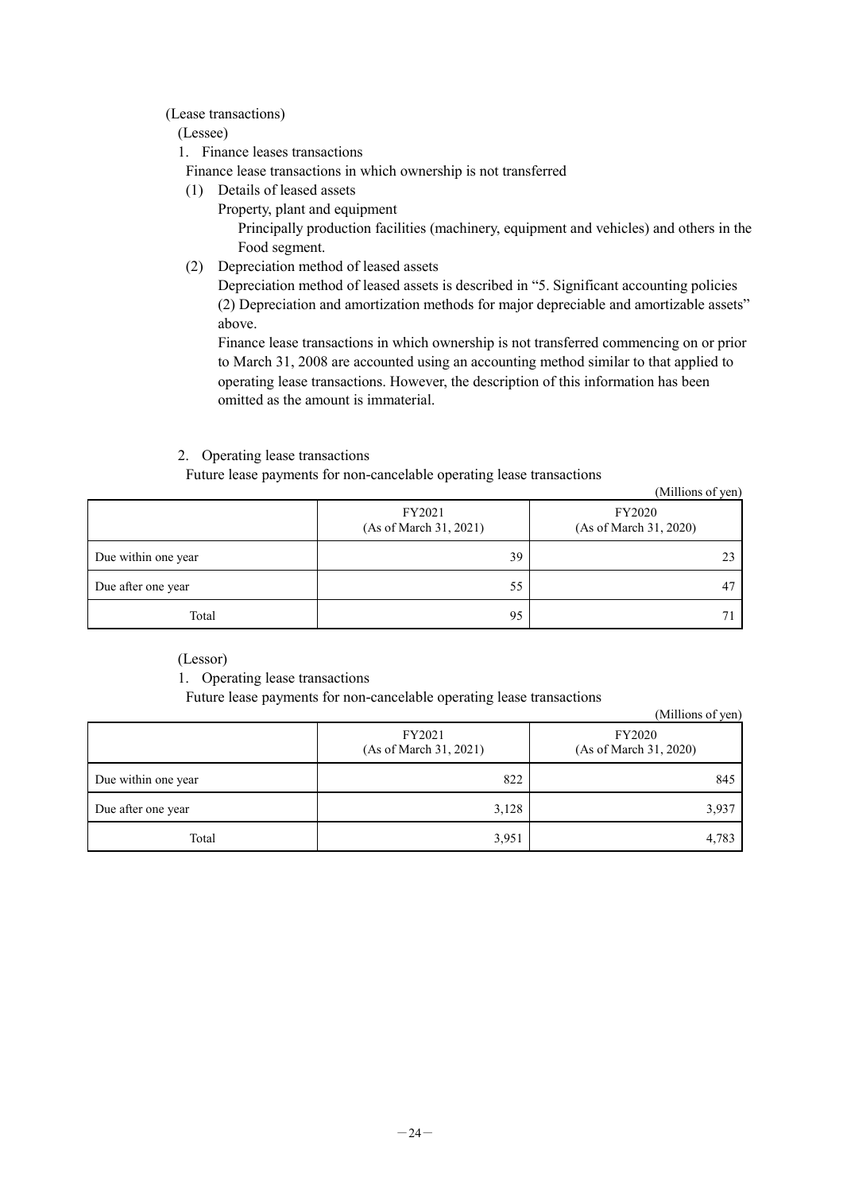(Lease transactions)

(Lessee)

1. Finance leases transactions

Finance lease transactions in which ownership is not transferred

(1) Details of leased assets

Property, plant and equipment

Principally production facilities (machinery, equipment and vehicles) and others in the Food segment.

(2) Depreciation method of leased assets

Depreciation method of leased assets is described in "5. Significant accounting policies (2) Depreciation and amortization methods for major depreciable and amortizable assets" above.

Finance lease transactions in which ownership is not transferred commencing on or prior to March 31, 2008 are accounted using an accounting method similar to that applied to operating lease transactions. However, the description of this information has been omitted as the amount is immaterial.

2. Operating lease transactions

Future lease payments for non-cancelable operating lease transactions

(Millions of yen)

| | FY2021 (As of March 31, 2021) | FY2020 (As of March 31, 2020) |
|---|---|---|
| Due within one year | 39 | 23 |
| Due after one year | 55 | 47 |
| Total | 95 | 71 |

(Lessor)

1. Operating lease transactions

Future lease payments for non-cancelable operating lease transactions

(Millions of yen)

| | FY2021 (As of March 31, 2021) | FY2020 (As of March 31, 2020) |
|---|---|---|
| Due within one year | 822 | 845 |
| Due after one year | 3,128 | 3,937 |
| Total | 3,951 | 4,783 |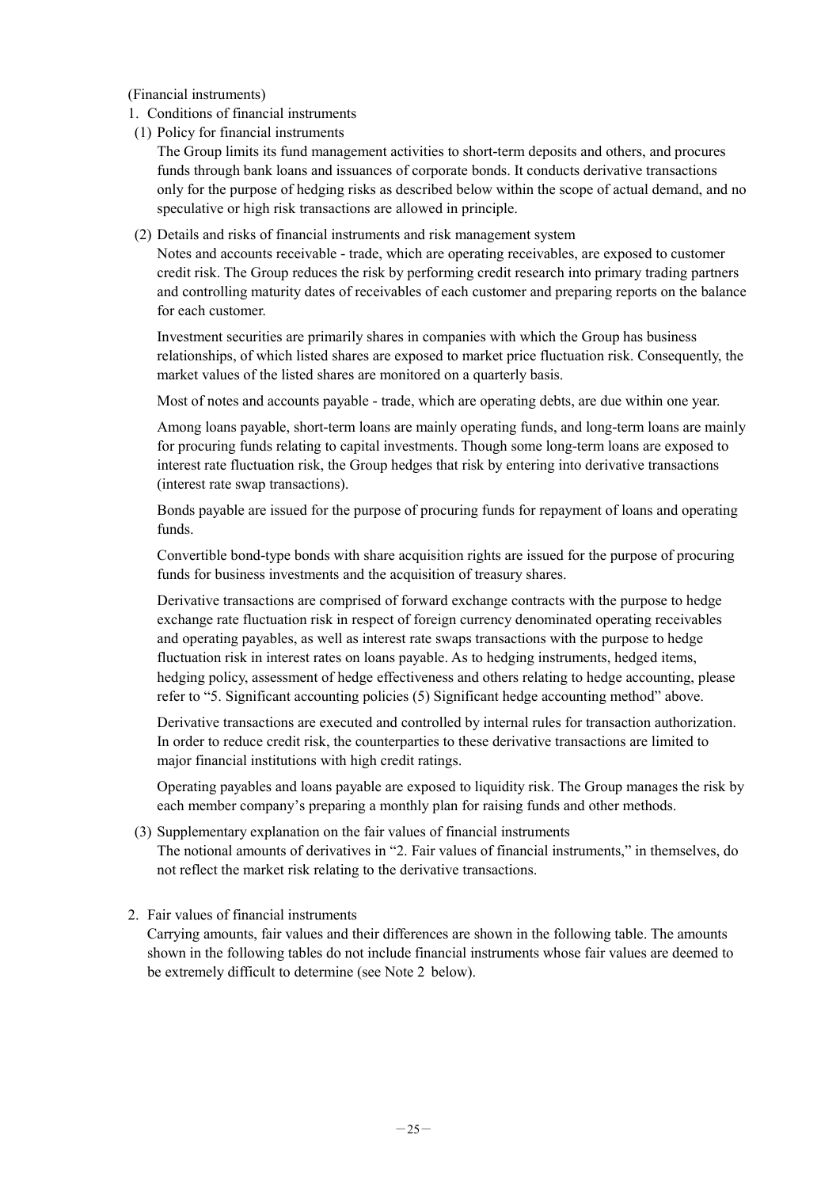(Financial instruments)

1. Conditions of financial instruments

(1) Policy for financial instruments

The Group limits its fund management activities to short-term deposits and others, and procures funds through bank loans and issuances of corporate bonds. It conducts derivative transactions only for the purpose of hedging risks as described below within the scope of actual demand, and no speculative or high risk transactions are allowed in principle.

(2) Details and risks of financial instruments and risk management system

Notes and accounts receivable - trade, which are operating receivables, are exposed to customer credit risk. The Group reduces the risk by performing credit research into primary trading partners and controlling maturity dates of receivables of each customer and preparing reports on the balance for each customer.

Investment securities are primarily shares in companies with which the Group has business relationships, of which listed shares are exposed to market price fluctuation risk. Consequently, the market values of the listed shares are monitored on a quarterly basis.

Most of notes and accounts payable - trade, which are operating debts, are due within one year.

Among loans payable, short-term loans are mainly operating funds, and long-term loans are mainly for procuring funds relating to capital investments. Though some long-term loans are exposed to interest rate fluctuation risk, the Group hedges that risk by entering into derivative transactions (interest rate swap transactions).

Bonds payable are issued for the purpose of procuring funds for repayment of loans and operating funds.

Convertible bond-type bonds with share acquisition rights are issued for the purpose of procuring funds for business investments and the acquisition of treasury shares.

Derivative transactions are comprised of forward exchange contracts with the purpose to hedge exchange rate fluctuation risk in respect of foreign currency denominated operating receivables and operating payables, as well as interest rate swaps transactions with the purpose to hedge fluctuation risk in interest rates on loans payable. As to hedging instruments, hedged items, hedging policy, assessment of hedge effectiveness and others relating to hedge accounting, please refer to "5. Significant accounting policies (5) Significant hedge accounting method" above.

Derivative transactions are executed and controlled by internal rules for transaction authorization. In order to reduce credit risk, the counterparties to these derivative transactions are limited to major financial institutions with high credit ratings.

Operating payables and loans payable are exposed to liquidity risk. The Group manages the risk by each member company's preparing a monthly plan for raising funds and other methods.

(3) Supplementary explanation on the fair values of financial instruments

The notional amounts of derivatives in "2. Fair values of financial instruments," in themselves, do not reflect the market risk relating to the derivative transactions.

2. Fair values of financial instruments

Carrying amounts, fair values and their differences are shown in the following table. The amounts shown in the following tables do not include financial instruments whose fair values are deemed to be extremely difficult to determine (see Note 2 below).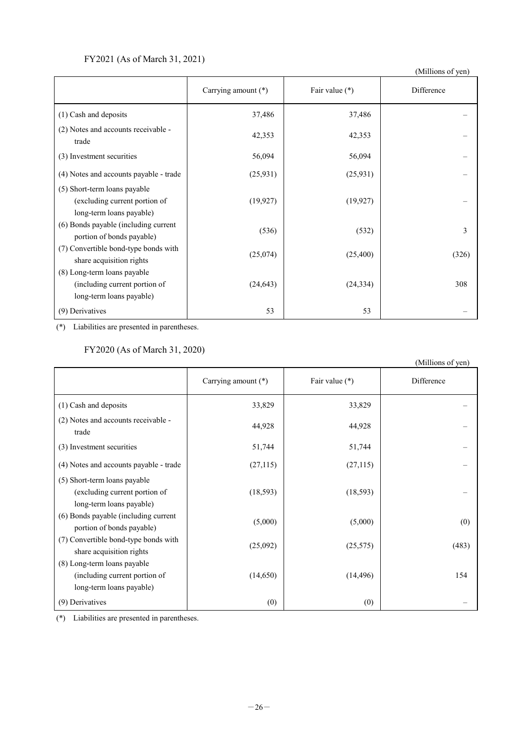FY2021 (As of March 31, 2021)

(Millions of yen)

| | Carrying amount (*) | Fair value (*) | Difference |
|---|---|---|---|
| (1) Cash and deposits | 37,486 | 37,486 | – |
| (2) Notes and accounts receivable - trade | 42,353 | 42,353 | – |
| (3) Investment securities | 56,094 | 56,094 | – |
| (4) Notes and accounts payable - trade | (25,931) | (25,931) | – |
| (5) Short-term loans payable (excluding current portion of long-term loans payable) | (19,927) | (19,927) | – |
| (6) Bonds payable (including current portion of bonds payable) | (536) | (532) | 3 |
| (7) Convertible bond-type bonds with share acquisition rights | (25,074) | (25,400) | (326) |
| (8) Long-term loans payable (including current portion of long-term loans payable) | (24,643) | (24,334) | 308 |
| (9) Derivatives | 53 | 53 | – |

(*) Liabilities are presented in parentheses.

FY2020 (As of March 31, 2020)

(Millions of yen)

| | Carrying amount (*) | Fair value (*) | Difference |
|---|---|---|---|
| (1) Cash and deposits | 33,829 | 33,829 | – |
| (2) Notes and accounts receivable - trade | 44,928 | 44,928 | – |
| (3) Investment securities | 51,744 | 51,744 | – |
| (4) Notes and accounts payable - trade | (27,115) | (27,115) | – |
| (5) Short-term loans payable (excluding current portion of long-term loans payable) | (18,593) | (18,593) | – |
| (6) Bonds payable (including current portion of bonds payable) | (5,000) | (5,000) | (0) |
| (7) Convertible bond-type bonds with share acquisition rights | (25,092) | (25,575) | (483) |
| (8) Long-term loans payable (including current portion of long-term loans payable) | (14,650) | (14,496) | 154 |
| (9) Derivatives | (0) | (0) | – |

(*) Liabilities are presented in parentheses.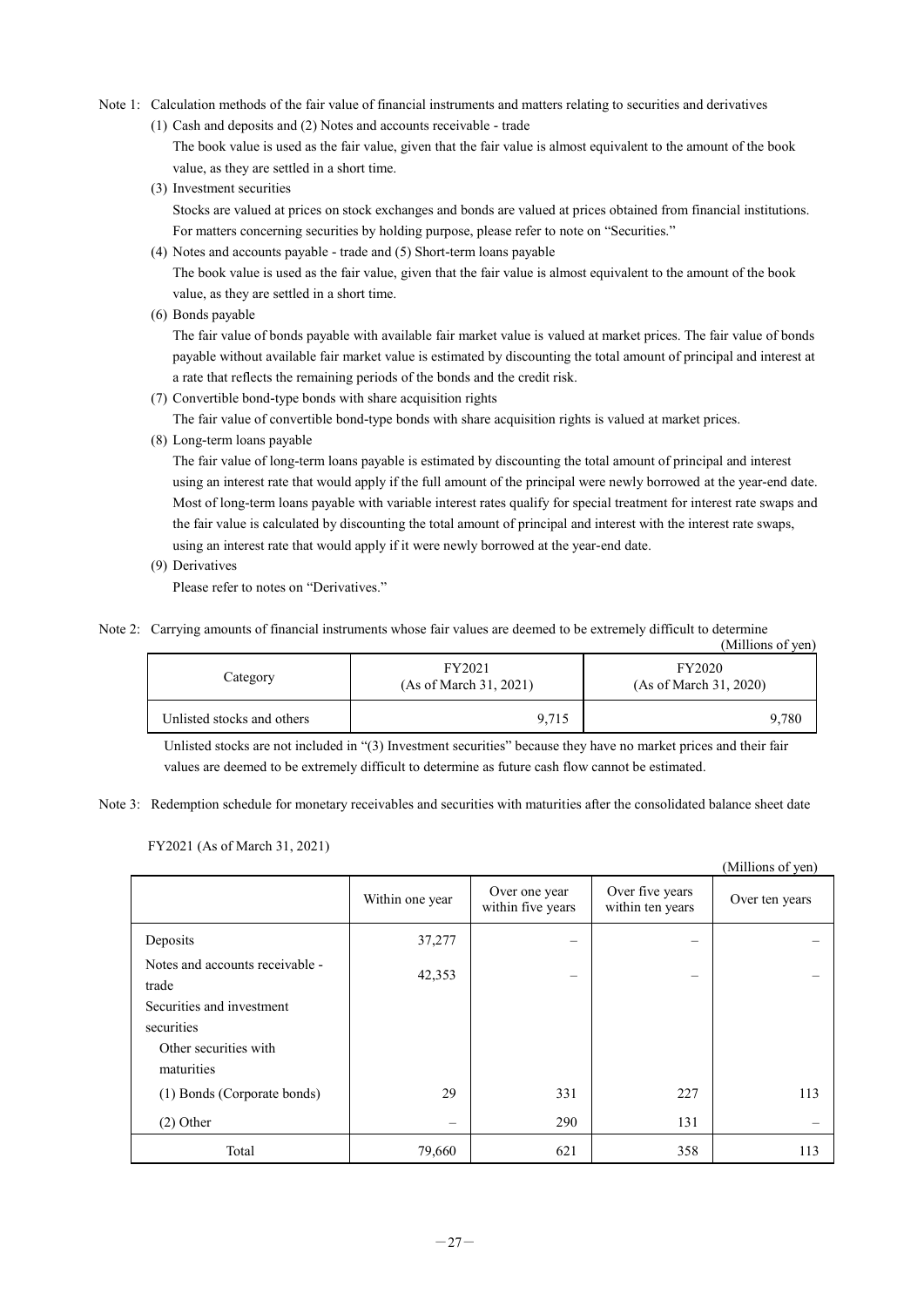Note 1: Calculation methods of the fair value of financial instruments and matters relating to securities and derivatives

(1) Cash and deposits and (2) Notes and accounts receivable - trade

The book value is used as the fair value, given that the fair value is almost equivalent to the amount of the book value, as they are settled in a short time.

(3) Investment securities

Stocks are valued at prices on stock exchanges and bonds are valued at prices obtained from financial institutions. For matters concerning securities by holding purpose, please refer to note on "Securities."

(4) Notes and accounts payable - trade and (5) Short-term loans payable

The book value is used as the fair value, given that the fair value is almost equivalent to the amount of the book value, as they are settled in a short time.

(6) Bonds payable

The fair value of bonds payable with available fair market value is valued at market prices. The fair value of bonds payable without available fair market value is estimated by discounting the total amount of principal and interest at a rate that reflects the remaining periods of the bonds and the credit risk.

(7) Convertible bond-type bonds with share acquisition rights

The fair value of convertible bond-type bonds with share acquisition rights is valued at market prices.

(8) Long-term loans payable

The fair value of long-term loans payable is estimated by discounting the total amount of principal and interest using an interest rate that would apply if the full amount of the principal were newly borrowed at the year-end date. Most of long-term loans payable with variable interest rates qualify for special treatment for interest rate swaps and the fair value is calculated by discounting the total amount of principal and interest with the interest rate swaps, using an interest rate that would apply if it were newly borrowed at the year-end date.

(9) Derivatives

Please refer to notes on "Derivatives."

Note 2: Carrying amounts of financial instruments whose fair values are deemed to be extremely difficult to determine

(Millions of yen)

| Category | FY2021 (As of March 31, 2021) | FY2020 (As of March 31, 2020) |
|---|---|---|
| Unlisted stocks and others | 9,715 | 9,780 |

Unlisted stocks are not included in "(3) Investment securities" because they have no market prices and their fair values are deemed to be extremely difficult to determine as future cash flow cannot be estimated.

Note 3: Redemption schedule for monetary receivables and securities with maturities after the consolidated balance sheet date

FY2021 (As of March 31, 2021)

(Millions of yen)

| | Within one year | Over one year within five years | Over five years within ten years | Over ten years |
|---|---|---|---|---|
| Deposits | 37,277 | – | – | – |
| Notes and accounts receivable - trade | 42,353 | – | – | – |
| Securities and investment securities | | | | |
| Other securities with maturities | | | | |
| (1) Bonds (Corporate bonds) | 29 | 331 | 227 | 113 |
| (2) Other | – | 290 | 131 | – |
| Total | 79,660 | 621 | 358 | 113 |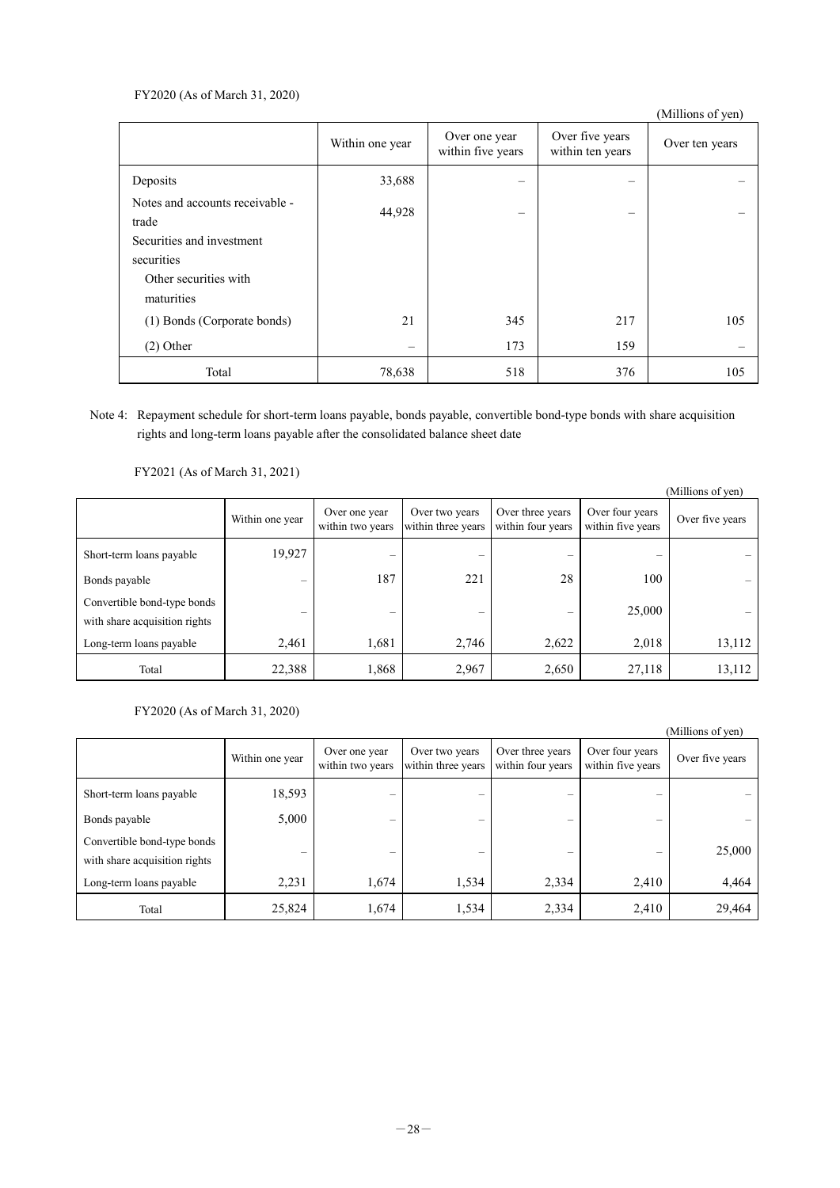FY2020 (As of March 31, 2020)

(Millions of yen)

| | Within one year | Over one year within five years | Over five years within ten years | Over ten years |
|---|---|---|---|---|
| Deposits | 33,688 | – | – | – |
| Notes and accounts receivable - trade | 44,928 | – | – | – |
| Securities and investment securities | | | | |
| Other securities with maturities | | | | |
| (1) Bonds (Corporate bonds) | 21 | 345 | 217 | 105 |
| (2) Other | – | 173 | 159 | – |
| Total | 78,638 | 518 | 376 | 105 |

Note 4: Repayment schedule for short-term loans payable, bonds payable, convertible bond-type bonds with share acquisition rights and long-term loans payable after the consolidated balance sheet date

FY2021 (As of March 31, 2021)

(Millions of yen)

| | Within one year | Over one year within two years | Over two years within three years | Over three years within four years | Over four years within five years | Over five years |
|---|---|---|---|---|---|---|
| Short-term loans payable | 19,927 | – | – | – | – | – |
| Bonds payable | – | 187 | 221 | 28 | 100 | – |
| Convertible bond-type bonds with share acquisition rights | – | – | – | – | 25,000 | – |
| Long-term loans payable | 2,461 | 1,681 | 2,746 | 2,622 | 2,018 | 13,112 |
| Total | 22,388 | 1,868 | 2,967 | 2,650 | 27,118 | 13,112 |

FY2020 (As of March 31, 2020)

(Millions of yen)

| | Within one year | Over one year within two years | Over two years within three years | Over three years within four years | Over four years within five years | Over five years |
|---|---|---|---|---|---|---|
| Short-term loans payable | 18,593 | – | – | – | – | – |
| Bonds payable | 5,000 | – | – | – | – | – |
| Convertible bond-type bonds with share acquisition rights | – | – | – | – | – | 25,000 |
| Long-term loans payable | 2,231 | 1,674 | 1,534 | 2,334 | 2,410 | 4,464 |
| Total | 25,824 | 1,674 | 1,534 | 2,334 | 2,410 | 29,464 |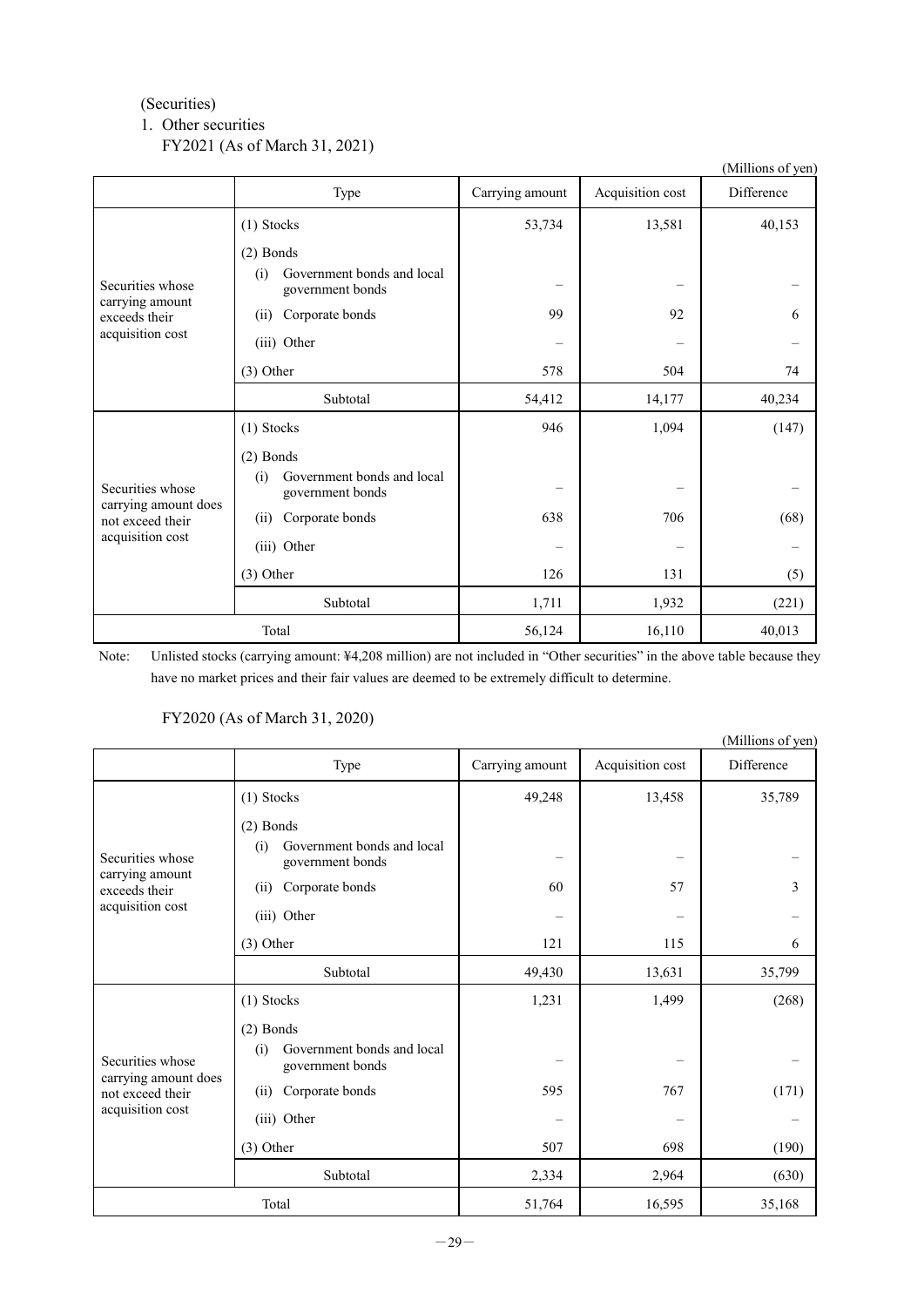(Securities)

1. Other securities

FY2021 (As of March 31, 2021)

(Millions of yen)

| | Type | Carrying amount | Acquisition cost | Difference |
|---|---|---|---|---|
| Securities whose carrying amount exceeds their acquisition cost | (1) Stocks | 53,734 | 13,581 | 40,153 |
| | (2) Bonds | | | |
| | (i) Government bonds and local government bonds | – | – | – |
| | (ii) Corporate bonds | 99 | 92 | 6 |
| | (iii) Other | – | – | – |
| | (3) Other | 578 | 504 | 74 |
| | Subtotal | 54,412 | 14,177 | 40,234 |
| Securities whose carrying amount does not exceed their acquisition cost | (1) Stocks | 946 | 1,094 | (147) |
| | (2) Bonds | | | |
| | (i) Government bonds and local government bonds | – | – | – |
| | (ii) Corporate bonds | 638 | 706 | (68) |
| | (iii) Other | – | – | – |
| | (3) Other | 126 | 131 | (5) |
| | Subtotal | 1,711 | 1,932 | (221) |
| Total | | 56,124 | 16,110 | 40,013 |

Note: Unlisted stocks (carrying amount: ¥4,208 million) are not included in "Other securities" in the above table because they have no market prices and their fair values are deemed to be extremely difficult to determine.

FY2020 (As of March 31, 2020)

(Millions of yen)

| | Type | Carrying amount | Acquisition cost | Difference |
|---|---|---|---|---|
| Securities whose carrying amount exceeds their acquisition cost | (1) Stocks | 49,248 | 13,458 | 35,789 |
| | (2) Bonds | | | |
| | (i) Government bonds and local government bonds | – | – | – |
| | (ii) Corporate bonds | 60 | 57 | 3 |
| | (iii) Other | – | – | – |
| | (3) Other | 121 | 115 | 6 |
| | Subtotal | 49,430 | 13,631 | 35,799 |
| Securities whose carrying amount does not exceed their acquisition cost | (1) Stocks | 1,231 | 1,499 | (268) |
| | (2) Bonds | | | |
| | (i) Government bonds and local government bonds | – | – | – |
| | (ii) Corporate bonds | 595 | 767 | (171) |
| | (iii) Other | – | – | – |
| | (3) Other | 507 | 698 | (190) |
| | Subtotal | 2,334 | 2,964 | (630) |
| Total | | 51,764 | 16,595 | 35,168 |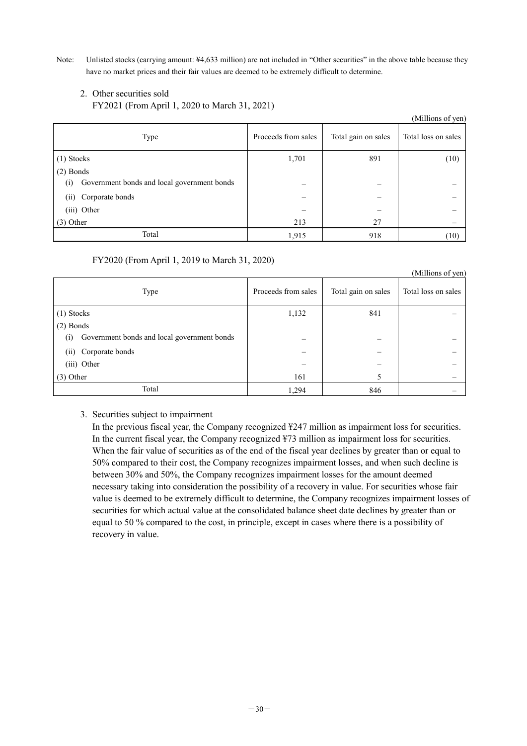Note: Unlisted stocks (carrying amount: ¥4,633 million) are not included in "Other securities" in the above table because they have no market prices and their fair values are deemed to be extremely difficult to determine.

2. Other securities sold

FY2021 (From April 1, 2020 to March 31, 2021)

(Millions of yen)

| Type | Proceeds from sales | Total gain on sales | Total loss on sales |
|---|---|---|---|
| (1) Stocks | 1,701 | 891 | (10) |
| (2) Bonds | | | |
| (i) Government bonds and local government bonds | – | – | – |
| (ii) Corporate bonds | – | – | – |
| (iii) Other | – | – | – |
| (3) Other | 213 | 27 | – |
| Total | 1,915 | 918 | (10) |

FY2020 (From April 1, 2019 to March 31, 2020)

(Millions of yen)

| Type | Proceeds from sales | Total gain on sales | Total loss on sales |
|---|---|---|---|
| (1) Stocks | 1,132 | 841 | – |
| (2) Bonds | | | |
| (i) Government bonds and local government bonds | – | – | – |
| (ii) Corporate bonds | – | – | – |
| (iii) Other | – | – | – |
| (3) Other | 161 | 5 | – |
| Total | 1,294 | 846 | – |

3. Securities subject to impairment

In the previous fiscal year, the Company recognized ¥247 million as impairment loss for securities. In the current fiscal year, the Company recognized ¥73 million as impairment loss for securities. When the fair value of securities as of the end of the fiscal year declines by greater than or equal to 50% compared to their cost, the Company recognizes impairment losses, and when such decline is between 30% and 50%, the Company recognizes impairment losses for the amount deemed necessary taking into consideration the possibility of a recovery in value. For securities whose fair value is deemed to be extremely difficult to determine, the Company recognizes impairment losses of securities for which actual value at the consolidated balance sheet date declines by greater than or equal to 50 % compared to the cost, in principle, except in cases where there is a possibility of recovery in value.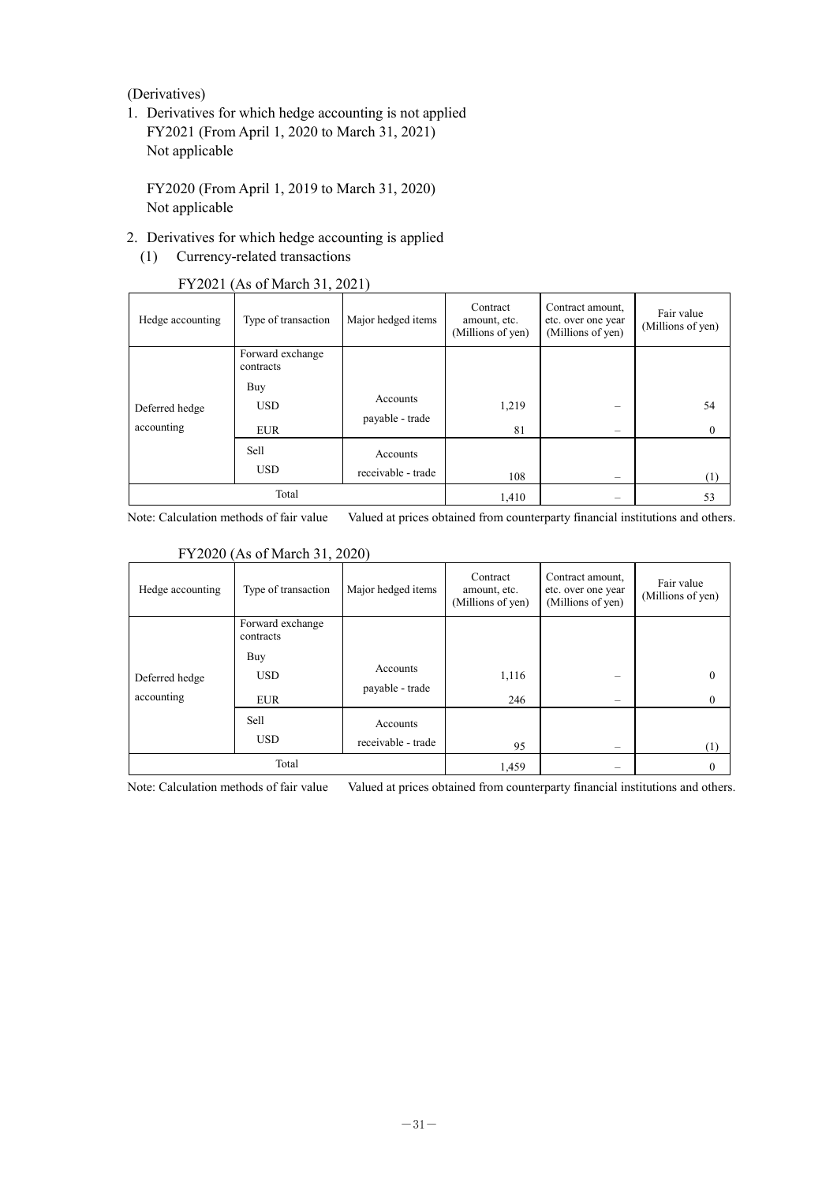(Derivatives)

1. Derivatives for which hedge accounting is not applied

   FY2021 (From April 1, 2020 to March 31, 2021)
   Not applicable

   FY2020 (From April 1, 2019 to March 31, 2020)
   Not applicable

2. Derivatives for which hedge accounting is applied

   (1) Currency-related transactions

FY2021 (As of March 31, 2021)

| Hedge accounting | Type of transaction | Major hedged items | Contract amount, etc. (Millions of yen) | Contract amount, etc. over one year (Millions of yen) | Fair value (Millions of yen) |
|---|---|---|---|---|---|
| Deferred hedge accounting | Forward exchange contracts | | | | |
| | Buy | | | | |
| | USD | Accounts payable - trade | 1,219 | – | 54 |
| | EUR | | 81 | – | 0 |
| | Sell | Accounts receivable - trade | | | |
| | USD | | 108 | – | (1) |
| Total | | | 1,410 | – | 53 |

Note: Calculation methods of fair value  Valued at prices obtained from counterparty financial institutions and others.

FY2020 (As of March 31, 2020)

| Hedge accounting | Type of transaction | Major hedged items | Contract amount, etc. (Millions of yen) | Contract amount, etc. over one year (Millions of yen) | Fair value (Millions of yen) |
|---|---|---|---|---|---|
| Deferred hedge accounting | Forward exchange contracts | | | | |
| | Buy | | | | |
| | USD | Accounts payable - trade | 1,116 | – | 0 |
| | EUR | | 246 | – | 0 |
| | Sell | Accounts receivable - trade | | | |
| | USD | | 95 | – | (1) |
| Total | | | 1,459 | – | 0 |

Note: Calculation methods of fair value  Valued at prices obtained from counterparty financial institutions and others.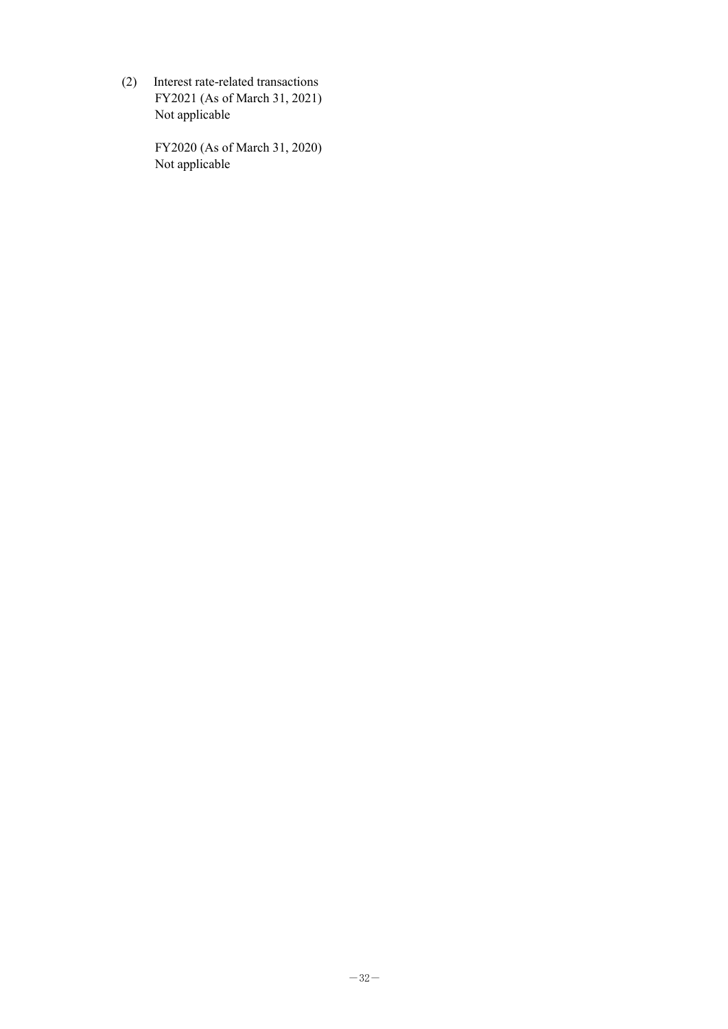(2) Interest rate-related transactions

FY2021 (As of March 31, 2021)
Not applicable

FY2020 (As of March 31, 2020)
Not applicable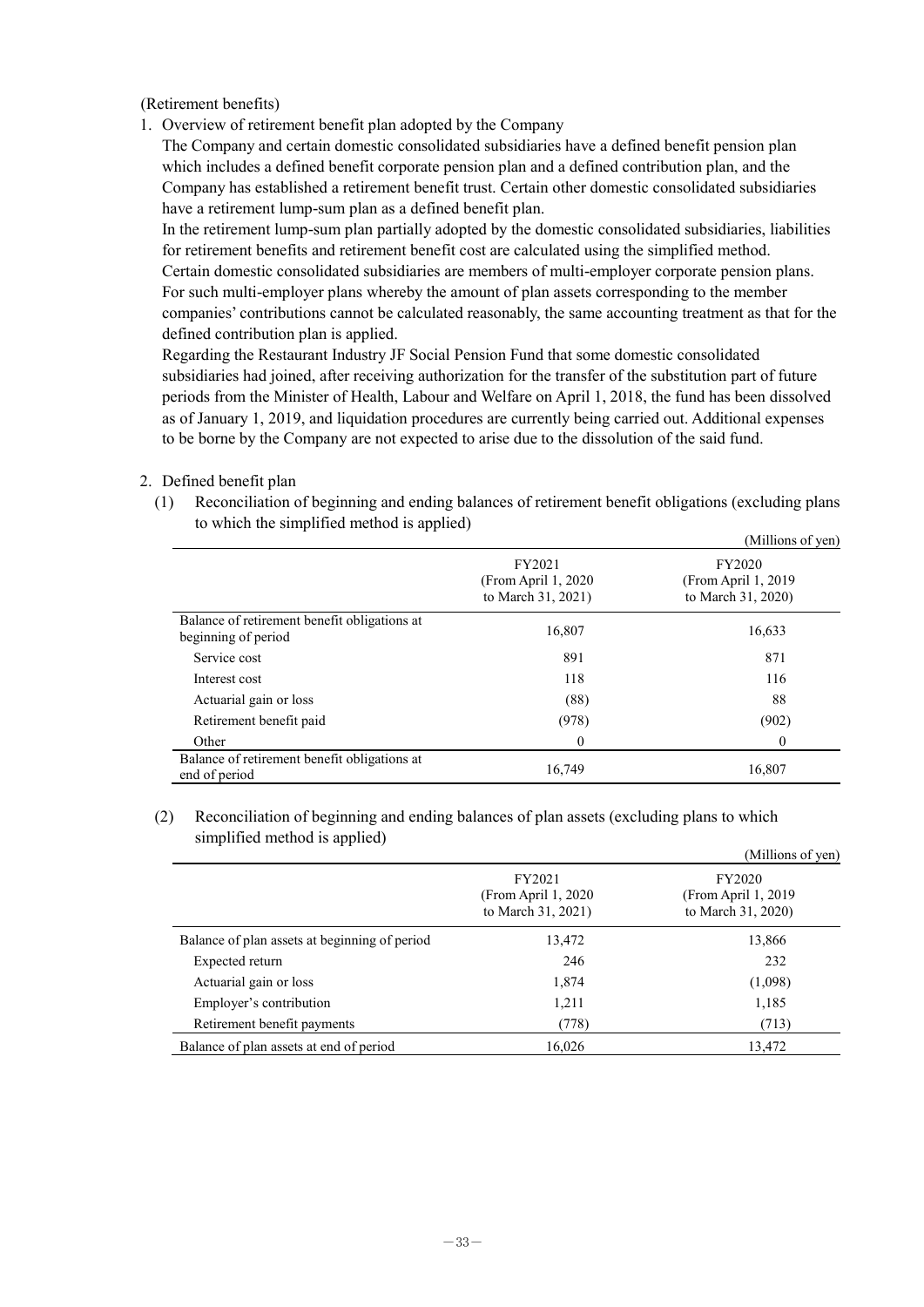(Retirement benefits)

1. Overview of retirement benefit plan adopted by the Company

   The Company and certain domestic consolidated subsidiaries have a defined benefit pension plan which includes a defined benefit corporate pension plan and a defined contribution plan, and the Company has established a retirement benefit trust. Certain other domestic consolidated subsidiaries have a retirement lump-sum plan as a defined benefit plan.

   In the retirement lump-sum plan partially adopted by the domestic consolidated subsidiaries, liabilities for retirement benefits and retirement benefit cost are calculated using the simplified method.

   Certain domestic consolidated subsidiaries are members of multi-employer corporate pension plans. For such multi-employer plans whereby the amount of plan assets corresponding to the member companies' contributions cannot be calculated reasonably, the same accounting treatment as that for the defined contribution plan is applied.

   Regarding the Restaurant Industry JF Social Pension Fund that some domestic consolidated subsidiaries had joined, after receiving authorization for the transfer of the substitution part of future periods from the Minister of Health, Labour and Welfare on April 1, 2018, the fund has been dissolved as of January 1, 2019, and liquidation procedures are currently being carried out. Additional expenses to be borne by the Company are not expected to arise due to the dissolution of the said fund.

2. Defined benefit plan

   (1) Reconciliation of beginning and ending balances of retirement benefit obligations (excluding plans to which the simplified method is applied)

(Millions of yen)

| | FY2021 (From April 1, 2020 to March 31, 2021) | FY2020 (From April 1, 2019 to March 31, 2020) |
|---|---|---|
| Balance of retirement benefit obligations at beginning of period | 16,807 | 16,633 |
| Service cost | 891 | 871 |
| Interest cost | 118 | 116 |
| Actuarial gain or loss | (88) | 88 |
| Retirement benefit paid | (978) | (902) |
| Other | 0 | 0 |
| Balance of retirement benefit obligations at end of period | 16,749 | 16,807 |

   (2) Reconciliation of beginning and ending balances of plan assets (excluding plans to which simplified method is applied)

(Millions of yen)

| | FY2021 (From April 1, 2020 to March 31, 2021) | FY2020 (From April 1, 2019 to March 31, 2020) |
|---|---|---|
| Balance of plan assets at beginning of period | 13,472 | 13,866 |
| Expected return | 246 | 232 |
| Actuarial gain or loss | 1,874 | (1,098) |
| Employer's contribution | 1,211 | 1,185 |
| Retirement benefit payments | (778) | (713) |
| Balance of plan assets at end of period | 16,026 | 13,472 |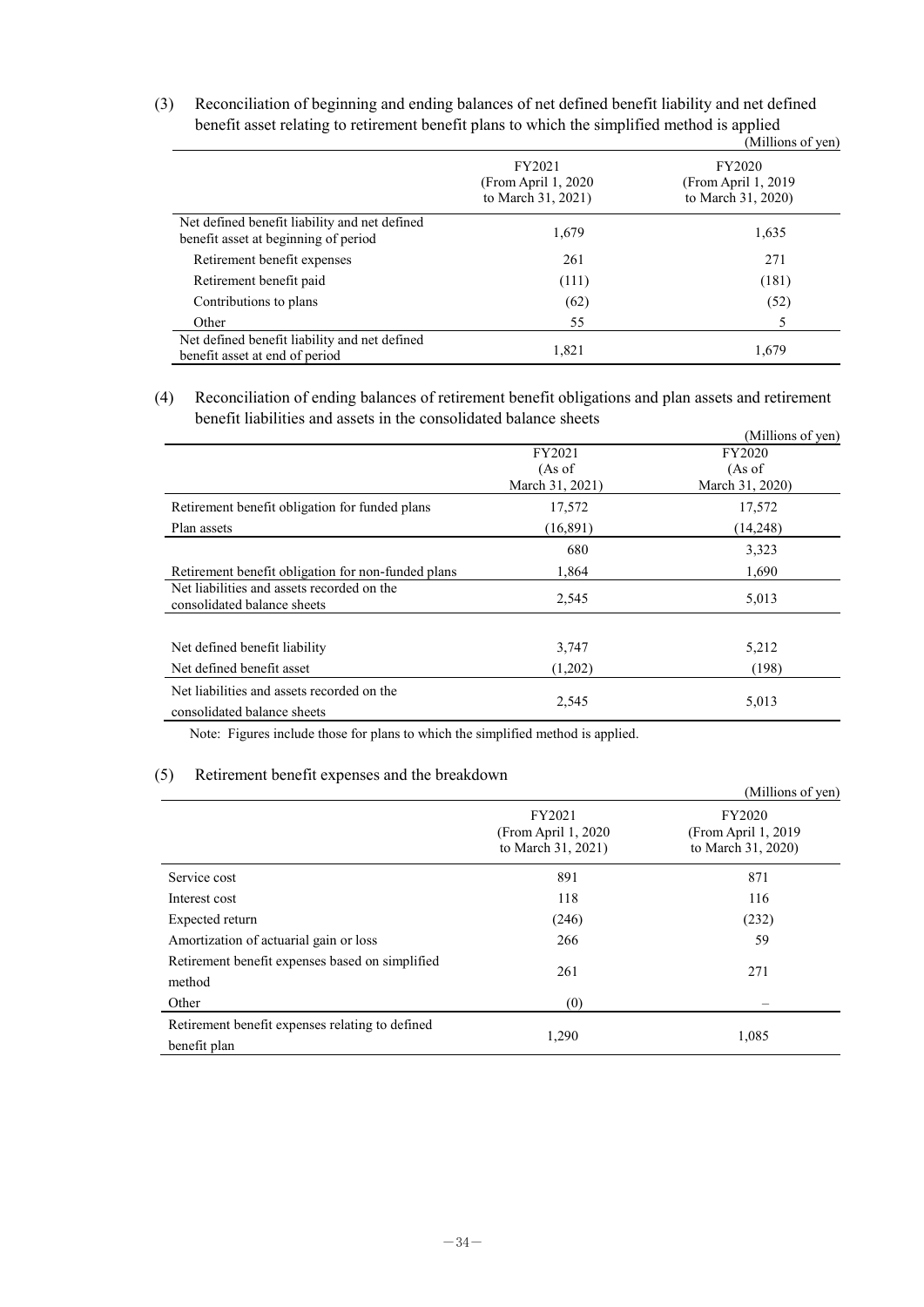(3) Reconciliation of beginning and ending balances of net defined benefit liability and net defined benefit asset relating to retirement benefit plans to which the simplified method is applied

(Millions of yen)

| | FY2021 (From April 1, 2020 to March 31, 2021) | FY2020 (From April 1, 2019 to March 31, 2020) |
|---|---|---|
| Net defined benefit liability and net defined benefit asset at beginning of period | 1,679 | 1,635 |
| Retirement benefit expenses | 261 | 271 |
| Retirement benefit paid | (111) | (181) |
| Contributions to plans | (62) | (52) |
| Other | 55 | 5 |
| Net defined benefit liability and net defined benefit asset at end of period | 1,821 | 1,679 |

(4) Reconciliation of ending balances of retirement benefit obligations and plan assets and retirement benefit liabilities and assets in the consolidated balance sheets

(Millions of yen)

| | FY2021 (As of March 31, 2021) | FY2020 (As of March 31, 2020) |
|---|---|---|
| Retirement benefit obligation for funded plans | 17,572 | 17,572 |
| Plan assets | (16,891) | (14,248) |
| | 680 | 3,323 |
| Retirement benefit obligation for non-funded plans | 1,864 | 1,690 |
| Net liabilities and assets recorded on the consolidated balance sheets | 2,545 | 5,013 |
| | | |
| Net defined benefit liability | 3,747 | 5,212 |
| Net defined benefit asset | (1,202) | (198) |
| Net liabilities and assets recorded on the consolidated balance sheets | 2,545 | 5,013 |

Note: Figures include those for plans to which the simplified method is applied.

(5) Retirement benefit expenses and the breakdown

(Millions of yen)

| | FY2021 (From April 1, 2020 to March 31, 2021) | FY2020 (From April 1, 2019 to March 31, 2020) |
|---|---|---|
| Service cost | 891 | 871 |
| Interest cost | 118 | 116 |
| Expected return | (246) | (232) |
| Amortization of actuarial gain or loss | 266 | 59 |
| Retirement benefit expenses based on simplified method | 261 | 271 |
| Other | (0) | – |
| Retirement benefit expenses relating to defined benefit plan | 1,290 | 1,085 |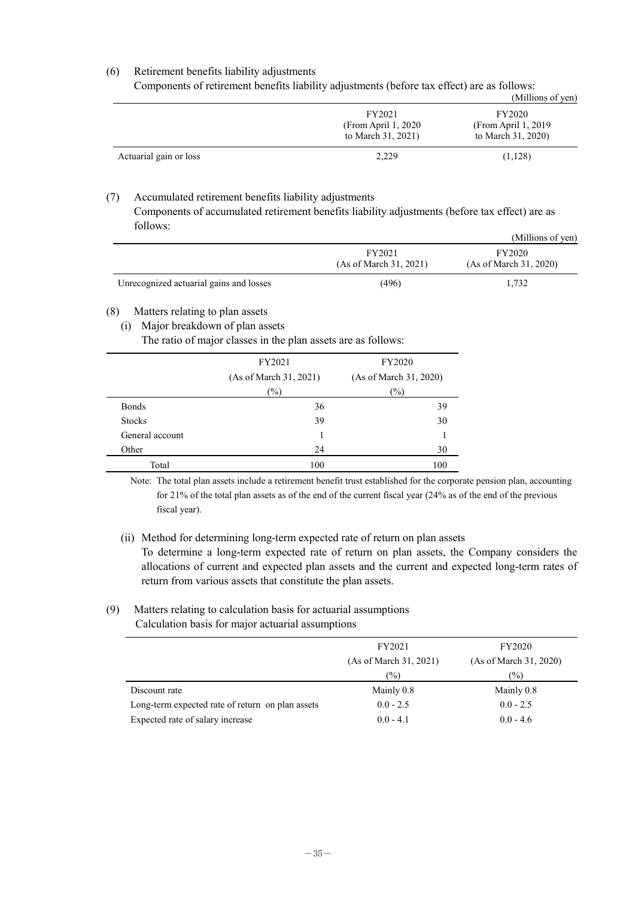(6) Retirement benefits liability adjustments

Components of retirement benefits liability adjustments (before tax effect) are as follows:

(Millions of yen)

| | FY2021 (From April 1, 2020 to March 31, 2021) | FY2020 (From April 1, 2019 to March 31, 2020) |
|---|---|---|
| Actuarial gain or loss | 2,229 | (1,128) |

(7) Accumulated retirement benefits liability adjustments

Components of accumulated retirement benefits liability adjustments (before tax effect) are as follows:

(Millions of yen)

| | FY2021 (As of March 31, 2021) | FY2020 (As of March 31, 2020) |
|---|---|---|
| Unrecognized actuarial gains and losses | (496) | 1,732 |

(8) Matters relating to plan assets

(i) Major breakdown of plan assets

The ratio of major classes in the plan assets are as follows:

| | FY2021 (As of March 31, 2021) (%) | FY2020 (As of March 31, 2020) (%) |
|---|---|---|
| Bonds | 36 | 39 |
| Stocks | 39 | 30 |
| General account | 1 | 1 |
| Other | 24 | 30 |
| Total | 100 | 100 |

Note: The total plan assets include a retirement benefit trust established for the corporate pension plan, accounting for 21% of the total plan assets as of the end of the current fiscal year (24% as of the end of the previous fiscal year).

(ii) Method for determining long-term expected rate of return on plan assets

To determine a long-term expected rate of return on plan assets, the Company considers the allocations of current and expected plan assets and the current and expected long-term rates of return from various assets that constitute the plan assets.

(9) Matters relating to calculation basis for actuarial assumptions

Calculation basis for major actuarial assumptions

| | FY2021 (As of March 31, 2021) (%) | FY2020 (As of March 31, 2020) (%) |
|---|---|---|
| Discount rate | Mainly 0.8 | Mainly 0.8 |
| Long-term expected rate of return on plan assets | 0.0 - 2.5 | 0.0 - 2.5 |
| Expected rate of salary increase | 0.0 - 4.1 | 0.0 - 4.6 |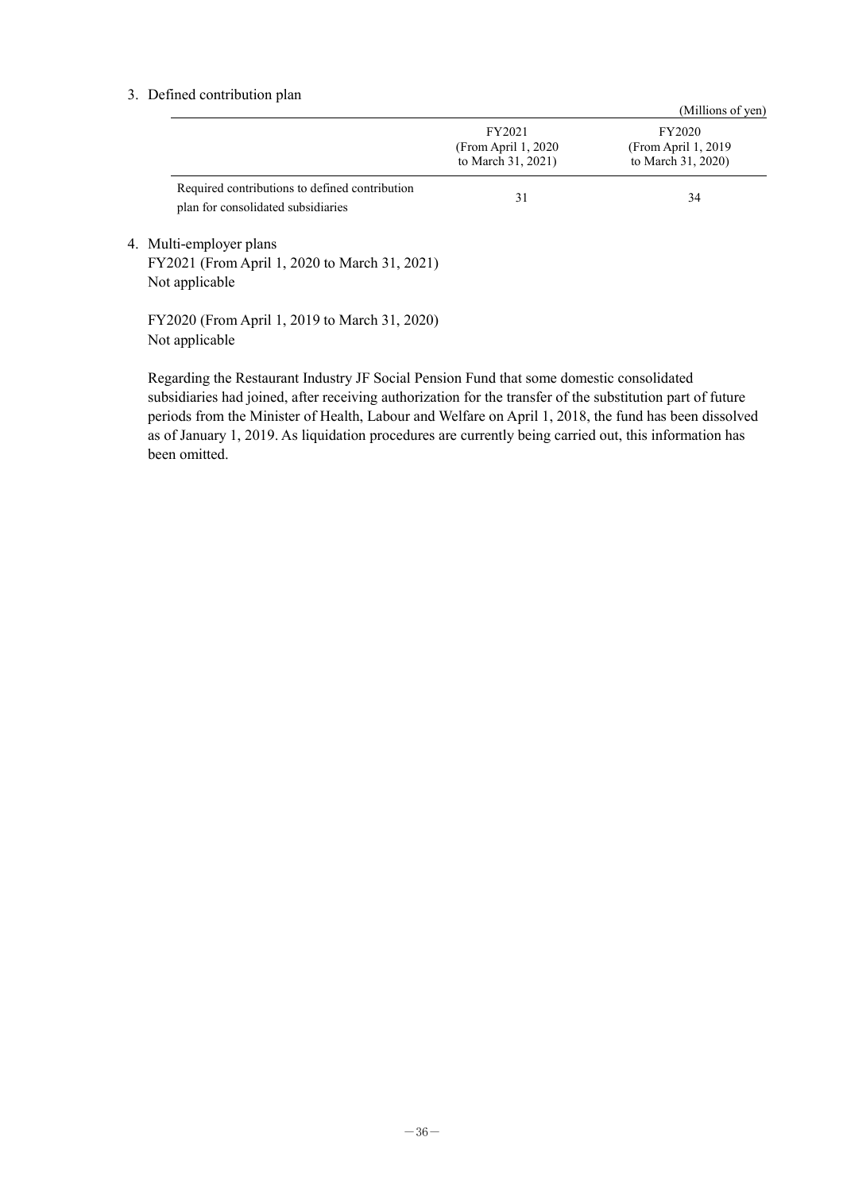3. Defined contribution plan

(Millions of yen)

| | FY2021 (From April 1, 2020 to March 31, 2021) | FY2020 (From April 1, 2019 to March 31, 2020) |
|---|---|---|
| Required contributions to defined contribution plan for consolidated subsidiaries | 31 | 34 |

4. Multi-employer plans

FY2021 (From April 1, 2020 to March 31, 2021)
Not applicable

FY2020 (From April 1, 2019 to March 31, 2020)
Not applicable

Regarding the Restaurant Industry JF Social Pension Fund that some domestic consolidated subsidiaries had joined, after receiving authorization for the transfer of the substitution part of future periods from the Minister of Health, Labour and Welfare on April 1, 2018, the fund has been dissolved as of January 1, 2019. As liquidation procedures are currently being carried out, this information has been omitted.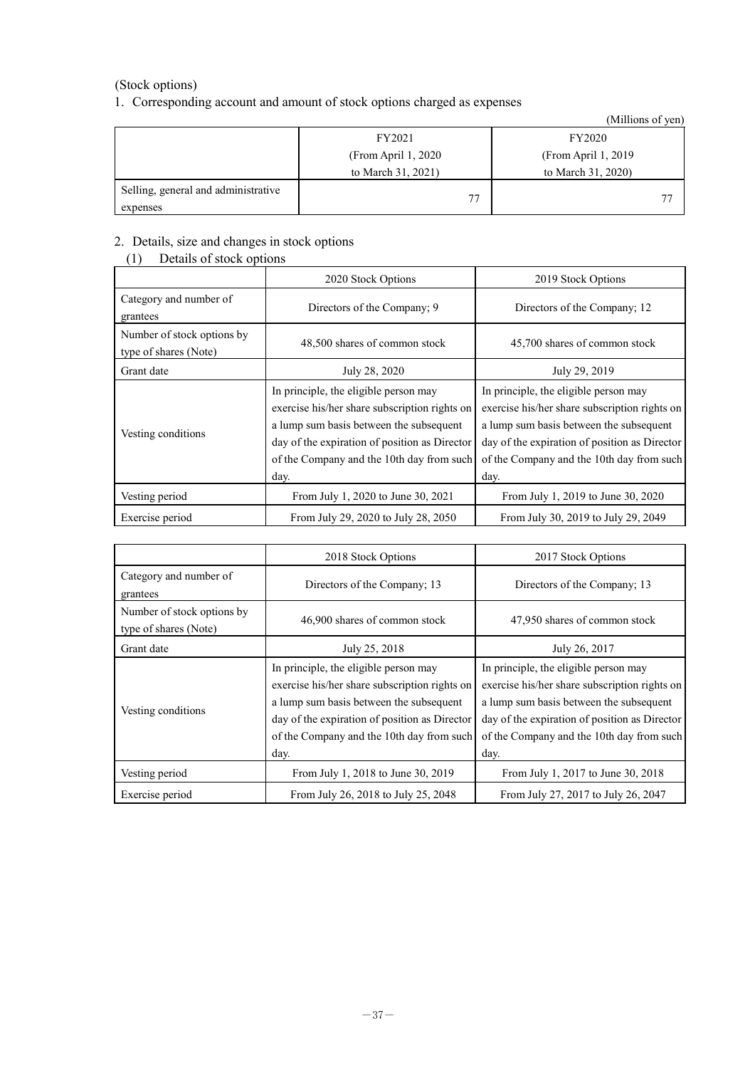(Stock options)

1. Corresponding account and amount of stock options charged as expenses

(Millions of yen)

| | FY2021 (From April 1, 2020 to March 31, 2021) | FY2020 (From April 1, 2019 to March 31, 2020) |
|---|---|---|
| Selling, general and administrative expenses | 77 | 77 |

2. Details, size and changes in stock options

(1) Details of stock options

| | 2020 Stock Options | 2019 Stock Options |
|---|---|---|
| Category and number of grantees | Directors of the Company; 9 | Directors of the Company; 12 |
| Number of stock options by type of shares (Note) | 48,500 shares of common stock | 45,700 shares of common stock |
| Grant date | July 28, 2020 | July 29, 2019 |
| Vesting conditions | In principle, the eligible person may exercise his/her share subscription rights on a lump sum basis between the subsequent day of the expiration of position as Director of the Company and the 10th day from such day. | In principle, the eligible person may exercise his/her share subscription rights on a lump sum basis between the subsequent day of the expiration of position as Director of the Company and the 10th day from such day. |
| Vesting period | From July 1, 2020 to June 30, 2021 | From July 1, 2019 to June 30, 2020 |
| Exercise period | From July 29, 2020 to July 28, 2050 | From July 30, 2019 to July 29, 2049 |

| | 2018 Stock Options | 2017 Stock Options |
|---|---|---|
| Category and number of grantees | Directors of the Company; 13 | Directors of the Company; 13 |
| Number of stock options by type of shares (Note) | 46,900 shares of common stock | 47,950 shares of common stock |
| Grant date | July 25, 2018 | July 26, 2017 |
| Vesting conditions | In principle, the eligible person may exercise his/her share subscription rights on a lump sum basis between the subsequent day of the expiration of position as Director of the Company and the 10th day from such day. | In principle, the eligible person may exercise his/her share subscription rights on a lump sum basis between the subsequent day of the expiration of position as Director of the Company and the 10th day from such day. |
| Vesting period | From July 1, 2018 to June 30, 2019 | From July 1, 2017 to June 30, 2018 |
| Exercise period | From July 26, 2018 to July 25, 2048 | From July 27, 2017 to July 26, 2047 |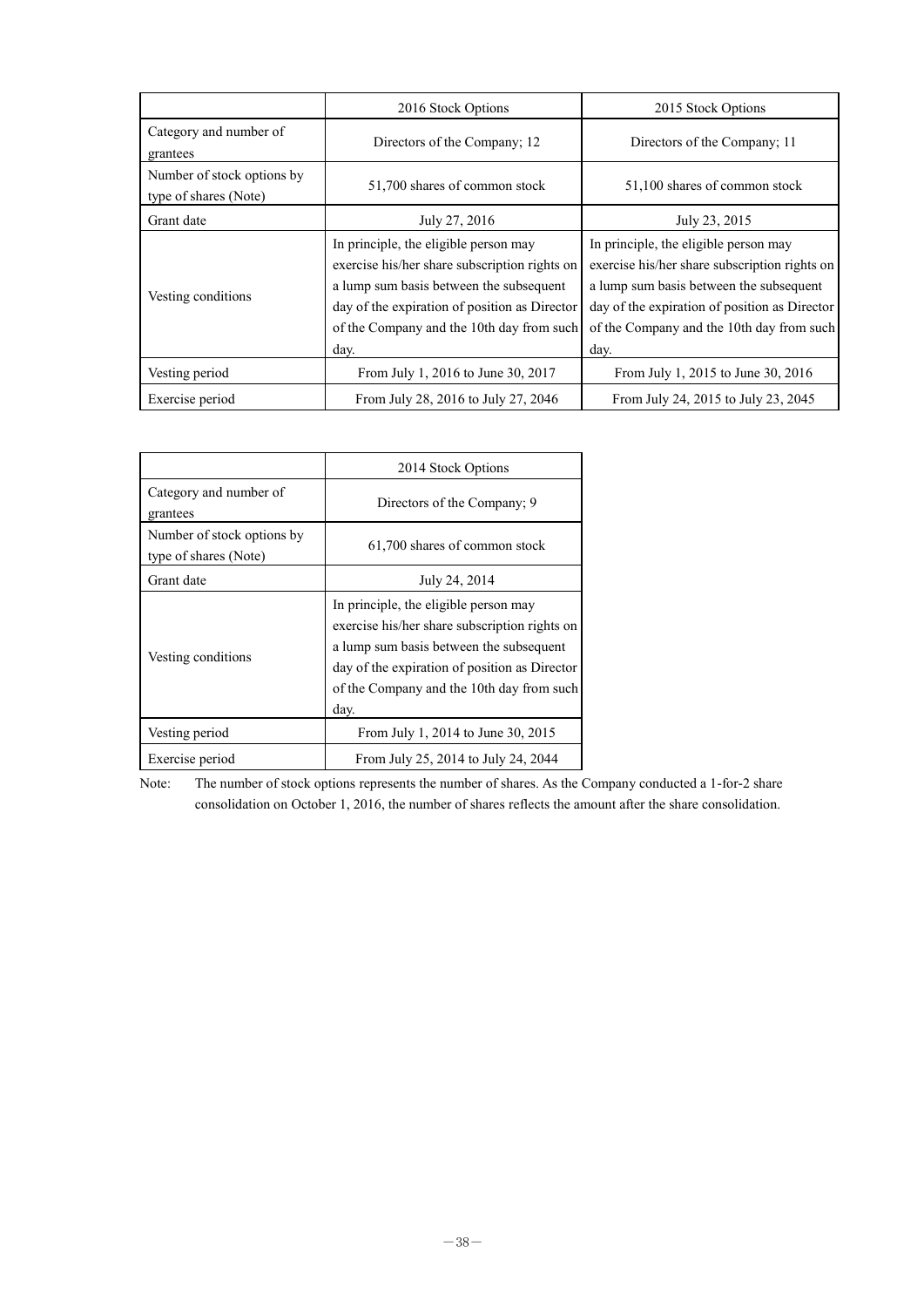| | 2016 Stock Options | 2015 Stock Options |
|---|---|---|
| Category and number of grantees | Directors of the Company; 12 | Directors of the Company; 11 |
| Number of stock options by type of shares (Note) | 51,700 shares of common stock | 51,100 shares of common stock |
| Grant date | July 27, 2016 | July 23, 2015 |
| Vesting conditions | In principle, the eligible person may exercise his/her share subscription rights on a lump sum basis between the subsequent day of the expiration of position as Director of the Company and the 10th day from such day. | In principle, the eligible person may exercise his/her share subscription rights on a lump sum basis between the subsequent day of the expiration of position as Director of the Company and the 10th day from such day. |
| Vesting period | From July 1, 2016 to June 30, 2017 | From July 1, 2015 to June 30, 2016 |
| Exercise period | From July 28, 2016 to July 27, 2046 | From July 24, 2015 to July 23, 2045 |

| | 2014 Stock Options |
|---|---|
| Category and number of grantees | Directors of the Company; 9 |
| Number of stock options by type of shares (Note) | 61,700 shares of common stock |
| Grant date | July 24, 2014 |
| Vesting conditions | In principle, the eligible person may exercise his/her share subscription rights on a lump sum basis between the subsequent day of the expiration of position as Director of the Company and the 10th day from such day. |
| Vesting period | From July 1, 2014 to June 30, 2015 |
| Exercise period | From July 25, 2014 to July 24, 2044 |

Note: The number of stock options represents the number of shares. As the Company conducted a 1-for-2 share consolidation on October 1, 2016, the number of shares reflects the amount after the share consolidation.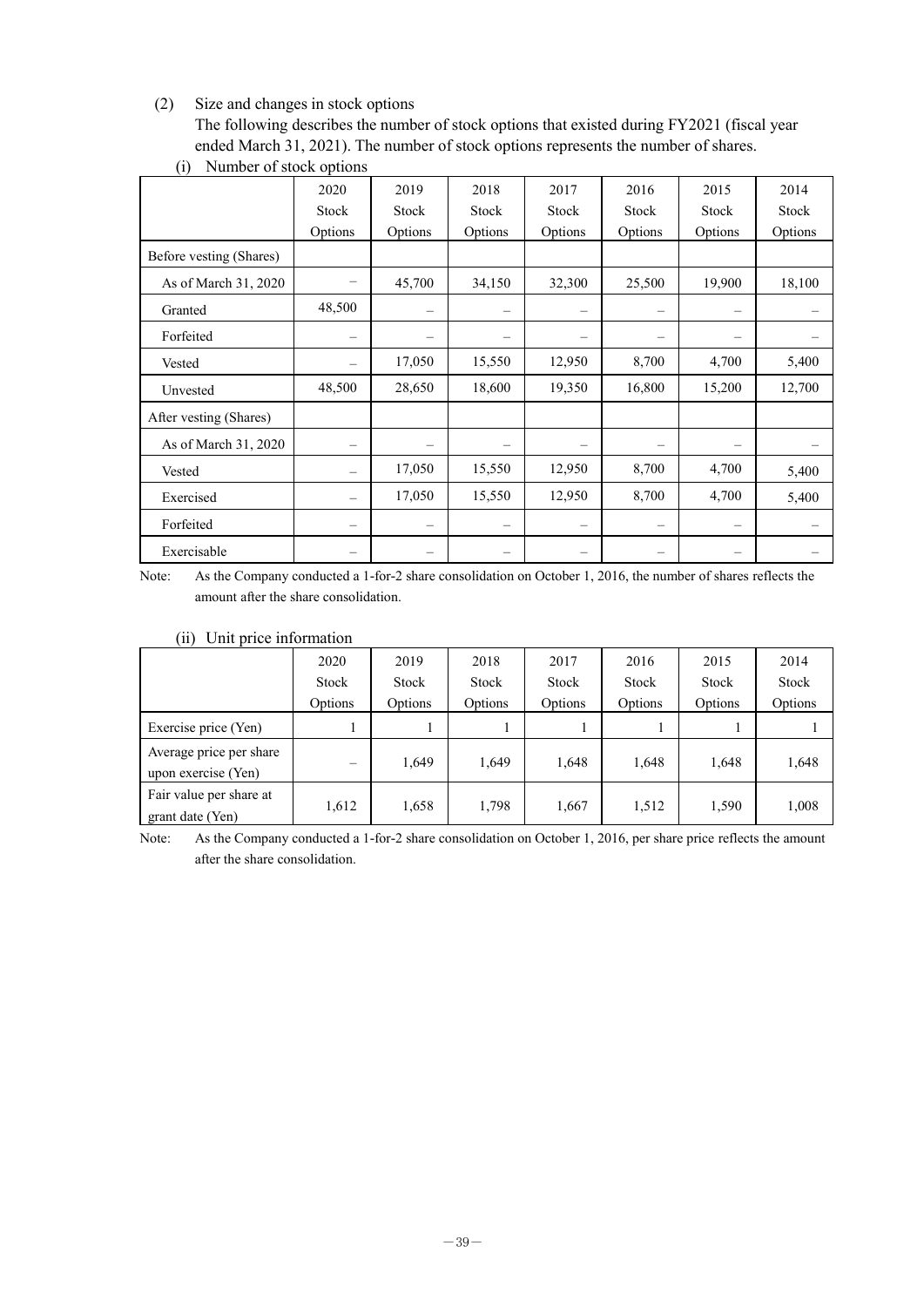(2) Size and changes in stock options

The following describes the number of stock options that existed during FY2021 (fiscal year ended March 31, 2021). The number of stock options represents the number of shares.

(i) Number of stock options

| | 2020 Stock Options | 2019 Stock Options | 2018 Stock Options | 2017 Stock Options | 2016 Stock Options | 2015 Stock Options | 2014 Stock Options |
|---|---|---|---|---|---|---|---|
| Before vesting (Shares) | | | | | | | |
| As of March 31, 2020 | – | 45,700 | 34,150 | 32,300 | 25,500 | 19,900 | 18,100 |
| Granted | 48,500 | – | – | – | – | – | – |
| Forfeited | – | – | – | – | – | – | – |
| Vested | – | 17,050 | 15,550 | 12,950 | 8,700 | 4,700 | 5,400 |
| Unvested | 48,500 | 28,650 | 18,600 | 19,350 | 16,800 | 15,200 | 12,700 |
| After vesting (Shares) | | | | | | | |
| As of March 31, 2020 | – | – | – | – | – | – | – |
| Vested | – | 17,050 | 15,550 | 12,950 | 8,700 | 4,700 | 5,400 |
| Exercised | – | 17,050 | 15,550 | 12,950 | 8,700 | 4,700 | 5,400 |
| Forfeited | – | – | – | – | – | – | – |
| Exercisable | – | – | – | – | – | – | – |

Note: As the Company conducted a 1-for-2 share consolidation on October 1, 2016, the number of shares reflects the amount after the share consolidation.

(ii) Unit price information

| | 2020 Stock Options | 2019 Stock Options | 2018 Stock Options | 2017 Stock Options | 2016 Stock Options | 2015 Stock Options | 2014 Stock Options |
|---|---|---|---|---|---|---|---|
| Exercise price (Yen) | 1 | 1 | 1 | 1 | 1 | 1 | 1 |
| Average price per share upon exercise (Yen) | – | 1,649 | 1,649 | 1,648 | 1,648 | 1,648 | 1,648 |
| Fair value per share at grant date (Yen) | 1,612 | 1,658 | 1,798 | 1,667 | 1,512 | 1,590 | 1,008 |

Note: As the Company conducted a 1-for-2 share consolidation on October 1, 2016, per share price reflects the amount after the share consolidation.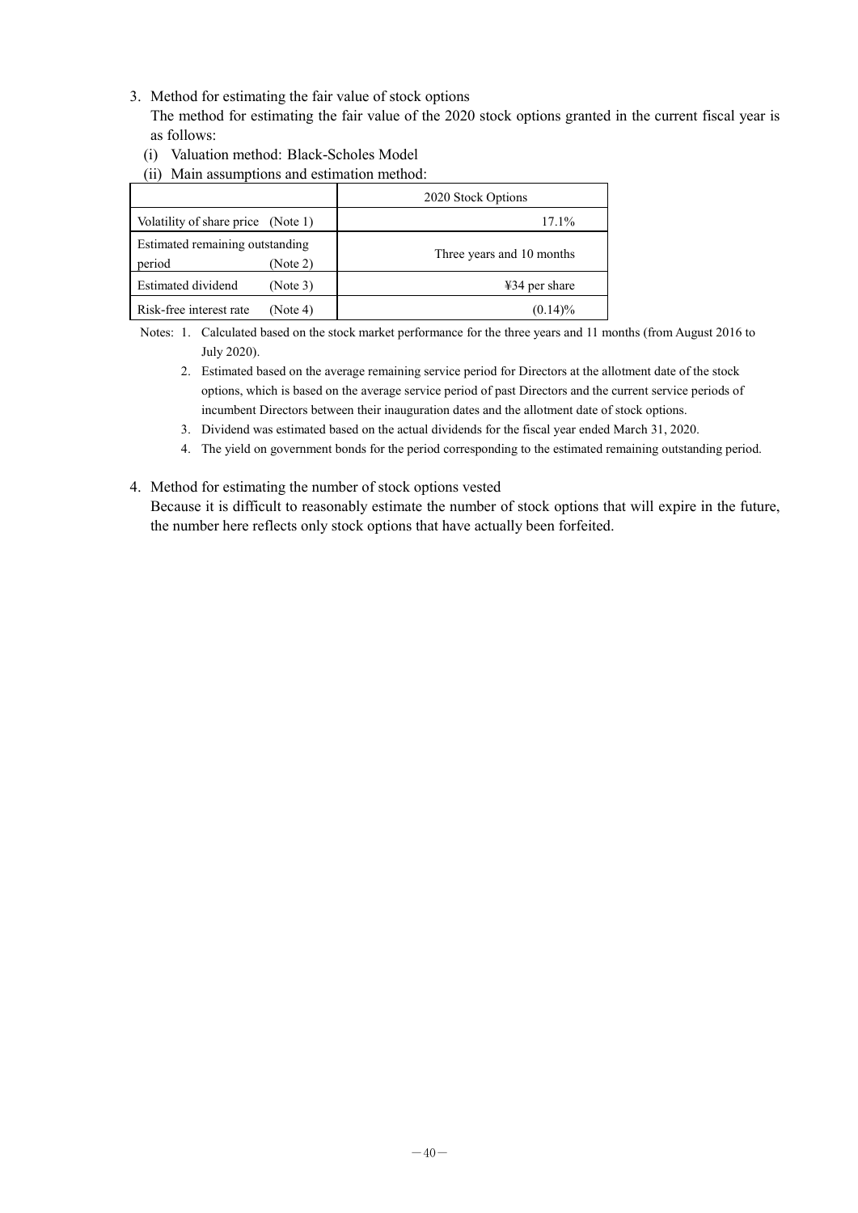3. Method for estimating the fair value of stock options

The method for estimating the fair value of the 2020 stock options granted in the current fiscal year is as follows:

(i) Valuation method: Black-Scholes Model

(ii) Main assumptions and estimation method:

| | 2020 Stock Options |
|---|---|
| Volatility of share price (Note 1) | 17.1% |
| Estimated remaining outstanding period (Note 2) | Three years and 10 months |
| Estimated dividend (Note 3) | ¥34 per share |
| Risk-free interest rate (Note 4) | (0.14)% |

Notes: 1. Calculated based on the stock market performance for the three years and 11 months (from August 2016 to July 2020).

2. Estimated based on the average remaining service period for Directors at the allotment date of the stock options, which is based on the average service period of past Directors and the current service periods of incumbent Directors between their inauguration dates and the allotment date of stock options.

3. Dividend was estimated based on the actual dividends for the fiscal year ended March 31, 2020.

4. The yield on government bonds for the period corresponding to the estimated remaining outstanding period.

4. Method for estimating the number of stock options vested

Because it is difficult to reasonably estimate the number of stock options that will expire in the future, the number here reflects only stock options that have actually been forfeited.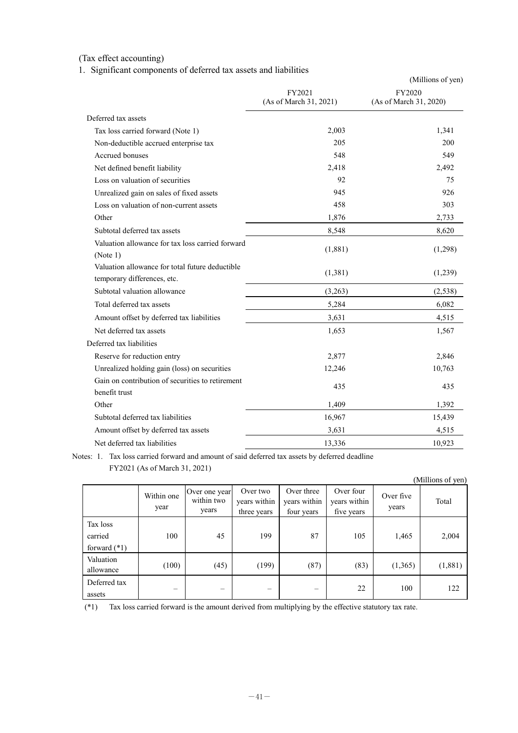(Tax effect accounting)

1. Significant components of deferred tax assets and liabilities

(Millions of yen)

| | FY2021 (As of March 31, 2021) | FY2020 (As of March 31, 2020) |
|---|---|---|
| Deferred tax assets | | |
| Tax loss carried forward (Note 1) | 2,003 | 1,341 |
| Non-deductible accrued enterprise tax | 205 | 200 |
| Accrued bonuses | 548 | 549 |
| Net defined benefit liability | 2,418 | 2,492 |
| Loss on valuation of securities | 92 | 75 |
| Unrealized gain on sales of fixed assets | 945 | 926 |
| Loss on valuation of non-current assets | 458 | 303 |
| Other | 1,876 | 2,733 |
| Subtotal deferred tax assets | 8,548 | 8,620 |
| Valuation allowance for tax loss carried forward (Note 1) | (1,881) | (1,298) |
| Valuation allowance for total future deductible temporary differences, etc. | (1,381) | (1,239) |
| Subtotal valuation allowance | (3,263) | (2,538) |
| Total deferred tax assets | 5,284 | 6,082 |
| Amount offset by deferred tax liabilities | 3,631 | 4,515 |
| Net deferred tax assets | 1,653 | 1,567 |
| Deferred tax liabilities | | |
| Reserve for reduction entry | 2,877 | 2,846 |
| Unrealized holding gain (loss) on securities | 12,246 | 10,763 |
| Gain on contribution of securities to retirement benefit trust | 435 | 435 |
| Other | 1,409 | 1,392 |
| Subtotal deferred tax liabilities | 16,967 | 15,439 |
| Amount offset by deferred tax assets | 3,631 | 4,515 |
| Net deferred tax liabilities | 13,336 | 10,923 |

Notes: 1. Tax loss carried forward and amount of said deferred tax assets by deferred deadline

FY2021 (As of March 31, 2021)

(Millions of yen)

| | Within one year | Over one year within two years | Over two years within three years | Over three years within four years | Over four years within five years | Over five years | Total |
|---|---|---|---|---|---|---|---|
| Tax loss carried forward (*1) | 100 | 45 | 199 | 87 | 105 | 1,465 | 2,004 |
| Valuation allowance | (100) | (45) | (199) | (87) | (83) | (1,365) | (1,881) |
| Deferred tax assets | – | – | – | – | 22 | 100 | 122 |

(*1) Tax loss carried forward is the amount derived from multiplying by the effective statutory tax rate.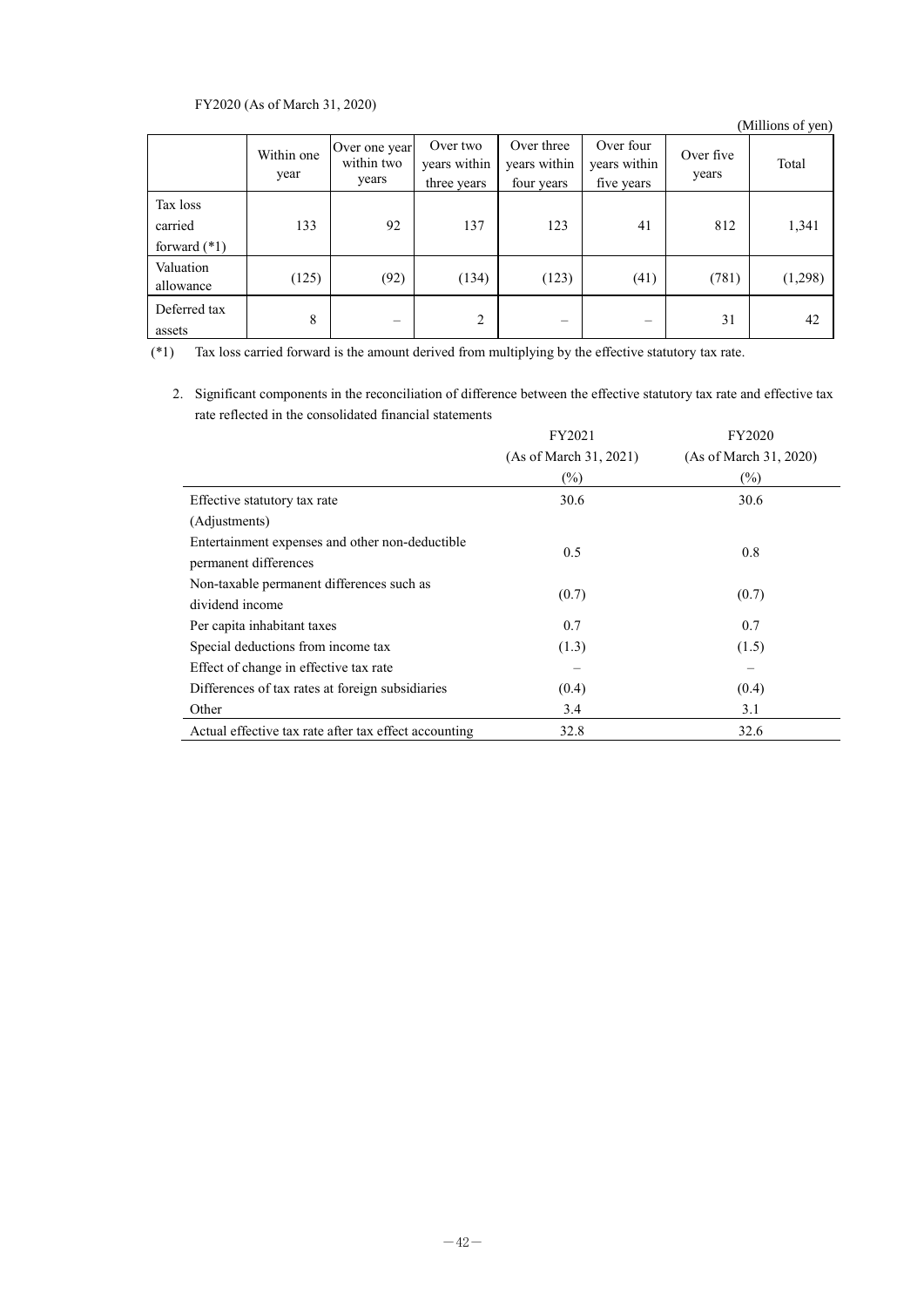FY2020 (As of March 31, 2020)

(Millions of yen)

| | Within one year | Over one year within two years | Over two years within three years | Over three years within four years | Over four years within five years | Over five years | Total |
|---|---|---|---|---|---|---|---|
| Tax loss carried forward (*1) | 133 | 92 | 137 | 123 | 41 | 812 | 1,341 |
| Valuation allowance | (125) | (92) | (134) | (123) | (41) | (781) | (1,298) |
| Deferred tax assets | 8 | – | 2 | – | – | 31 | 42 |

(*1) Tax loss carried forward is the amount derived from multiplying by the effective statutory tax rate.

2. Significant components in the reconciliation of difference between the effective statutory tax rate and effective tax rate reflected in the consolidated financial statements

| | FY2021 (As of March 31, 2021) (%) | FY2020 (As of March 31, 2020) (%) |
|---|---|---|
| Effective statutory tax rate | 30.6 | 30.6 |
| (Adjustments) | | |
| Entertainment expenses and other non-deductible permanent differences | 0.5 | 0.8 |
| Non-taxable permanent differences such as dividend income | (0.7) | (0.7) |
| Per capita inhabitant taxes | 0.7 | 0.7 |
| Special deductions from income tax | (1.3) | (1.5) |
| Effect of change in effective tax rate | – | – |
| Differences of tax rates at foreign subsidiaries | (0.4) | (0.4) |
| Other | 3.4 | 3.1 |
| Actual effective tax rate after tax effect accounting | 32.8 | 32.6 |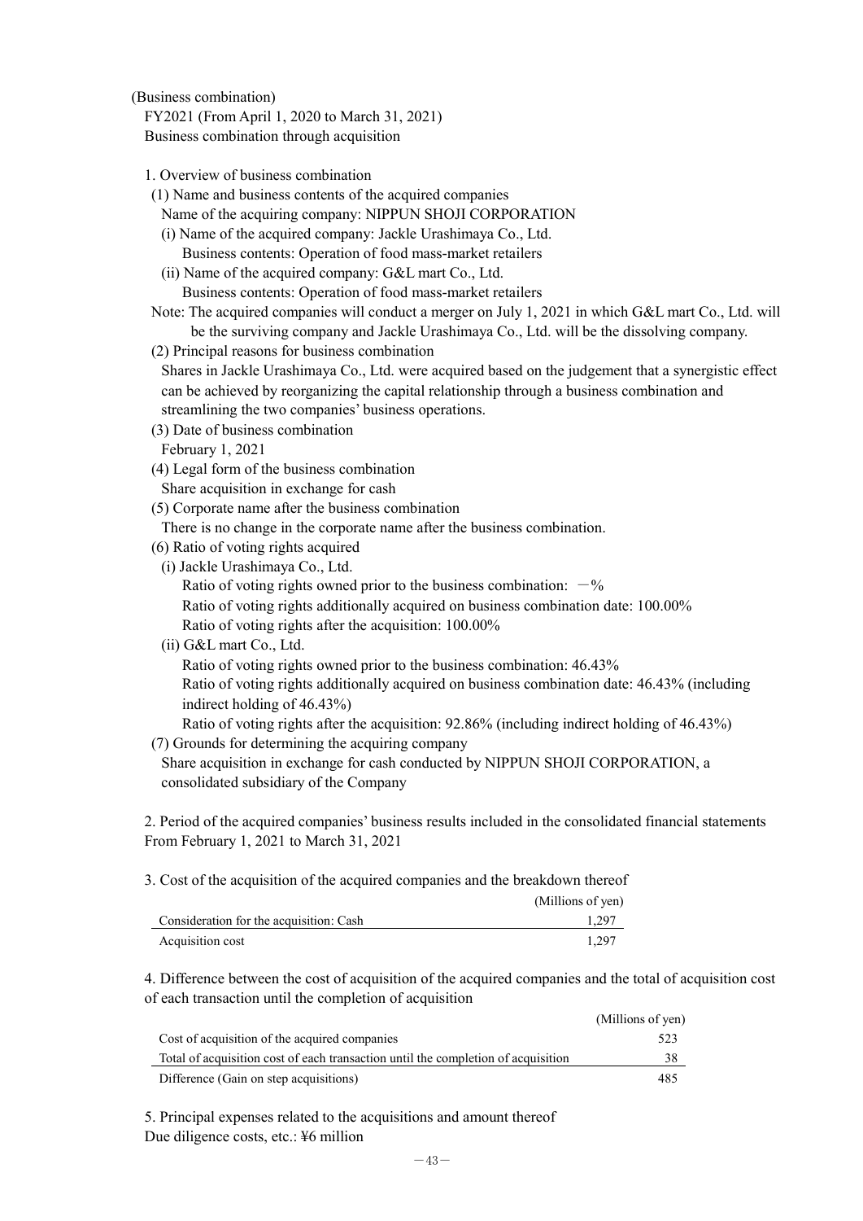(Business combination)

FY2021 (From April 1, 2020 to March 31, 2021)

Business combination through acquisition

1. Overview of business combination

(1) Name and business contents of the acquired companies

Name of the acquiring company: NIPPUN SHOJI CORPORATION

(i) Name of the acquired company: Jackle Urashimaya Co., Ltd.

Business contents: Operation of food mass-market retailers

(ii) Name of the acquired company: G&L mart Co., Ltd.

Business contents: Operation of food mass-market retailers

Note: The acquired companies will conduct a merger on July 1, 2021 in which G&L mart Co., Ltd. will be the surviving company and Jackle Urashimaya Co., Ltd. will be the dissolving company.

(2) Principal reasons for business combination

Shares in Jackle Urashimaya Co., Ltd. were acquired based on the judgement that a synergistic effect can be achieved by reorganizing the capital relationship through a business combination and streamlining the two companies' business operations.

(3) Date of business combination

February 1, 2021

(4) Legal form of the business combination

Share acquisition in exchange for cash

(5) Corporate name after the business combination

There is no change in the corporate name after the business combination.

(6) Ratio of voting rights acquired

(i) Jackle Urashimaya Co., Ltd.

Ratio of voting rights owned prior to the business combination: －%

Ratio of voting rights additionally acquired on business combination date: 100.00%

Ratio of voting rights after the acquisition: 100.00%

(ii) G&L mart Co., Ltd.

Ratio of voting rights owned prior to the business combination: 46.43%

Ratio of voting rights additionally acquired on business combination date: 46.43% (including indirect holding of 46.43%)

Ratio of voting rights after the acquisition: 92.86% (including indirect holding of 46.43%)

(7) Grounds for determining the acquiring company

Share acquisition in exchange for cash conducted by NIPPUN SHOJI CORPORATION, a consolidated subsidiary of the Company

2. Period of the acquired companies' business results included in the consolidated financial statements

From February 1, 2021 to March 31, 2021

3. Cost of the acquisition of the acquired companies and the breakdown thereof

| | (Millions of yen) |
|---|---|
| Consideration for the acquisition: Cash | 1,297 |
| Acquisition cost | 1,297 |

4. Difference between the cost of acquisition of the acquired companies and the total of acquisition cost of each transaction until the completion of acquisition

| | (Millions of yen) |
|---|---|
| Cost of acquisition of the acquired companies | 523 |
| Total of acquisition cost of each transaction until the completion of acquisition | 38 |
| Difference (Gain on step acquisitions) | 485 |

5. Principal expenses related to the acquisitions and amount thereof

Due diligence costs, etc.: ¥6 million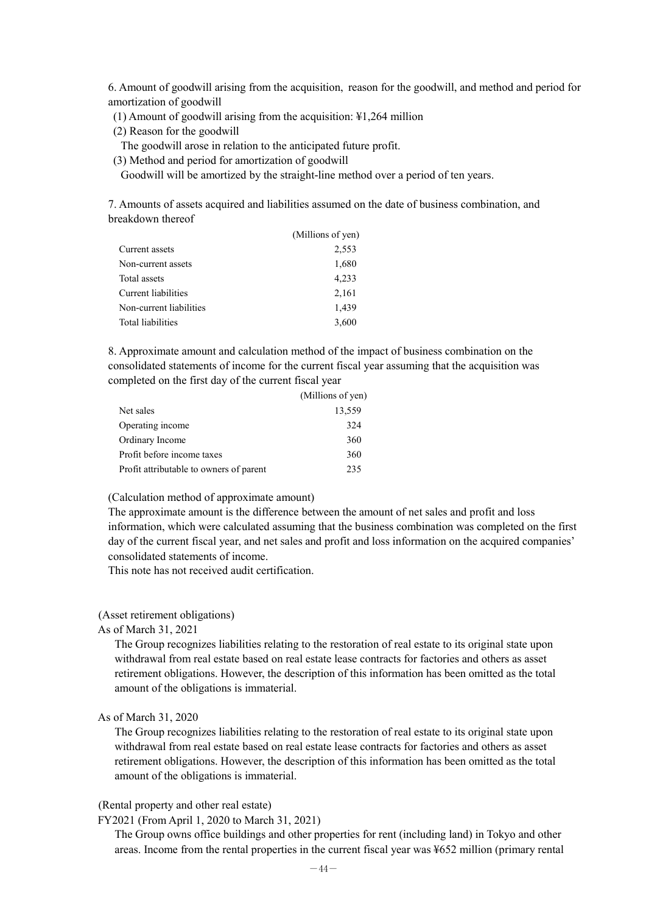6. Amount of goodwill arising from the acquisition, reason for the goodwill, and method and period for amortization of goodwill

(1) Amount of goodwill arising from the acquisition: ¥1,264 million

(2) Reason for the goodwill

The goodwill arose in relation to the anticipated future profit.

(3) Method and period for amortization of goodwill

Goodwill will be amortized by the straight-line method over a period of ten years.

7. Amounts of assets acquired and liabilities assumed on the date of business combination, and breakdown thereof

| | (Millions of yen) |
|---|---|
| Current assets | 2,553 |
| Non-current assets | 1,680 |
| Total assets | 4,233 |
| Current liabilities | 2,161 |
| Non-current liabilities | 1,439 |
| Total liabilities | 3,600 |

8. Approximate amount and calculation method of the impact of business combination on the consolidated statements of income for the current fiscal year assuming that the acquisition was completed on the first day of the current fiscal year

| | (Millions of yen) |
|---|---|
| Net sales | 13,559 |
| Operating income | 324 |
| Ordinary Income | 360 |
| Profit before income taxes | 360 |
| Profit attributable to owners of parent | 235 |

(Calculation method of approximate amount)

The approximate amount is the difference between the amount of net sales and profit and loss information, which were calculated assuming that the business combination was completed on the first day of the current fiscal year, and net sales and profit and loss information on the acquired companies' consolidated statements of income.

This note has not received audit certification.

(Asset retirement obligations)

As of March 31, 2021

The Group recognizes liabilities relating to the restoration of real estate to its original state upon withdrawal from real estate based on real estate lease contracts for factories and others as asset retirement obligations. However, the description of this information has been omitted as the total amount of the obligations is immaterial.

As of March 31, 2020

The Group recognizes liabilities relating to the restoration of real estate to its original state upon withdrawal from real estate based on real estate lease contracts for factories and others as asset retirement obligations. However, the description of this information has been omitted as the total amount of the obligations is immaterial.

(Rental property and other real estate)

FY2021 (From April 1, 2020 to March 31, 2021)

The Group owns office buildings and other properties for rent (including land) in Tokyo and other areas. Income from the rental properties in the current fiscal year was ¥652 million (primary rental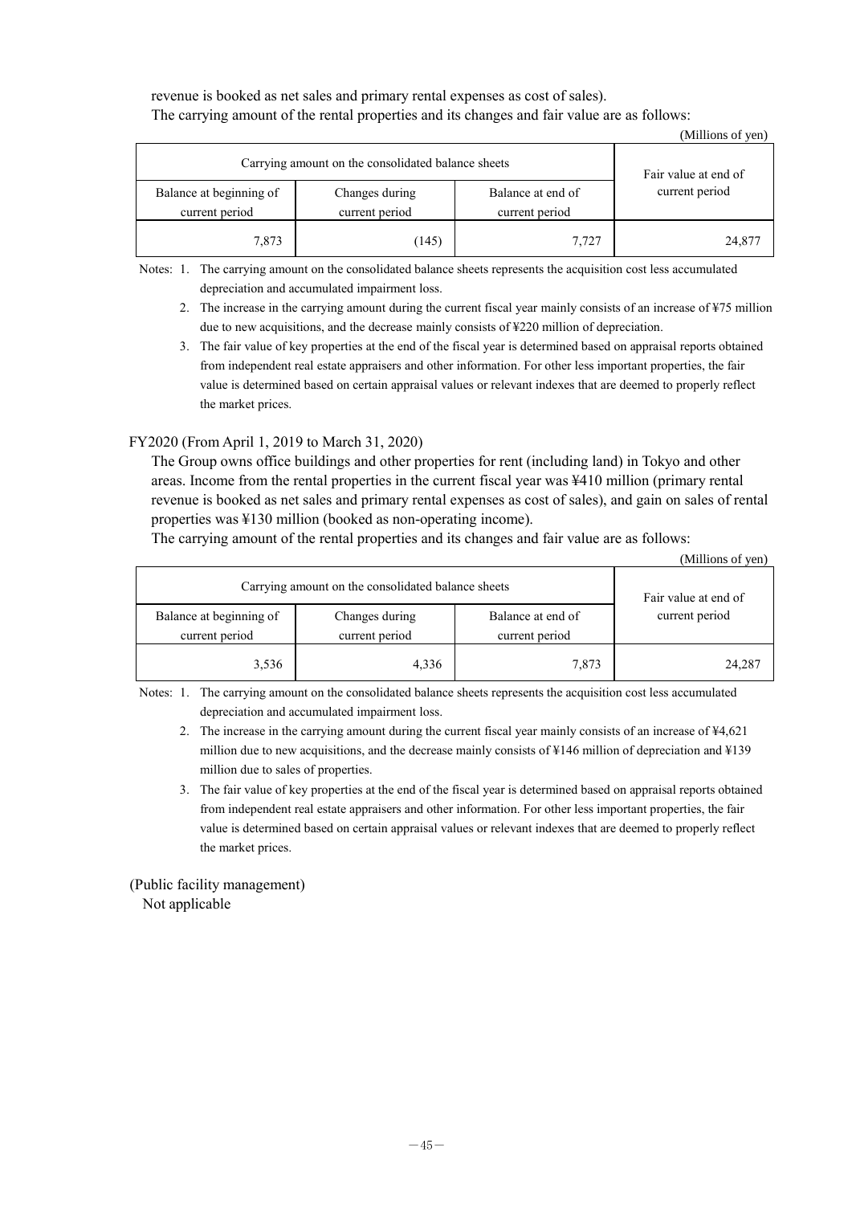revenue is booked as net sales and primary rental expenses as cost of sales).

The carrying amount of the rental properties and its changes and fair value are as follows:

(Millions of yen)

| Carrying amount on the consolidated balance sheets | | | Fair value at end of current period |
|---|---|---|---|
| Balance at beginning of current period | Changes during current period | Balance at end of current period | |
| 7,873 | (145) | 7,727 | 24,877 |

Notes: 1. The carrying amount on the consolidated balance sheets represents the acquisition cost less accumulated depreciation and accumulated impairment loss.

2. The increase in the carrying amount during the current fiscal year mainly consists of an increase of ¥75 million due to new acquisitions, and the decrease mainly consists of ¥220 million of depreciation.

3. The fair value of key properties at the end of the fiscal year is determined based on appraisal reports obtained from independent real estate appraisers and other information. For other less important properties, the fair value is determined based on certain appraisal values or relevant indexes that are deemed to properly reflect the market prices.

FY2020 (From April 1, 2019 to March 31, 2020)

The Group owns office buildings and other properties for rent (including land) in Tokyo and other areas. Income from the rental properties in the current fiscal year was ¥410 million (primary rental revenue is booked as net sales and primary rental expenses as cost of sales), and gain on sales of rental properties was ¥130 million (booked as non-operating income).

The carrying amount of the rental properties and its changes and fair value are as follows:

(Millions of yen)

| Carrying amount on the consolidated balance sheets | | | Fair value at end of current period |
|---|---|---|---|
| Balance at beginning of current period | Changes during current period | Balance at end of current period | |
| 3,536 | 4,336 | 7,873 | 24,287 |

Notes: 1. The carrying amount on the consolidated balance sheets represents the acquisition cost less accumulated depreciation and accumulated impairment loss.

2. The increase in the carrying amount during the current fiscal year mainly consists of an increase of ¥4,621 million due to new acquisitions, and the decrease mainly consists of ¥146 million of depreciation and ¥139 million due to sales of properties.

3. The fair value of key properties at the end of the fiscal year is determined based on appraisal reports obtained from independent real estate appraisers and other information. For other less important properties, the fair value is determined based on certain appraisal values or relevant indexes that are deemed to properly reflect the market prices.

(Public facility management)

Not applicable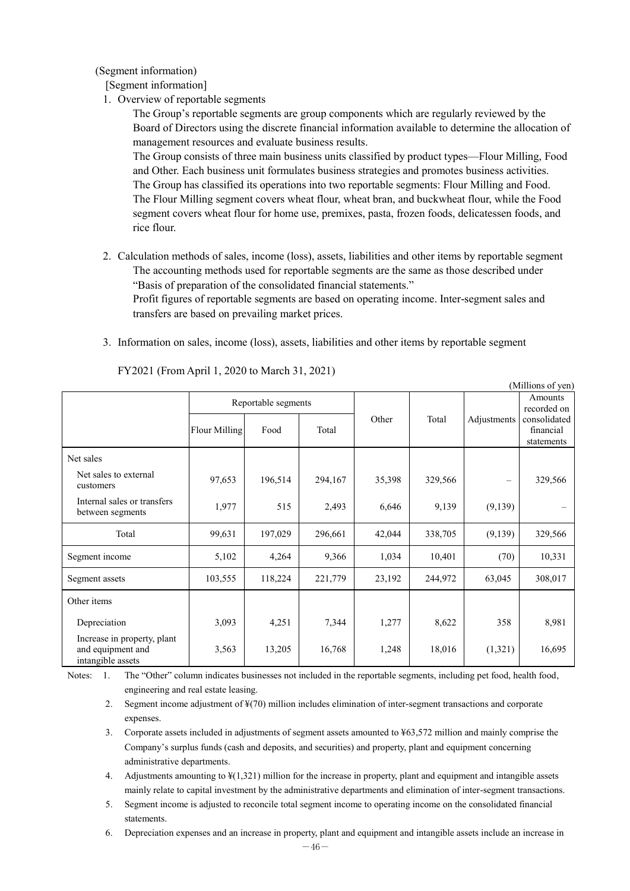(Segment information)

[Segment information]

1. Overview of reportable segments

   The Group's reportable segments are group components which are regularly reviewed by the Board of Directors using the discrete financial information available to determine the allocation of management resources and evaluate business results.

   The Group consists of three main business units classified by product types—Flour Milling, Food and Other. Each business unit formulates business strategies and promotes business activities.

   The Group has classified its operations into two reportable segments: Flour Milling and Food.

   The Flour Milling segment covers wheat flour, wheat bran, and buckwheat flour, while the Food segment covers wheat flour for home use, premixes, pasta, frozen foods, delicatessen foods, and rice flour.

2. Calculation methods of sales, income (loss), assets, liabilities and other items by reportable segment

   The accounting methods used for reportable segments are the same as those described under "Basis of preparation of the consolidated financial statements."

   Profit figures of reportable segments are based on operating income. Inter-segment sales and transfers are based on prevailing market prices.

3. Information on sales, income (loss), assets, liabilities and other items by reportable segment

FY2021 (From April 1, 2020 to March 31, 2021)

(Millions of yen)

| | Reportable segments | | | Other | Total | Adjustments | Amounts recorded on consolidated financial statements |
|---|---|---|---|---|---|---|---|
| | Flour Milling | Food | Total | | | | |
| Net sales | | | | | | | |
| Net sales to external customers | 97,653 | 196,514 | 294,167 | 35,398 | 329,566 | – | 329,566 |
| Internal sales or transfers between segments | 1,977 | 515 | 2,493 | 6,646 | 9,139 | (9,139) | – |
| Total | 99,631 | 197,029 | 296,661 | 42,044 | 338,705 | (9,139) | 329,566 |
| Segment income | 5,102 | 4,264 | 9,366 | 1,034 | 10,401 | (70) | 10,331 |
| Segment assets | 103,555 | 118,224 | 221,779 | 23,192 | 244,972 | 63,045 | 308,017 |
| Other items | | | | | | | |
| Depreciation | 3,093 | 4,251 | 7,344 | 1,277 | 8,622 | 358 | 8,981 |
| Increase in property, plant and equipment and intangible assets | 3,563 | 13,205 | 16,768 | 1,248 | 18,016 | (1,321) | 16,695 |

Notes:

1. The "Other" column indicates businesses not included in the reportable segments, including pet food, health food, engineering and real estate leasing.
2. Segment income adjustment of ¥(70) million includes elimination of inter-segment transactions and corporate expenses.
3. Corporate assets included in adjustments of segment assets amounted to ¥63,572 million and mainly comprise the Company's surplus funds (cash and deposits, and securities) and property, plant and equipment concerning administrative departments.
4. Adjustments amounting to ¥(1,321) million for the increase in property, plant and equipment and intangible assets mainly relate to capital investment by the administrative departments and elimination of inter-segment transactions.
5. Segment income is adjusted to reconcile total segment income to operating income on the consolidated financial statements.
6. Depreciation expenses and an increase in property, plant and equipment and intangible assets include an increase in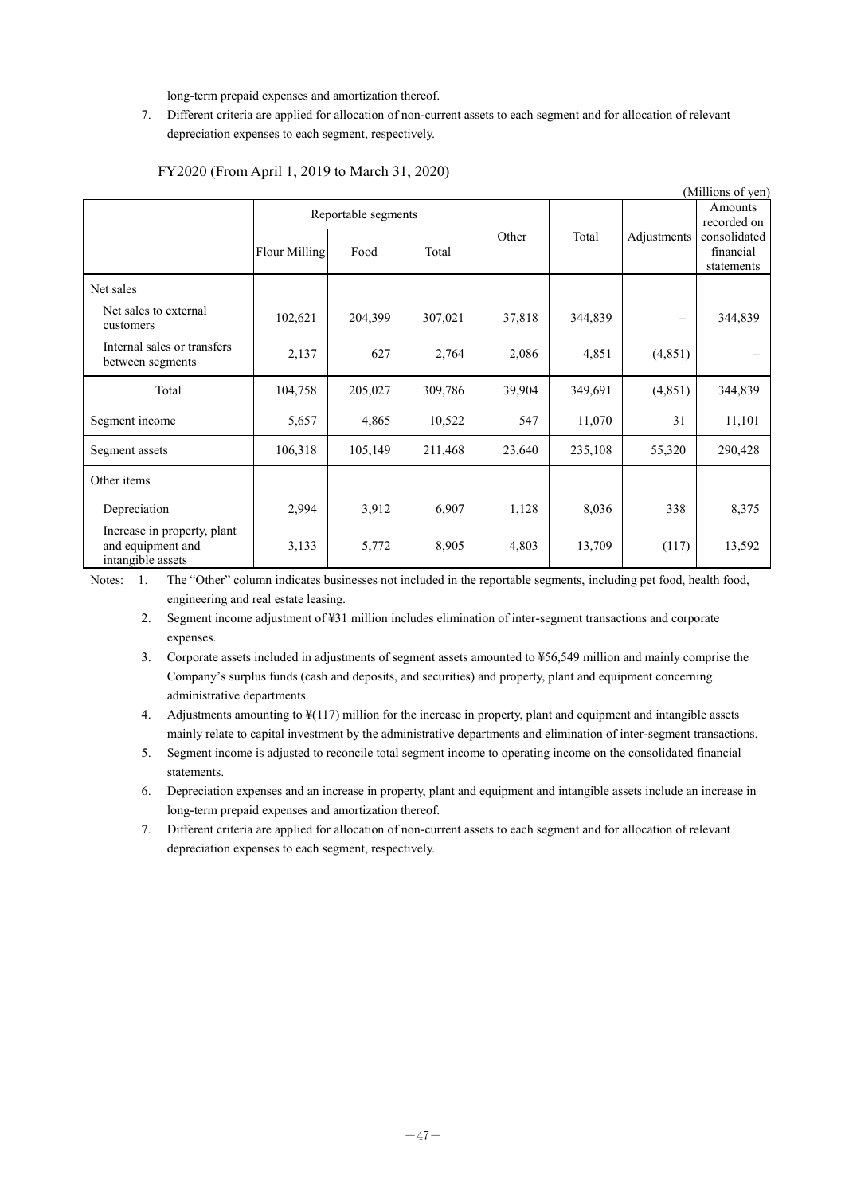long-term prepaid expenses and amortization thereof.

7. Different criteria are applied for allocation of non-current assets to each segment and for allocation of relevant depreciation expenses to each segment, respectively.

FY2020 (From April 1, 2019 to March 31, 2020)

(Millions of yen)

| | Reportable segments | | | Other | Total | Adjustments | Amounts recorded on consolidated financial statements |
|---|---|---|---|---|---|---|---|
| | Flour Milling | Food | Total | | | | |
| Net sales | | | | | | | |
| Net sales to external customers | 102,621 | 204,399 | 307,021 | 37,818 | 344,839 | – | 344,839 |
| Internal sales or transfers between segments | 2,137 | 627 | 2,764 | 2,086 | 4,851 | (4,851) | – |
| Total | 104,758 | 205,027 | 309,786 | 39,904 | 349,691 | (4,851) | 344,839 |
| Segment income | 5,657 | 4,865 | 10,522 | 547 | 11,070 | 31 | 11,101 |
| Segment assets | 106,318 | 105,149 | 211,468 | 23,640 | 235,108 | 55,320 | 290,428 |
| Other items | | | | | | | |
| Depreciation | 2,994 | 3,912 | 6,907 | 1,128 | 8,036 | 338 | 8,375 |
| Increase in property, plant and equipment and intangible assets | 3,133 | 5,772 | 8,905 | 4,803 | 13,709 | (117) | 13,592 |

Notes:
1. The "Other" column indicates businesses not included in the reportable segments, including pet food, health food, engineering and real estate leasing.
2. Segment income adjustment of ¥31 million includes elimination of inter-segment transactions and corporate expenses.
3. Corporate assets included in adjustments of segment assets amounted to ¥56,549 million and mainly comprise the Company's surplus funds (cash and deposits, and securities) and property, plant and equipment concerning administrative departments.
4. Adjustments amounting to ¥(117) million for the increase in property, plant and equipment and intangible assets mainly relate to capital investment by the administrative departments and elimination of inter-segment transactions.
5. Segment income is adjusted to reconcile total segment income to operating income on the consolidated financial statements.
6. Depreciation expenses and an increase in property, plant and equipment and intangible assets include an increase in long-term prepaid expenses and amortization thereof.
7. Different criteria are applied for allocation of non-current assets to each segment and for allocation of relevant depreciation expenses to each segment, respectively.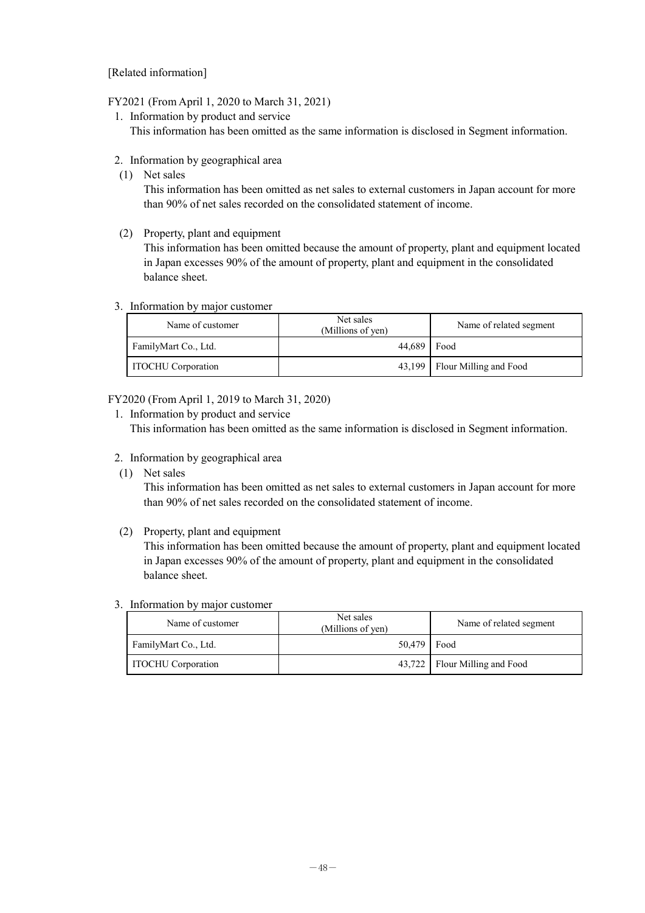[Related information]

FY2021 (From April 1, 2020 to March 31, 2021)

1. Information by product and service
   This information has been omitted as the same information is disclosed in Segment information.

2. Information by geographical area
   (1) Net sales
   This information has been omitted as net sales to external customers in Japan account for more than 90% of net sales recorded on the consolidated statement of income.

   (2) Property, plant and equipment
   This information has been omitted because the amount of property, plant and equipment located in Japan excesses 90% of the amount of property, plant and equipment in the consolidated balance sheet.

3. Information by major customer

| Name of customer | Net sales (Millions of yen) | Name of related segment |
|---|---|---|
| FamilyMart Co., Ltd. | 44,689 | Food |
| ITOCHU Corporation | 43,199 | Flour Milling and Food |

FY2020 (From April 1, 2019 to March 31, 2020)

1. Information by product and service
   This information has been omitted as the same information is disclosed in Segment information.

2. Information by geographical area
   (1) Net sales
   This information has been omitted as net sales to external customers in Japan account for more than 90% of net sales recorded on the consolidated statement of income.

   (2) Property, plant and equipment
   This information has been omitted because the amount of property, plant and equipment located in Japan excesses 90% of the amount of property, plant and equipment in the consolidated balance sheet.

3. Information by major customer

| Name of customer | Net sales (Millions of yen) | Name of related segment |
|---|---|---|
| FamilyMart Co., Ltd. | 50,479 | Food |
| ITOCHU Corporation | 43,722 | Flour Milling and Food |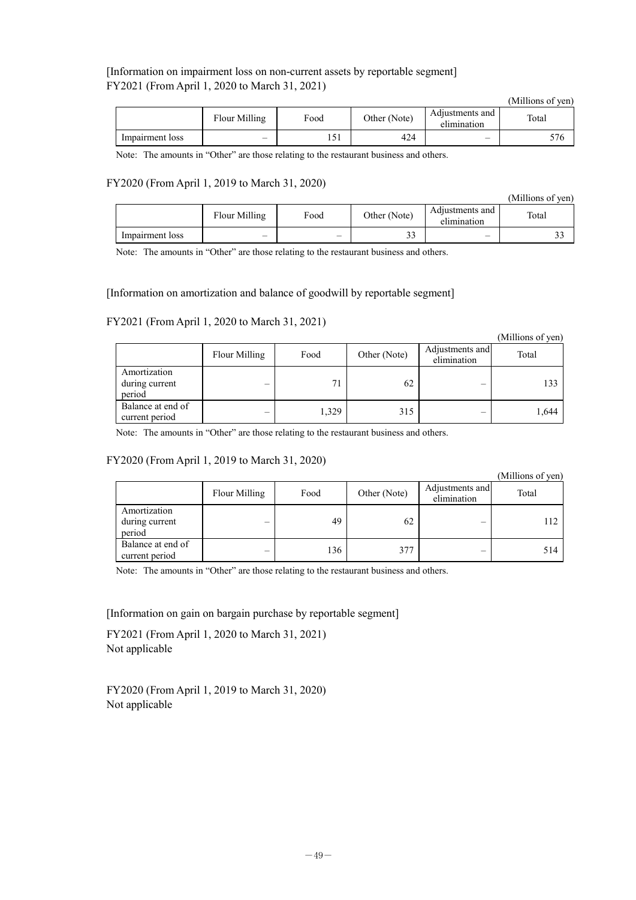[Information on impairment loss on non-current assets by reportable segment]

FY2021 (From April 1, 2020 to March 31, 2021)

(Millions of yen)

| | Flour Milling | Food | Other (Note) | Adjustments and elimination | Total |
|---|---|---|---|---|---|
| Impairment loss | – | 151 | 424 | – | 576 |

Note: The amounts in "Other" are those relating to the restaurant business and others.

FY2020 (From April 1, 2019 to March 31, 2020)

(Millions of yen)

| | Flour Milling | Food | Other (Note) | Adjustments and elimination | Total |
|---|---|---|---|---|---|
| Impairment loss | – | – | 33 | – | 33 |

Note: The amounts in "Other" are those relating to the restaurant business and others.

[Information on amortization and balance of goodwill by reportable segment]

FY2021 (From April 1, 2020 to March 31, 2021)

(Millions of yen)

| | Flour Milling | Food | Other (Note) | Adjustments and elimination | Total |
|---|---|---|---|---|---|
| Amortization during current period | – | 71 | 62 | – | 133 |
| Balance at end of current period | – | 1,329 | 315 | – | 1,644 |

Note: The amounts in "Other" are those relating to the restaurant business and others.

FY2020 (From April 1, 2019 to March 31, 2020)

(Millions of yen)

| | Flour Milling | Food | Other (Note) | Adjustments and elimination | Total |
|---|---|---|---|---|---|
| Amortization during current period | – | 49 | 62 | – | 112 |
| Balance at end of current period | – | 136 | 377 | – | 514 |

Note: The amounts in "Other" are those relating to the restaurant business and others.

[Information on gain on bargain purchase by reportable segment]

FY2021 (From April 1, 2020 to March 31, 2021)
Not applicable

FY2020 (From April 1, 2019 to March 31, 2020)
Not applicable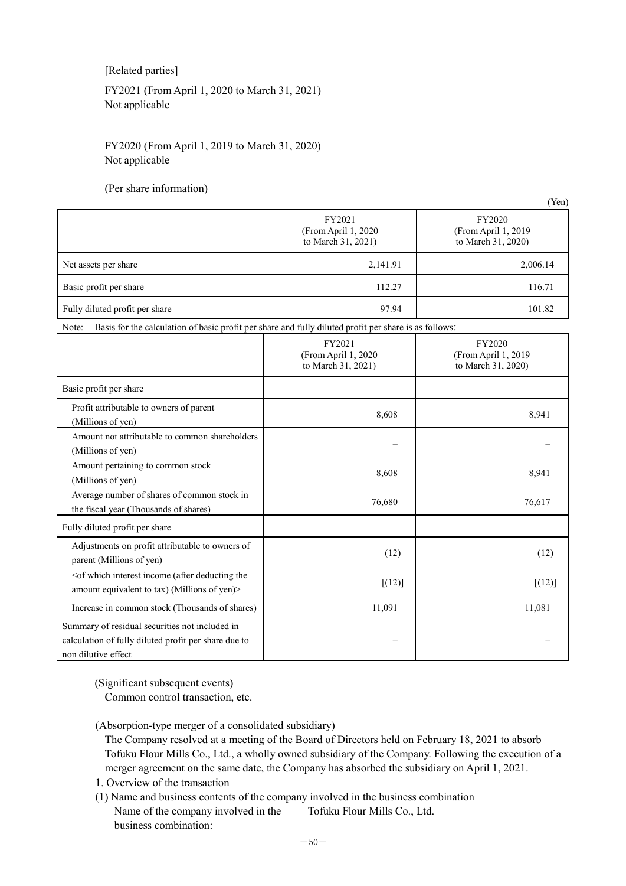[Related parties]

FY2021 (From April 1, 2020 to March 31, 2021)
Not applicable

FY2020 (From April 1, 2019 to March 31, 2020)
Not applicable

(Per share information)

(Yen)

| | FY2021 (From April 1, 2020 to March 31, 2021) | FY2020 (From April 1, 2019 to March 31, 2020) |
|---|---|---|
| Net assets per share | 2,141.91 | 2,006.14 |
| Basic profit per share | 112.27 | 116.71 |
| Fully diluted profit per share | 97.94 | 101.82 |

Note: Basis for the calculation of basic profit per share and fully diluted profit per share is as follows:

| | FY2021 (From April 1, 2020 to March 31, 2021) | FY2020 (From April 1, 2019 to March 31, 2020) |
|---|---|---|
| Basic profit per share | | |
| Profit attributable to owners of parent (Millions of yen) | 8,608 | 8,941 |
| Amount not attributable to common shareholders (Millions of yen) | – | – |
| Amount pertaining to common stock (Millions of yen) | 8,608 | 8,941 |
| Average number of shares of common stock in the fiscal year (Thousands of shares) | 76,680 | 76,617 |
| Fully diluted profit per share | | |
| Adjustments on profit attributable to owners of parent (Millions of yen) | (12) | (12) |
| <of which interest income (after deducting the amount equivalent to tax) (Millions of yen)> | [(12)] | [(12)] |
| Increase in common stock (Thousands of shares) | 11,091 | 11,081 |
| Summary of residual securities not included in calculation of fully diluted profit per share due to non dilutive effect | – | – |

(Significant subsequent events)
Common control transaction, etc.

(Absorption-type merger of a consolidated subsidiary)

The Company resolved at a meeting of the Board of Directors held on February 18, 2021 to absorb Tofuku Flour Mills Co., Ltd., a wholly owned subsidiary of the Company. Following the execution of a merger agreement on the same date, the Company has absorbed the subsidiary on April 1, 2021.

1. Overview of the transaction

(1) Name and business contents of the company involved in the business combination

Name of the company involved in the business combination: Tofuku Flour Mills Co., Ltd.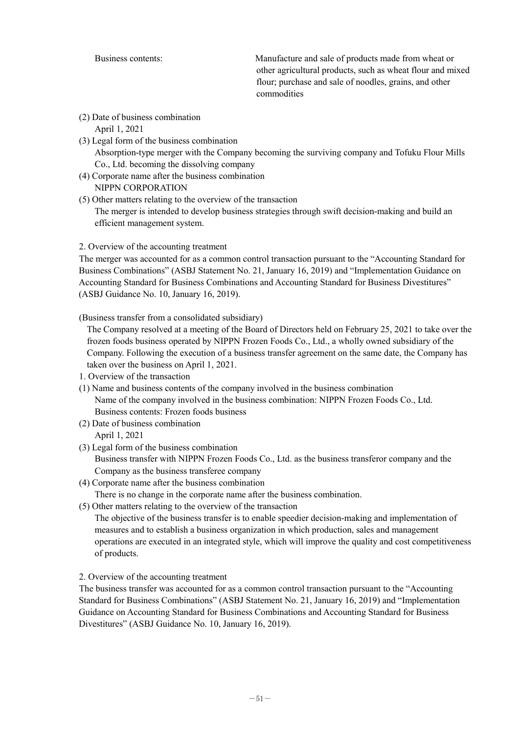Business contents: Manufacture and sale of products made from wheat or other agricultural products, such as wheat flour and mixed flour; purchase and sale of noodles, grains, and other commodities

(2) Date of business combination
April 1, 2021

(3) Legal form of the business combination
Absorption-type merger with the Company becoming the surviving company and Tofuku Flour Mills Co., Ltd. becoming the dissolving company

(4) Corporate name after the business combination
NIPPN CORPORATION

(5) Other matters relating to the overview of the transaction
The merger is intended to develop business strategies through swift decision-making and build an efficient management system.

2. Overview of the accounting treatment

The merger was accounted for as a common control transaction pursuant to the "Accounting Standard for Business Combinations" (ASBJ Statement No. 21, January 16, 2019) and "Implementation Guidance on Accounting Standard for Business Combinations and Accounting Standard for Business Divestitures" (ASBJ Guidance No. 10, January 16, 2019).

(Business transfer from a consolidated subsidiary)

The Company resolved at a meeting of the Board of Directors held on February 25, 2021 to take over the frozen foods business operated by NIPPN Frozen Foods Co., Ltd., a wholly owned subsidiary of the Company. Following the execution of a business transfer agreement on the same date, the Company has taken over the business on April 1, 2021.

1. Overview of the transaction

(1) Name and business contents of the company involved in the business combination
Name of the company involved in the business combination: NIPPN Frozen Foods Co., Ltd.
Business contents: Frozen foods business

(2) Date of business combination
April 1, 2021

(3) Legal form of the business combination
Business transfer with NIPPN Frozen Foods Co., Ltd. as the business transferor company and the Company as the business transferee company

(4) Corporate name after the business combination
There is no change in the corporate name after the business combination.

(5) Other matters relating to the overview of the transaction
The objective of the business transfer is to enable speedier decision-making and implementation of measures and to establish a business organization in which production, sales and management operations are executed in an integrated style, which will improve the quality and cost competitiveness of products.

2. Overview of the accounting treatment

The business transfer was accounted for as a common control transaction pursuant to the "Accounting Standard for Business Combinations" (ASBJ Statement No. 21, January 16, 2019) and "Implementation Guidance on Accounting Standard for Business Combinations and Accounting Standard for Business Divestitures" (ASBJ Guidance No. 10, January 16, 2019).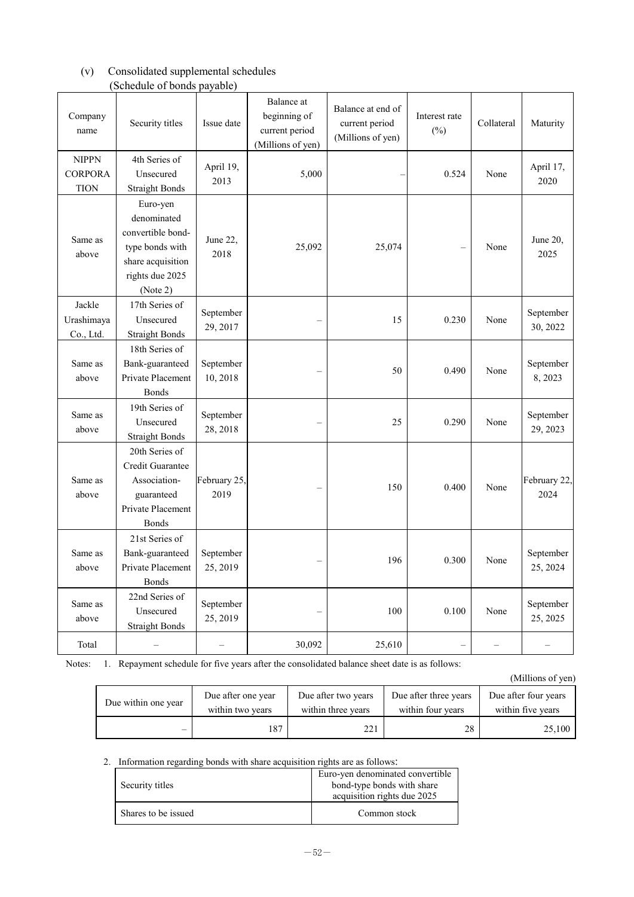(v) Consolidated supplemental schedules

(Schedule of bonds payable)

| Company name | Security titles | Issue date | Balance at beginning of current period (Millions of yen) | Balance at end of current period (Millions of yen) | Interest rate (%) | Collateral | Maturity |
|---|---|---|---|---|---|---|---|
| NIPPN CORPORATION | 4th Series of Unsecured Straight Bonds | April 19, 2013 | 5,000 | – | 0.524 | None | April 17, 2020 |
| Same as above | Euro-yen denominated convertible bond-type bonds with share acquisition rights due 2025 (Note 2) | June 22, 2018 | 25,092 | 25,074 | – | None | June 20, 2025 |
| Jackle Urashimaya Co., Ltd. | 17th Series of Unsecured Straight Bonds | September 29, 2017 | – | 15 | 0.230 | None | September 30, 2022 |
| Same as above | 18th Series of Bank-guaranteed Private Placement Bonds | September 10, 2018 | – | 50 | 0.490 | None | September 8, 2023 |
| Same as above | 19th Series of Unsecured Straight Bonds | September 28, 2018 | – | 25 | 0.290 | None | September 29, 2023 |
| Same as above | 20th Series of Credit Guarantee Association-guaranteed Private Placement Bonds | February 25, 2019 | – | 150 | 0.400 | None | February 22, 2024 |
| Same as above | 21st Series of Bank-guaranteed Private Placement Bonds | September 25, 2019 | – | 196 | 0.300 | None | September 25, 2024 |
| Same as above | 22nd Series of Unsecured Straight Bonds | September 25, 2019 | – | 100 | 0.100 | None | September 25, 2025 |
| Total | – | – | 30,092 | 25,610 | – | – | – |

Notes: 1. Repayment schedule for five years after the consolidated balance sheet date is as follows:

(Millions of yen)

| Due within one year | Due after one year within two years | Due after two years within three years | Due after three years within four years | Due after four years within five years |
|---|---|---|---|---|
| – | 187 | 221 | 28 | 25,100 |

2. Information regarding bonds with share acquisition rights are as follows:

| Security titles | Euro-yen denominated convertible bond-type bonds with share acquisition rights due 2025 |
|---|---|
| Shares to be issued | Common stock |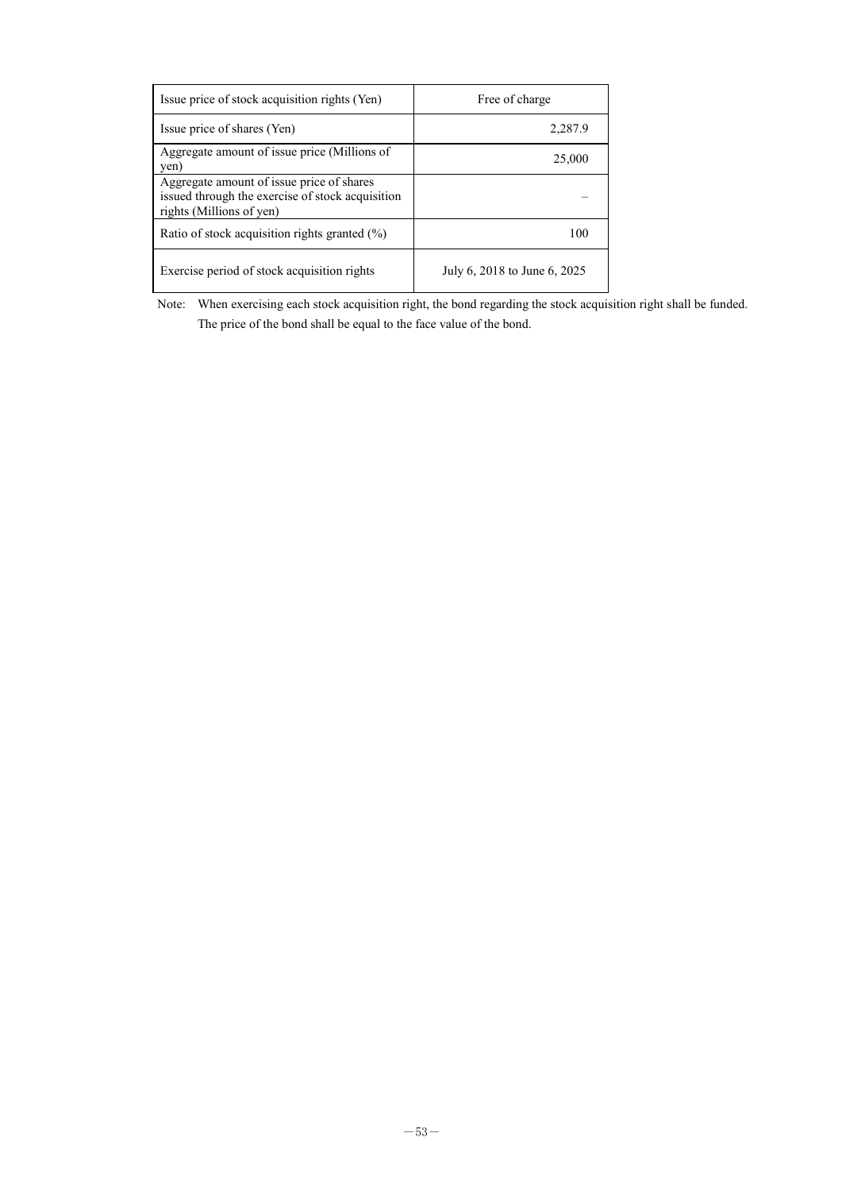| Issue price of stock acquisition rights (Yen) | Free of charge |
|---|---|
| Issue price of shares (Yen) | 2,287.9 |
| Aggregate amount of issue price (Millions of yen) | 25,000 |
| Aggregate amount of issue price of shares issued through the exercise of stock acquisition rights (Millions of yen) | – |
| Ratio of stock acquisition rights granted (%) | 100 |
| Exercise period of stock acquisition rights | July 6, 2018 to June 6, 2025 |

Note: When exercising each stock acquisition right, the bond regarding the stock acquisition right shall be funded. The price of the bond shall be equal to the face value of the bond.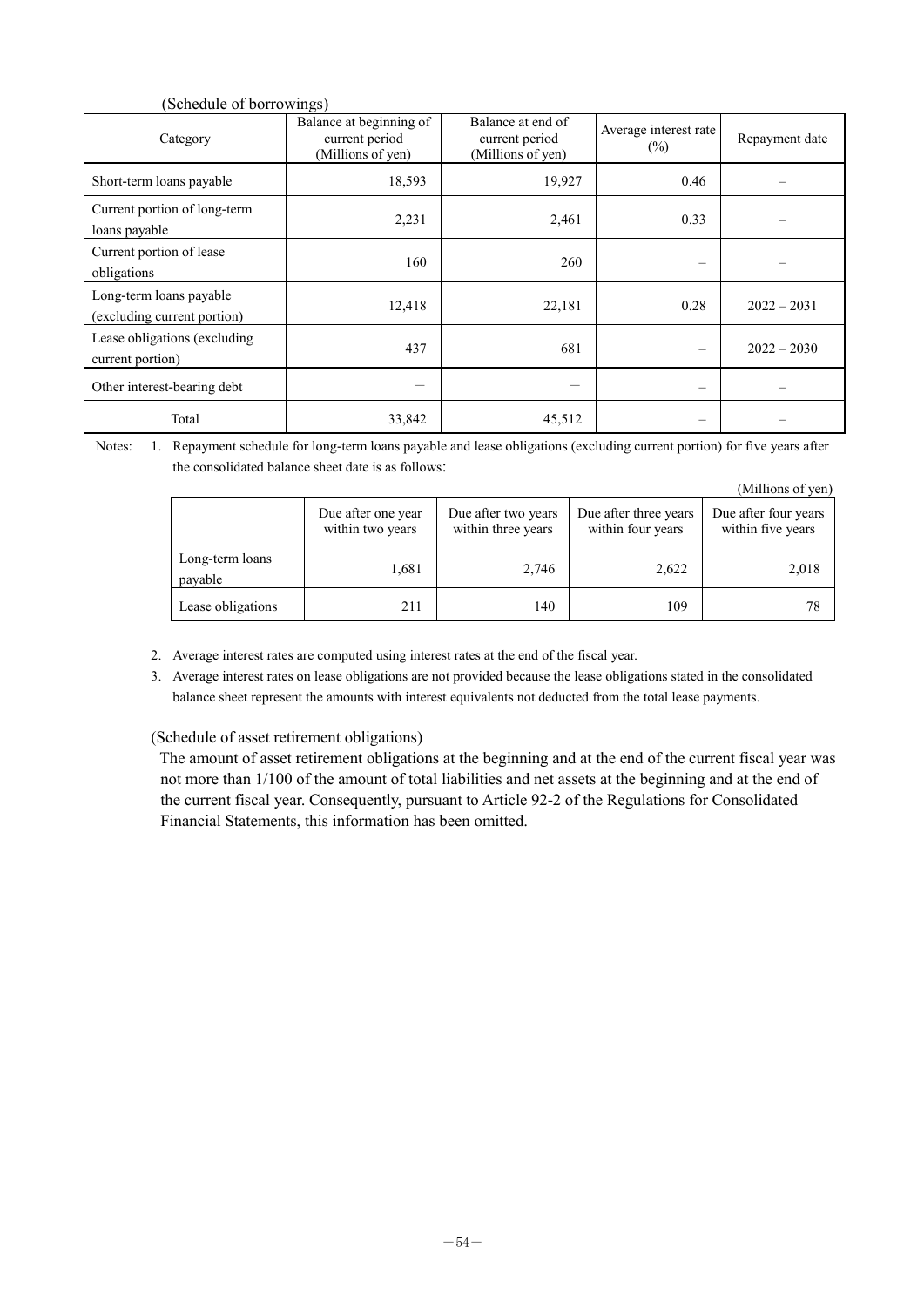(Schedule of borrowings)

| Category | Balance at beginning of current period (Millions of yen) | Balance at end of current period (Millions of yen) | Average interest rate (%) | Repayment date |
|---|---|---|---|---|
| Short-term loans payable | 18,593 | 19,927 | 0.46 | – |
| Current portion of long-term loans payable | 2,231 | 2,461 | 0.33 | – |
| Current portion of lease obligations | 160 | 260 | – | – |
| Long-term loans payable (excluding current portion) | 12,418 | 22,181 | 0.28 | 2022 – 2031 |
| Lease obligations (excluding current portion) | 437 | 681 | – | 2022 – 2030 |
| Other interest-bearing debt | — | — | – | – |
| Total | 33,842 | 45,512 | – | – |

Notes: 1. Repayment schedule for long-term loans payable and lease obligations (excluding current portion) for five years after the consolidated balance sheet date is as follows:

(Millions of yen)

| | Due after one year within two years | Due after two years within three years | Due after three years within four years | Due after four years within five years |
|---|---|---|---|---|
| Long-term loans payable | 1,681 | 2,746 | 2,622 | 2,018 |
| Lease obligations | 211 | 140 | 109 | 78 |

2. Average interest rates are computed using interest rates at the end of the fiscal year.
3. Average interest rates on lease obligations are not provided because the lease obligations stated in the consolidated balance sheet represent the amounts with interest equivalents not deducted from the total lease payments.

(Schedule of asset retirement obligations)

The amount of asset retirement obligations at the beginning and at the end of the current fiscal year was not more than 1/100 of the amount of total liabilities and net assets at the beginning and at the end of the current fiscal year. Consequently, pursuant to Article 92-2 of the Regulations for Consolidated Financial Statements, this information has been omitted.